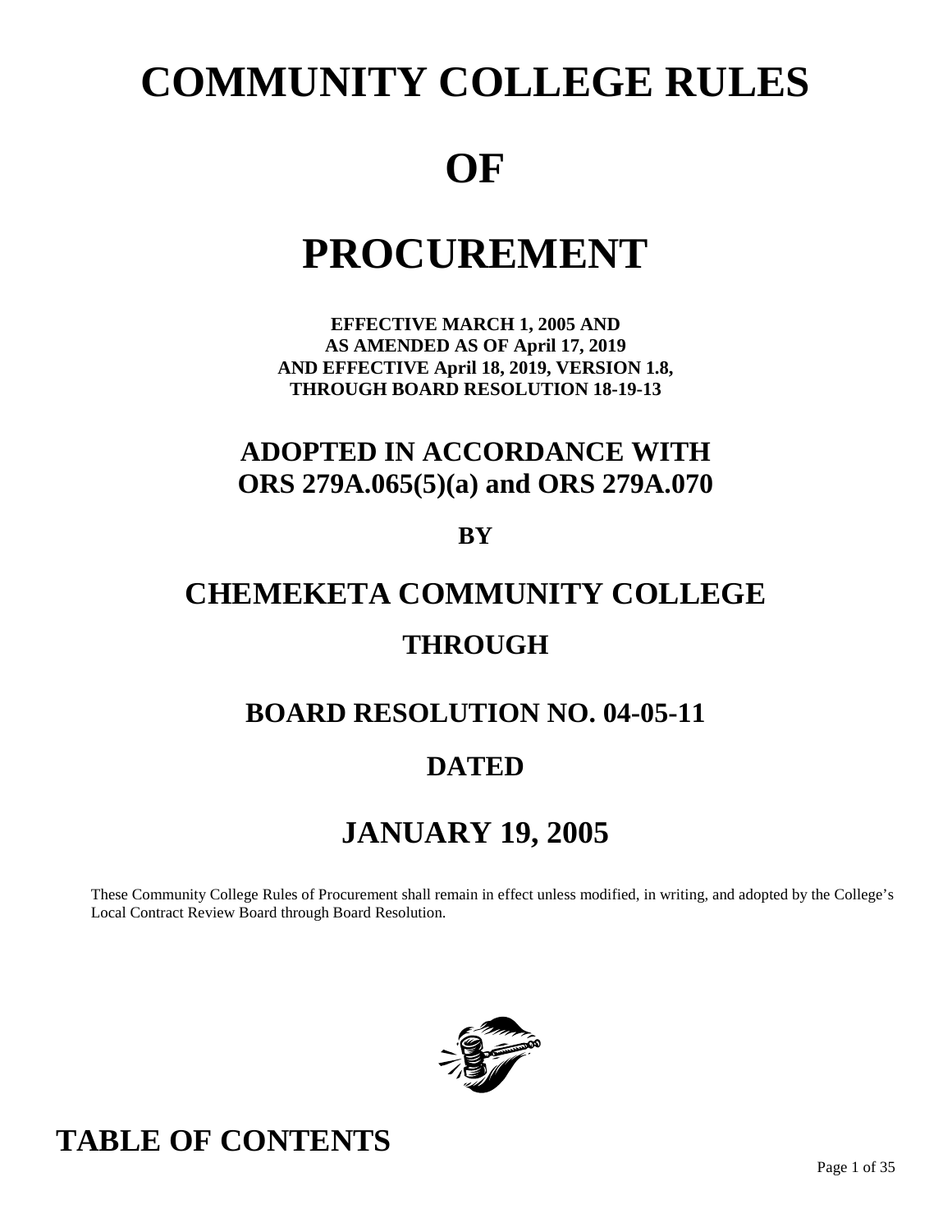# COMMUNITY COLLEGE RULES

# OF

# PROCUREMENT

**EFFECTIVE MARCH 1, 2005 AND**
**AS AMENDED AS OF April 17, 2019**
**AND EFFECTIVE April 18, 2019, VERSION 1.8,**
**THROUGH BOARD RESOLUTION 18-19-13**

## ADOPTED IN ACCORDANCE WITH ORS 279A.065(5)(a) and ORS 279A.070

**BY**

## CHEMEKETA COMMUNITY COLLEGE

## THROUGH

## BOARD RESOLUTION NO. 04-05-11

## DATED

## JANUARY 19, 2005

These Community College Rules of Procurement shall remain in effect unless modified, in writing, and adopted by the College's Local Contract Review Board through Board Resolution.

# TABLE OF CONTENTS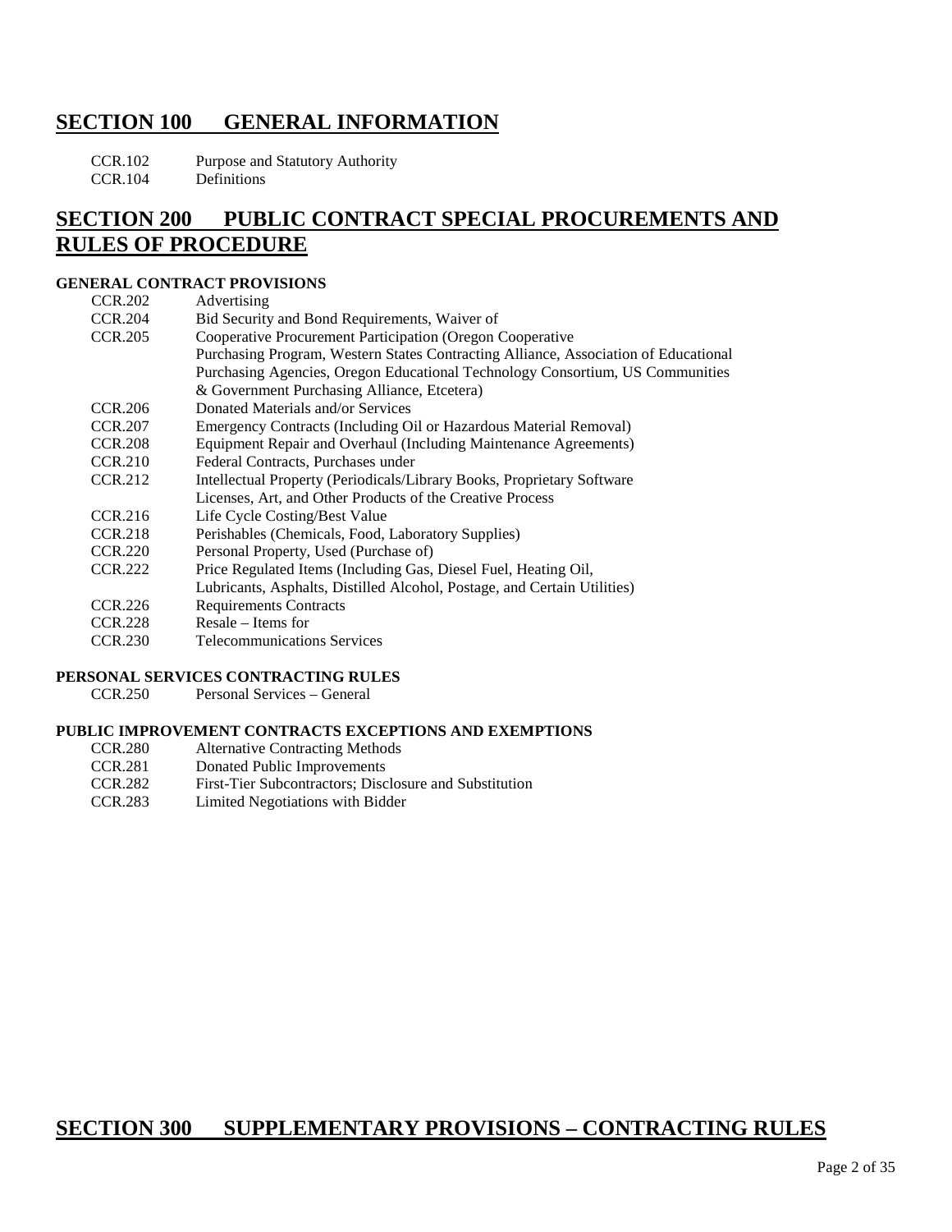## SECTION 100 GENERAL INFORMATION

CCR.102 Purpose and Statutory Authority
CCR.104 Definitions

## SECTION 200 PUBLIC CONTRACT SPECIAL PROCUREMENTS AND RULES OF PROCEDURE

**GENERAL CONTRACT PROVISIONS**

CCR.202 Advertising
CCR.204 Bid Security and Bond Requirements, Waiver of
CCR.205 Cooperative Procurement Participation (Oregon Cooperative Purchasing Program, Western States Contracting Alliance, Association of Educational Purchasing Agencies, Oregon Educational Technology Consortium, US Communities & Government Purchasing Alliance, Etcetera)
CCR.206 Donated Materials and/or Services
CCR.207 Emergency Contracts (Including Oil or Hazardous Material Removal)
CCR.208 Equipment Repair and Overhaul (Including Maintenance Agreements)
CCR.210 Federal Contracts, Purchases under
CCR.212 Intellectual Property (Periodicals/Library Books, Proprietary Software Licenses, Art, and Other Products of the Creative Process
CCR.216 Life Cycle Costing/Best Value
CCR.218 Perishables (Chemicals, Food, Laboratory Supplies)
CCR.220 Personal Property, Used (Purchase of)
CCR.222 Price Regulated Items (Including Gas, Diesel Fuel, Heating Oil, Lubricants, Asphalts, Distilled Alcohol, Postage, and Certain Utilities)
CCR.226 Requirements Contracts
CCR.228 Resale – Items for
CCR.230 Telecommunications Services

**PERSONAL SERVICES CONTRACTING RULES**

CCR.250 Personal Services – General

**PUBLIC IMPROVEMENT CONTRACTS EXCEPTIONS AND EXEMPTIONS**

CCR.280 Alternative Contracting Methods
CCR.281 Donated Public Improvements
CCR.282 First-Tier Subcontractors; Disclosure and Substitution
CCR.283 Limited Negotiations with Bidder

## SECTION 300 SUPPLEMENTARY PROVISIONS – CONTRACTING RULES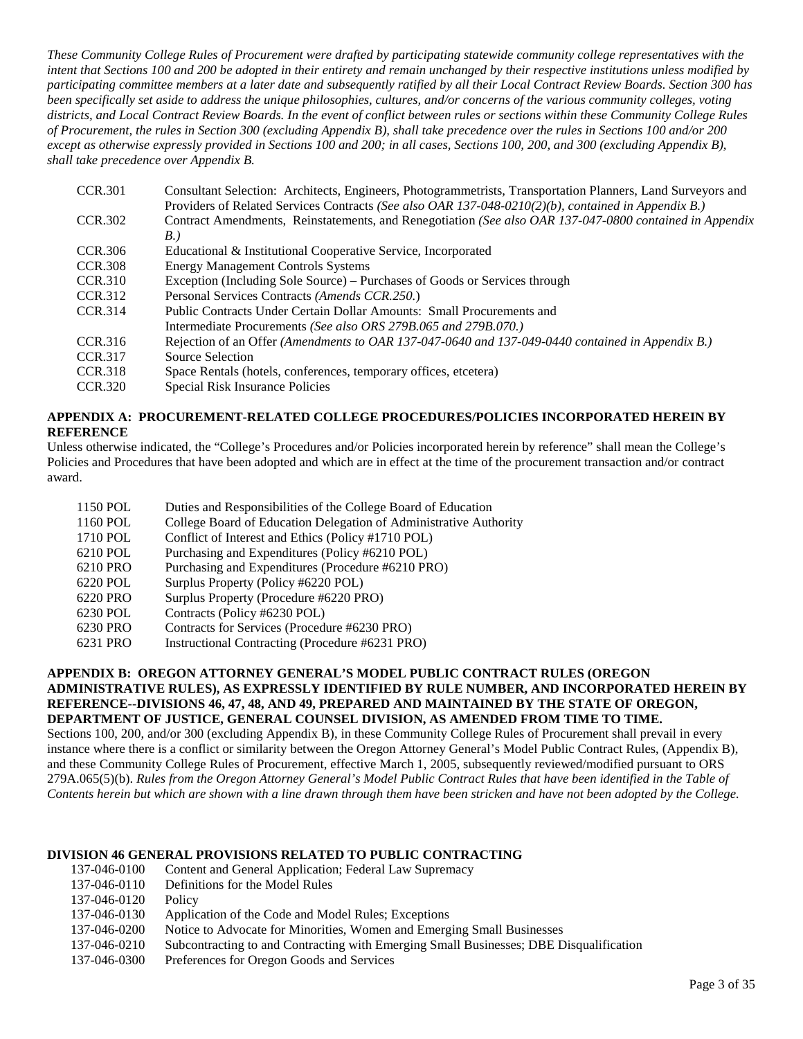*These Community College Rules of Procurement were drafted by participating statewide community college representatives with the intent that Sections 100 and 200 be adopted in their entirety and remain unchanged by their respective institutions unless modified by participating committee members at a later date and subsequently ratified by all their Local Contract Review Boards. Section 300 has been specifically set aside to address the unique philosophies, cultures, and/or concerns of the various community colleges, voting districts, and Local Contract Review Boards. In the event of conflict between rules or sections within these Community College Rules of Procurement, the rules in Section 300 (excluding Appendix B), shall take precedence over the rules in Sections 100 and/or 200 except as otherwise expressly provided in Sections 100 and 200; in all cases, Sections 100, 200, and 300 (excluding Appendix B), shall take precedence over Appendix B.*

| | |
|---|---|
| CCR.301 | Consultant Selection: Architects, Engineers, Photogrammetrists, Transportation Planners, Land Surveyors and Providers of Related Services Contracts *(See also OAR 137-048-0210(2)(b), contained in Appendix B.)* |
| CCR.302 | Contract Amendments, Reinstatements, and Renegotiation *(See also OAR 137-047-0800 contained in Appendix B.)* |
| CCR.306 | Educational & Institutional Cooperative Service, Incorporated |
| CCR.308 | Energy Management Controls Systems |
| CCR.310 | Exception (Including Sole Source) – Purchases of Goods or Services through |
| CCR.312 | Personal Services Contracts *(Amends CCR.250.)* |
| CCR.314 | Public Contracts Under Certain Dollar Amounts: Small Procurements and Intermediate Procurements *(See also ORS 279B.065 and 279B.070.)* |
| CCR.316 | Rejection of an Offer *(Amendments to OAR 137-047-0640 and 137-049-0440 contained in Appendix B.)* |
| CCR.317 | Source Selection |
| CCR.318 | Space Rentals (hotels, conferences, temporary offices, etcetera) |
| CCR.320 | Special Risk Insurance Policies |

**APPENDIX A: PROCUREMENT-RELATED COLLEGE PROCEDURES/POLICIES INCORPORATED HEREIN BY REFERENCE**

Unless otherwise indicated, the "College's Procedures and/or Policies incorporated herein by reference" shall mean the College's Policies and Procedures that have been adopted and which are in effect at the time of the procurement transaction and/or contract award.

| | |
|---|---|
| 1150 POL | Duties and Responsibilities of the College Board of Education |
| 1160 POL | College Board of Education Delegation of Administrative Authority |
| 1710 POL | Conflict of Interest and Ethics (Policy #1710 POL) |
| 6210 POL | Purchasing and Expenditures (Policy #6210 POL) |
| 6210 PRO | Purchasing and Expenditures (Procedure #6210 PRO) |
| 6220 POL | Surplus Property (Policy #6220 POL) |
| 6220 PRO | Surplus Property (Procedure #6220 PRO) |
| 6230 POL | Contracts (Policy #6230 POL) |
| 6230 PRO | Contracts for Services (Procedure #6230 PRO) |
| 6231 PRO | Instructional Contracting (Procedure #6231 PRO) |

**APPENDIX B: OREGON ATTORNEY GENERAL'S MODEL PUBLIC CONTRACT RULES (OREGON ADMINISTRATIVE RULES), AS EXPRESSLY IDENTIFIED BY RULE NUMBER, AND INCORPORATED HEREIN BY REFERENCE--DIVISIONS 46, 47, 48, AND 49, PREPARED AND MAINTAINED BY THE STATE OF OREGON, DEPARTMENT OF JUSTICE, GENERAL COUNSEL DIVISION, AS AMENDED FROM TIME TO TIME.**

Sections 100, 200, and/or 300 (excluding Appendix B), in these Community College Rules of Procurement shall prevail in every instance where there is a conflict or similarity between the Oregon Attorney General's Model Public Contract Rules, (Appendix B), and these Community College Rules of Procurement, effective March 1, 2005, subsequently reviewed/modified pursuant to ORS 279A.065(5)(b). *Rules from the Oregon Attorney General's Model Public Contract Rules that have been identified in the Table of Contents herein but which are shown with a line drawn through them have been stricken and have not been adopted by the College.*

**DIVISION 46 GENERAL PROVISIONS RELATED TO PUBLIC CONTRACTING**

| | |
|---|---|
| 137-046-0100 | Content and General Application; Federal Law Supremacy |
| 137-046-0110 | Definitions for the Model Rules |
| 137-046-0120 | Policy |
| 137-046-0130 | Application of the Code and Model Rules; Exceptions |
| 137-046-0200 | Notice to Advocate for Minorities, Women and Emerging Small Businesses |
| 137-046-0210 | Subcontracting to and Contracting with Emerging Small Businesses; DBE Disqualification |
| 137-046-0300 | Preferences for Oregon Goods and Services |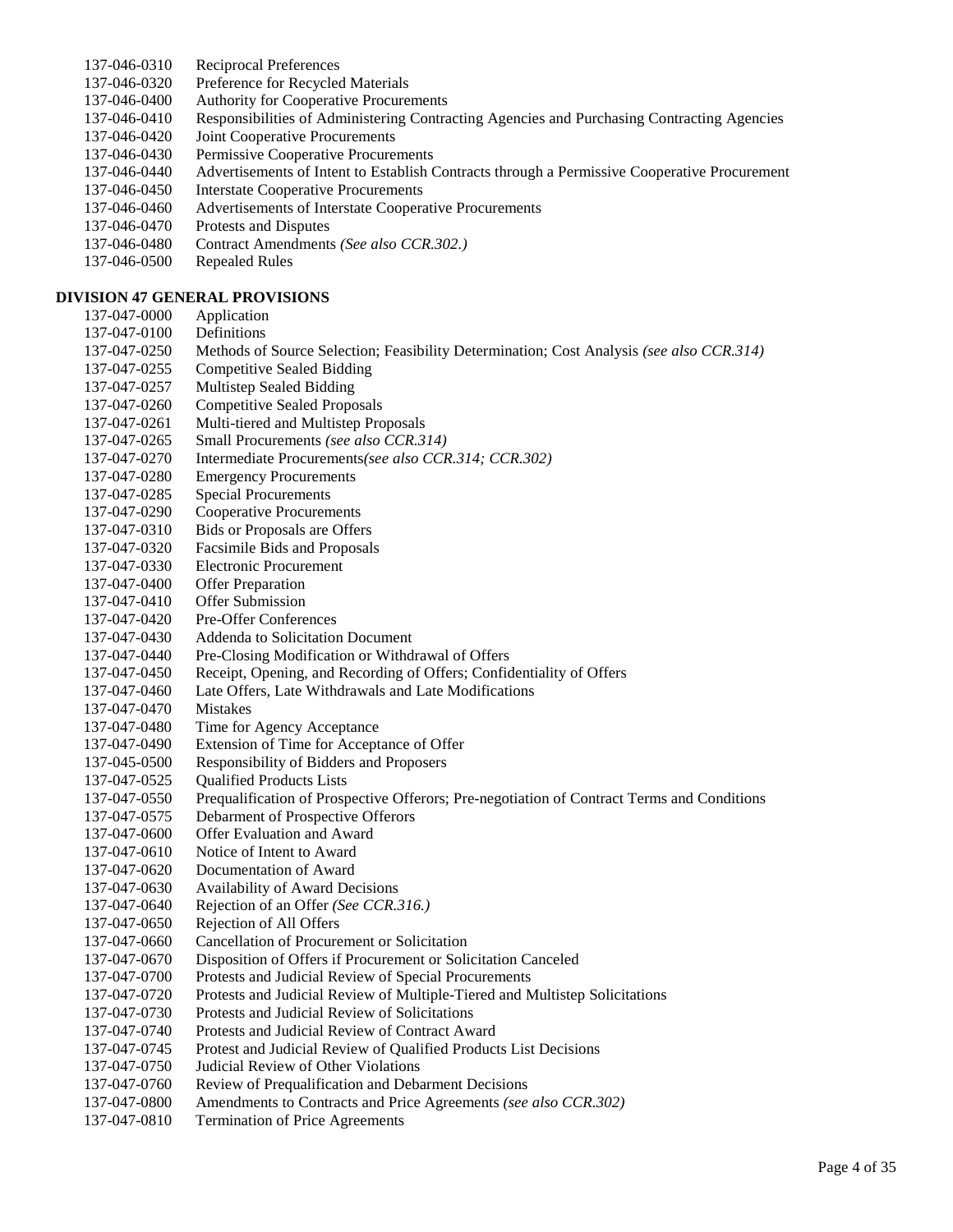137-046-0310 Reciprocal Preferences
137-046-0320 Preference for Recycled Materials
137-046-0400 Authority for Cooperative Procurements
137-046-0410 Responsibilities of Administering Contracting Agencies and Purchasing Contracting Agencies
137-046-0420 Joint Cooperative Procurements
137-046-0430 Permissive Cooperative Procurements
137-046-0440 Advertisements of Intent to Establish Contracts through a Permissive Cooperative Procurement
137-046-0450 Interstate Cooperative Procurements
137-046-0460 Advertisements of Interstate Cooperative Procurements
137-046-0470 Protests and Disputes
137-046-0480 Contract Amendments *(See also CCR.302.)*
137-046-0500 Repealed Rules

**DIVISION 47 GENERAL PROVISIONS**

137-047-0000 Application
137-047-0100 Definitions
137-047-0250 Methods of Source Selection; Feasibility Determination; Cost Analysis *(see also CCR.314)*
137-047-0255 Competitive Sealed Bidding
137-047-0257 Multistep Sealed Bidding
137-047-0260 Competitive Sealed Proposals
137-047-0261 Multi-tiered and Multistep Proposals
137-047-0265 Small Procurements *(see also CCR.314)*
137-047-0270 Intermediate Procurements*(see also CCR.314; CCR.302)*
137-047-0280 Emergency Procurements
137-047-0285 Special Procurements
137-047-0290 Cooperative Procurements
137-047-0310 Bids or Proposals are Offers
137-047-0320 Facsimile Bids and Proposals
137-047-0330 Electronic Procurement
137-047-0400 Offer Preparation
137-047-0410 Offer Submission
137-047-0420 Pre-Offer Conferences
137-047-0430 Addenda to Solicitation Document
137-047-0440 Pre-Closing Modification or Withdrawal of Offers
137-047-0450 Receipt, Opening, and Recording of Offers; Confidentiality of Offers
137-047-0460 Late Offers, Late Withdrawals and Late Modifications
137-047-0470 Mistakes
137-047-0480 Time for Agency Acceptance
137-047-0490 Extension of Time for Acceptance of Offer
137-045-0500 Responsibility of Bidders and Proposers
137-047-0525 Qualified Products Lists
137-047-0550 Prequalification of Prospective Offerors; Pre-negotiation of Contract Terms and Conditions
137-047-0575 Debarment of Prospective Offerors
137-047-0600 Offer Evaluation and Award
137-047-0610 Notice of Intent to Award
137-047-0620 Documentation of Award
137-047-0630 Availability of Award Decisions
137-047-0640 Rejection of an Offer *(See CCR.316.)*
137-047-0650 Rejection of All Offers
137-047-0660 Cancellation of Procurement or Solicitation
137-047-0670 Disposition of Offers if Procurement or Solicitation Canceled
137-047-0700 Protests and Judicial Review of Special Procurements
137-047-0720 Protests and Judicial Review of Multiple-Tiered and Multistep Solicitations
137-047-0730 Protests and Judicial Review of Solicitations
137-047-0740 Protests and Judicial Review of Contract Award
137-047-0745 Protest and Judicial Review of Qualified Products List Decisions
137-047-0750 Judicial Review of Other Violations
137-047-0760 Review of Prequalification and Debarment Decisions
137-047-0800 Amendments to Contracts and Price Agreements *(see also CCR.302)*
137-047-0810 Termination of Price Agreements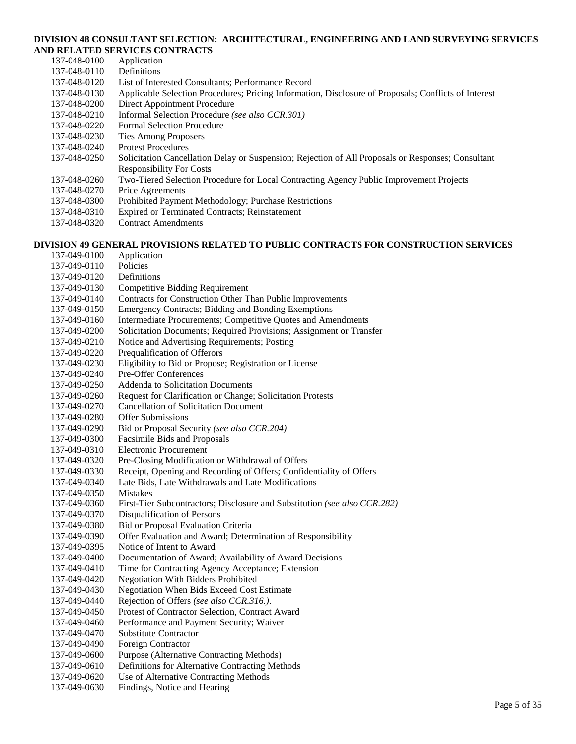**DIVISION 48 CONSULTANT SELECTION: ARCHITECTURAL, ENGINEERING AND LAND SURVEYING SERVICES AND RELATED SERVICES CONTRACTS**

137-048-0100 Application
137-048-0110 Definitions
137-048-0120 List of Interested Consultants; Performance Record
137-048-0130 Applicable Selection Procedures; Pricing Information, Disclosure of Proposals; Conflicts of Interest
137-048-0200 Direct Appointment Procedure
137-048-0210 Informal Selection Procedure *(see also CCR.301)*
137-048-0220 Formal Selection Procedure
137-048-0230 Ties Among Proposers
137-048-0240 Protest Procedures
137-048-0250 Solicitation Cancellation Delay or Suspension; Rejection of All Proposals or Responses; Consultant Responsibility For Costs
137-048-0260 Two-Tiered Selection Procedure for Local Contracting Agency Public Improvement Projects
137-048-0270 Price Agreements
137-048-0300 Prohibited Payment Methodology; Purchase Restrictions
137-048-0310 Expired or Terminated Contracts; Reinstatement
137-048-0320 Contract Amendments

**DIVISION 49 GENERAL PROVISIONS RELATED TO PUBLIC CONTRACTS FOR CONSTRUCTION SERVICES**

137-049-0100 Application
137-049-0110 Policies
137-049-0120 Definitions
137-049-0130 Competitive Bidding Requirement
137-049-0140 Contracts for Construction Other Than Public Improvements
137-049-0150 Emergency Contracts; Bidding and Bonding Exemptions
137-049-0160 Intermediate Procurements; Competitive Quotes and Amendments
137-049-0200 Solicitation Documents; Required Provisions; Assignment or Transfer
137-049-0210 Notice and Advertising Requirements; Posting
137-049-0220 Prequalification of Offerors
137-049-0230 Eligibility to Bid or Propose; Registration or License
137-049-0240 Pre-Offer Conferences
137-049-0250 Addenda to Solicitation Documents
137-049-0260 Request for Clarification or Change; Solicitation Protests
137-049-0270 Cancellation of Solicitation Document
137-049-0280 Offer Submissions
137-049-0290 Bid or Proposal Security *(see also CCR.204)*
137-049-0300 Facsimile Bids and Proposals
137-049-0310 Electronic Procurement
137-049-0320 Pre-Closing Modification or Withdrawal of Offers
137-049-0330 Receipt, Opening and Recording of Offers; Confidentiality of Offers
137-049-0340 Late Bids, Late Withdrawals and Late Modifications
137-049-0350 Mistakes
137-049-0360 First-Tier Subcontractors; Disclosure and Substitution *(see also CCR.282)*
137-049-0370 Disqualification of Persons
137-049-0380 Bid or Proposal Evaluation Criteria
137-049-0390 Offer Evaluation and Award; Determination of Responsibility
137-049-0395 Notice of Intent to Award
137-049-0400 Documentation of Award; Availability of Award Decisions
137-049-0410 Time for Contracting Agency Acceptance; Extension
137-049-0420 Negotiation With Bidders Prohibited
137-049-0430 Negotiation When Bids Exceed Cost Estimate
137-049-0440 Rejection of Offers *(see also CCR.316.)*.
137-049-0450 Protest of Contractor Selection, Contract Award
137-049-0460 Performance and Payment Security; Waiver
137-049-0470 Substitute Contractor
137-049-0490 Foreign Contractor
137-049-0600 Purpose (Alternative Contracting Methods)
137-049-0610 Definitions for Alternative Contracting Methods
137-049-0620 Use of Alternative Contracting Methods
137-049-0630 Findings, Notice and Hearing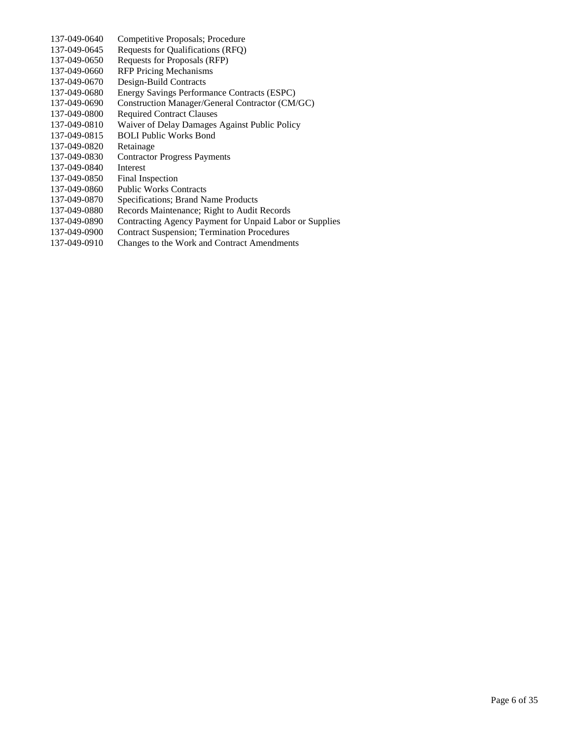137-049-0640 Competitive Proposals; Procedure
137-049-0645 Requests for Qualifications (RFQ)
137-049-0650 Requests for Proposals (RFP)
137-049-0660 RFP Pricing Mechanisms
137-049-0670 Design-Build Contracts
137-049-0680 Energy Savings Performance Contracts (ESPC)
137-049-0690 Construction Manager/General Contractor (CM/GC)
137-049-0800 Required Contract Clauses
137-049-0810 Waiver of Delay Damages Against Public Policy
137-049-0815 BOLI Public Works Bond
137-049-0820 Retainage
137-049-0830 Contractor Progress Payments
137-049-0840 Interest
137-049-0850 Final Inspection
137-049-0860 Public Works Contracts
137-049-0870 Specifications; Brand Name Products
137-049-0880 Records Maintenance; Right to Audit Records
137-049-0890 Contracting Agency Payment for Unpaid Labor or Supplies
137-049-0900 Contract Suspension; Termination Procedures
137-049-0910 Changes to the Work and Contract Amendments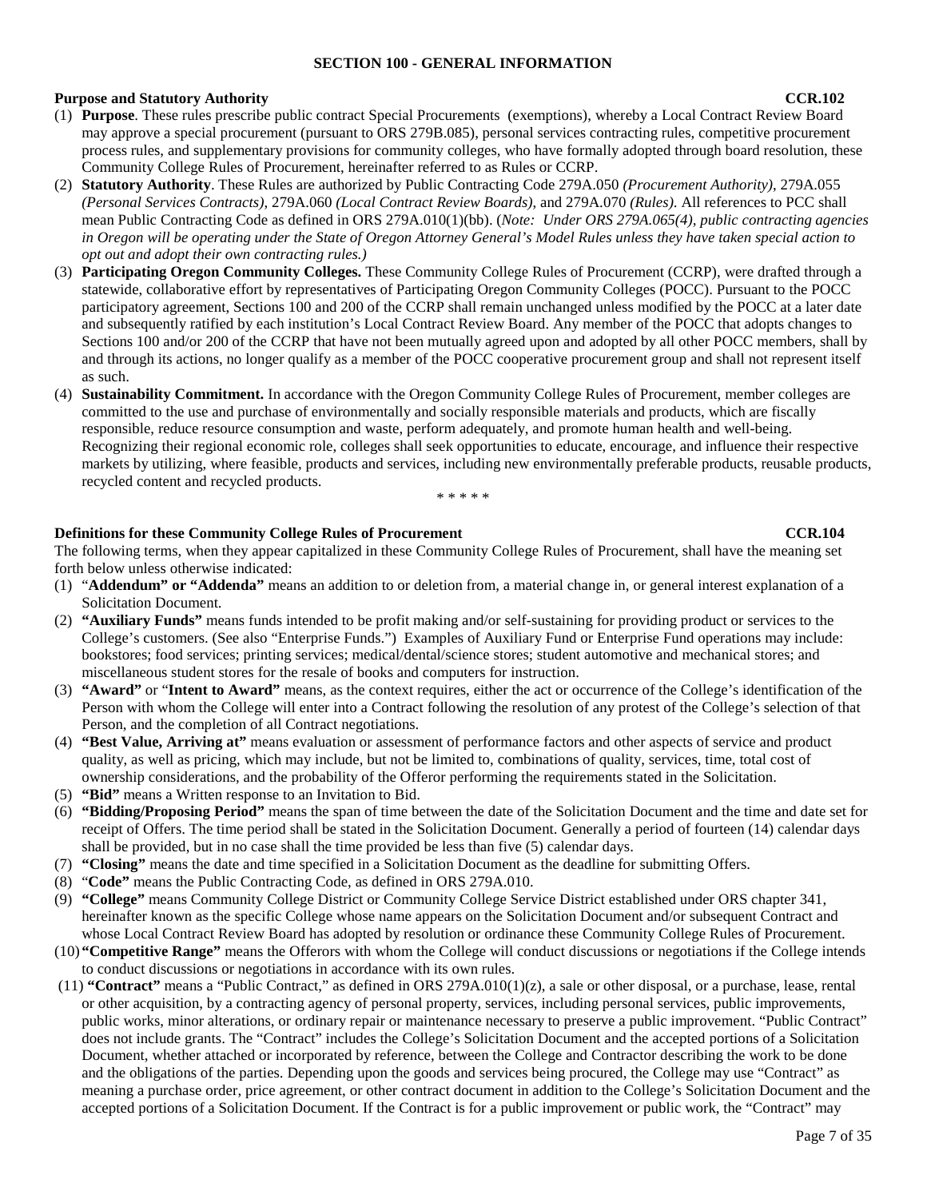## SECTION 100 - GENERAL INFORMATION

### Purpose and Statutory Authority — CCR.102

(1) **Purpose**. These rules prescribe public contract Special Procurements (exemptions), whereby a Local Contract Review Board may approve a special procurement (pursuant to ORS 279B.085), personal services contracting rules, competitive procurement process rules, and supplementary provisions for community colleges, who have formally adopted through board resolution, these Community College Rules of Procurement, hereinafter referred to as Rules or CCRP.

(2) **Statutory Authority**. These Rules are authorized by Public Contracting Code 279A.050 *(Procurement Authority)*, 279A.055 *(Personal Services Contracts)*, 279A.060 *(Local Contract Review Boards)*, and 279A.070 *(Rules)*. All references to PCC shall mean Public Contracting Code as defined in ORS 279A.010(1)(bb). (*Note: Under ORS 279A.065(4), public contracting agencies in Oregon will be operating under the State of Oregon Attorney General's Model Rules unless they have taken special action to opt out and adopt their own contracting rules.)*

(3) **Participating Oregon Community Colleges.** These Community College Rules of Procurement (CCRP), were drafted through a statewide, collaborative effort by representatives of Participating Oregon Community Colleges (POCC). Pursuant to the POCC participatory agreement, Sections 100 and 200 of the CCRP shall remain unchanged unless modified by the POCC at a later date and subsequently ratified by each institution's Local Contract Review Board. Any member of the POCC that adopts changes to Sections 100 and/or 200 of the CCRP that have not been mutually agreed upon and adopted by all other POCC members, shall by and through its actions, no longer qualify as a member of the POCC cooperative procurement group and shall not represent itself as such.

(4) **Sustainability Commitment.** In accordance with the Oregon Community College Rules of Procurement, member colleges are committed to the use and purchase of environmentally and socially responsible materials and products, which are fiscally responsible, reduce resource consumption and waste, perform adequately, and promote human health and well-being. Recognizing their regional economic role, colleges shall seek opportunities to educate, encourage, and influence their respective markets by utilizing, where feasible, products and services, including new environmentally preferable products, reusable products, recycled content and recycled products.

\* \* \* \* \*

### Definitions for these Community College Rules of Procurement — CCR.104

The following terms, when they appear capitalized in these Community College Rules of Procurement, shall have the meaning set forth below unless otherwise indicated:

(1) "**Addendum" or "Addenda"** means an addition to or deletion from, a material change in, or general interest explanation of a Solicitation Document.

(2) **"Auxiliary Funds"** means funds intended to be profit making and/or self-sustaining for providing product or services to the College's customers. (See also "Enterprise Funds.") Examples of Auxiliary Fund or Enterprise Fund operations may include: bookstores; food services; printing services; medical/dental/science stores; student automotive and mechanical stores; and miscellaneous student stores for the resale of books and computers for instruction.

(3) **"Award"** or "**Intent to Award"** means, as the context requires, either the act or occurrence of the College's identification of the Person with whom the College will enter into a Contract following the resolution of any protest of the College's selection of that Person, and the completion of all Contract negotiations.

(4) **"Best Value, Arriving at"** means evaluation or assessment of performance factors and other aspects of service and product quality, as well as pricing, which may include, but not be limited to, combinations of quality, services, time, total cost of ownership considerations, and the probability of the Offeror performing the requirements stated in the Solicitation.

(5) **"Bid"** means a Written response to an Invitation to Bid.

(6) **"Bidding/Proposing Period"** means the span of time between the date of the Solicitation Document and the time and date set for receipt of Offers. The time period shall be stated in the Solicitation Document. Generally a period of fourteen (14) calendar days shall be provided, but in no case shall the time provided be less than five (5) calendar days.

(7) **"Closing"** means the date and time specified in a Solicitation Document as the deadline for submitting Offers.

(8) "**Code"** means the Public Contracting Code, as defined in ORS 279A.010.

(9) **"College"** means Community College District or Community College Service District established under ORS chapter 341, hereinafter known as the specific College whose name appears on the Solicitation Document and/or subsequent Contract and whose Local Contract Review Board has adopted by resolution or ordinance these Community College Rules of Procurement.

(10) **"Competitive Range"** means the Offerors with whom the College will conduct discussions or negotiations if the College intends to conduct discussions or negotiations in accordance with its own rules.

(11) **"Contract"** means a "Public Contract," as defined in ORS 279A.010(1)(z), a sale or other disposal, or a purchase, lease, rental or other acquisition, by a contracting agency of personal property, services, including personal services, public improvements, public works, minor alterations, or ordinary repair or maintenance necessary to preserve a public improvement. "Public Contract" does not include grants. The "Contract" includes the College's Solicitation Document and the accepted portions of a Solicitation Document, whether attached or incorporated by reference, between the College and Contractor describing the work to be done and the obligations of the parties. Depending upon the goods and services being procured, the College may use "Contract" as meaning a purchase order, price agreement, or other contract document in addition to the College's Solicitation Document and the accepted portions of a Solicitation Document. If the Contract is for a public improvement or public work, the "Contract" may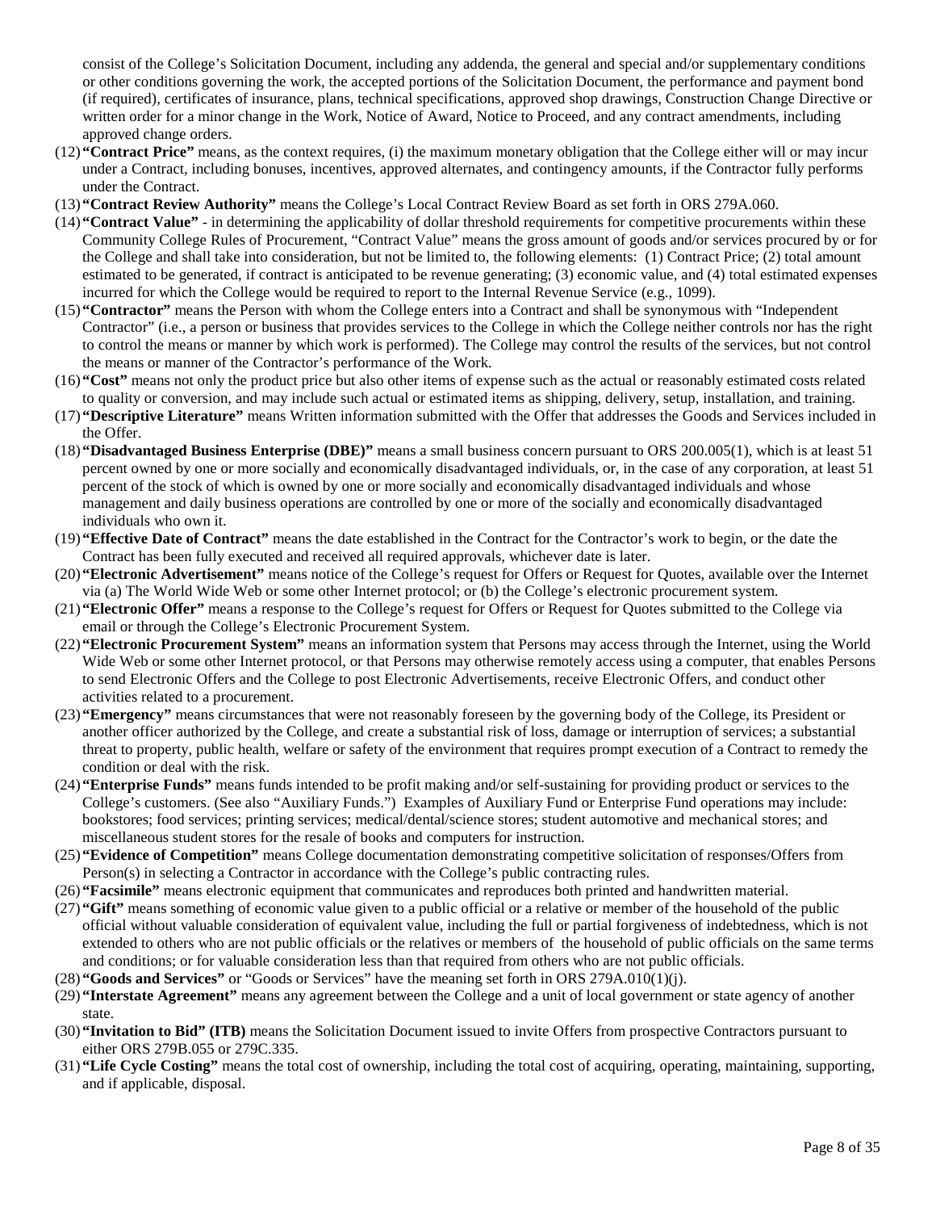consist of the College's Solicitation Document, including any addenda, the general and special and/or supplementary conditions or other conditions governing the work, the accepted portions of the Solicitation Document, the performance and payment bond (if required), certificates of insurance, plans, technical specifications, approved shop drawings, Construction Change Directive or written order for a minor change in the Work, Notice of Award, Notice to Proceed, and any contract amendments, including approved change orders.

(12) **"Contract Price"** means, as the context requires, (i) the maximum monetary obligation that the College either will or may incur under a Contract, including bonuses, incentives, approved alternates, and contingency amounts, if the Contractor fully performs under the Contract.

(13) **"Contract Review Authority"** means the College's Local Contract Review Board as set forth in ORS 279A.060.

(14) **"Contract Value"** - in determining the applicability of dollar threshold requirements for competitive procurements within these Community College Rules of Procurement, "Contract Value" means the gross amount of goods and/or services procured by or for the College and shall take into consideration, but not be limited to, the following elements: (1) Contract Price; (2) total amount estimated to be generated, if contract is anticipated to be revenue generating; (3) economic value, and (4) total estimated expenses incurred for which the College would be required to report to the Internal Revenue Service (e.g., 1099).

(15) **"Contractor"** means the Person with whom the College enters into a Contract and shall be synonymous with "Independent Contractor" (i.e., a person or business that provides services to the College in which the College neither controls nor has the right to control the means or manner by which work is performed). The College may control the results of the services, but not control the means or manner of the Contractor's performance of the Work.

(16) **"Cost"** means not only the product price but also other items of expense such as the actual or reasonably estimated costs related to quality or conversion, and may include such actual or estimated items as shipping, delivery, setup, installation, and training.

(17) **"Descriptive Literature"** means Written information submitted with the Offer that addresses the Goods and Services included in the Offer.

(18) **"Disadvantaged Business Enterprise (DBE)"** means a small business concern pursuant to ORS 200.005(1), which is at least 51 percent owned by one or more socially and economically disadvantaged individuals, or, in the case of any corporation, at least 51 percent of the stock of which is owned by one or more socially and economically disadvantaged individuals and whose management and daily business operations are controlled by one or more of the socially and economically disadvantaged individuals who own it.

(19) **"Effective Date of Contract"** means the date established in the Contract for the Contractor's work to begin, or the date the Contract has been fully executed and received all required approvals, whichever date is later.

(20) **"Electronic Advertisement"** means notice of the College's request for Offers or Request for Quotes, available over the Internet via (a) The World Wide Web or some other Internet protocol; or (b) the College's electronic procurement system.

(21) **"Electronic Offer"** means a response to the College's request for Offers or Request for Quotes submitted to the College via email or through the College's Electronic Procurement System.

(22) **"Electronic Procurement System"** means an information system that Persons may access through the Internet, using the World Wide Web or some other Internet protocol, or that Persons may otherwise remotely access using a computer, that enables Persons to send Electronic Offers and the College to post Electronic Advertisements, receive Electronic Offers, and conduct other activities related to a procurement.

(23) **"Emergency"** means circumstances that were not reasonably foreseen by the governing body of the College, its President or another officer authorized by the College, and create a substantial risk of loss, damage or interruption of services; a substantial threat to property, public health, welfare or safety of the environment that requires prompt execution of a Contract to remedy the condition or deal with the risk.

(24) **"Enterprise Funds"** means funds intended to be profit making and/or self-sustaining for providing product or services to the College's customers. (See also "Auxiliary Funds.") Examples of Auxiliary Fund or Enterprise Fund operations may include: bookstores; food services; printing services; medical/dental/science stores; student automotive and mechanical stores; and miscellaneous student stores for the resale of books and computers for instruction.

(25) **"Evidence of Competition"** means College documentation demonstrating competitive solicitation of responses/Offers from Person(s) in selecting a Contractor in accordance with the College's public contracting rules.

(26) **"Facsimile"** means electronic equipment that communicates and reproduces both printed and handwritten material.

(27) **"Gift"** means something of economic value given to a public official or a relative or member of the household of the public official without valuable consideration of equivalent value, including the full or partial forgiveness of indebtedness, which is not extended to others who are not public officials or the relatives or members of the household of public officials on the same terms and conditions; or for valuable consideration less than that required from others who are not public officials.

(28) **"Goods and Services"** or "Goods or Services" have the meaning set forth in ORS 279A.010(1)(j).

(29) **"Interstate Agreement"** means any agreement between the College and a unit of local government or state agency of another state.

(30) **"Invitation to Bid" (ITB)** means the Solicitation Document issued to invite Offers from prospective Contractors pursuant to either ORS 279B.055 or 279C.335.

(31) **"Life Cycle Costing"** means the total cost of ownership, including the total cost of acquiring, operating, maintaining, supporting, and if applicable, disposal.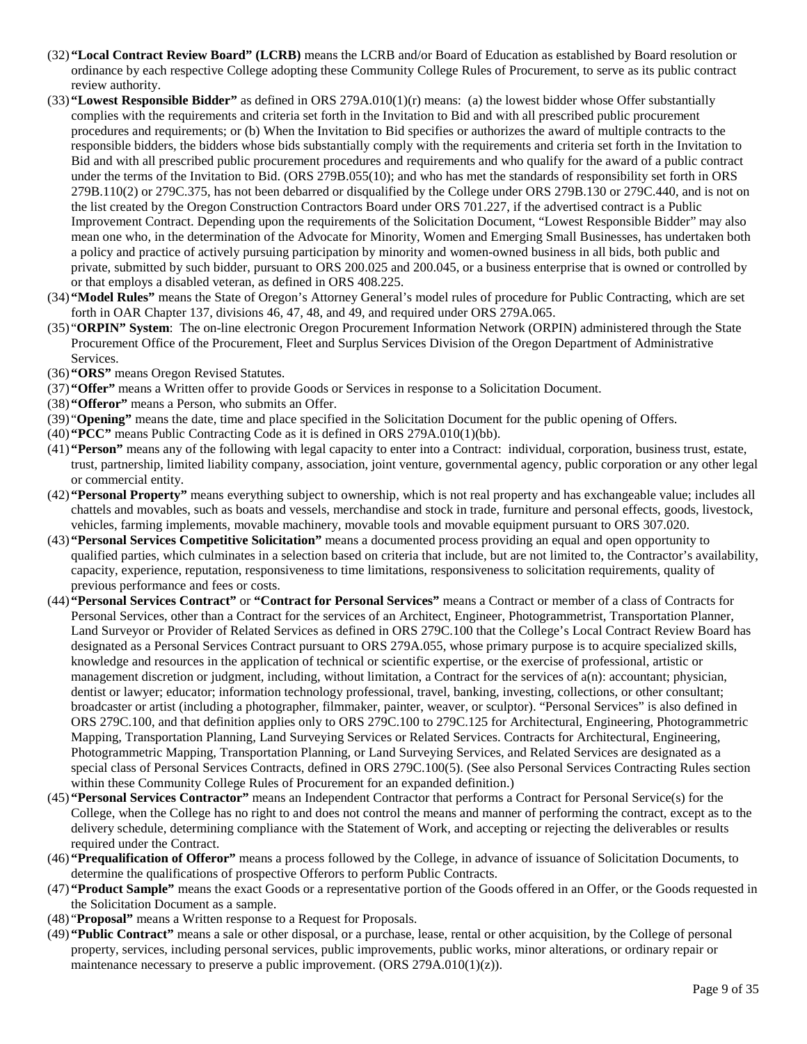(32) **"Local Contract Review Board" (LCRB)** means the LCRB and/or Board of Education as established by Board resolution or ordinance by each respective College adopting these Community College Rules of Procurement, to serve as its public contract review authority.

(33) **"Lowest Responsible Bidder"** as defined in ORS 279A.010(1)(r) means: (a) the lowest bidder whose Offer substantially complies with the requirements and criteria set forth in the Invitation to Bid and with all prescribed public procurement procedures and requirements; or (b) When the Invitation to Bid specifies or authorizes the award of multiple contracts to the responsible bidders, the bidders whose bids substantially comply with the requirements and criteria set forth in the Invitation to Bid and with all prescribed public procurement procedures and requirements and who qualify for the award of a public contract under the terms of the Invitation to Bid. (ORS 279B.055(10); and who has met the standards of responsibility set forth in ORS 279B.110(2) or 279C.375, has not been debarred or disqualified by the College under ORS 279B.130 or 279C.440, and is not on the list created by the Oregon Construction Contractors Board under ORS 701.227, if the advertised contract is a Public Improvement Contract. Depending upon the requirements of the Solicitation Document, "Lowest Responsible Bidder" may also mean one who, in the determination of the Advocate for Minority, Women and Emerging Small Businesses, has undertaken both a policy and practice of actively pursuing participation by minority and women-owned business in all bids, both public and private, submitted by such bidder, pursuant to ORS 200.025 and 200.045, or a business enterprise that is owned or controlled by or that employs a disabled veteran, as defined in ORS 408.225.

(34) **"Model Rules"** means the State of Oregon's Attorney General's model rules of procedure for Public Contracting, which are set forth in OAR Chapter 137, divisions 46, 47, 48, and 49, and required under ORS 279A.065.

(35) "**ORPIN" System**: The on-line electronic Oregon Procurement Information Network (ORPIN) administered through the State Procurement Office of the Procurement, Fleet and Surplus Services Division of the Oregon Department of Administrative Services.

(36) **"ORS"** means Oregon Revised Statutes.

(37) **"Offer"** means a Written offer to provide Goods or Services in response to a Solicitation Document.

(38) **"Offeror"** means a Person, who submits an Offer.

(39) "**Opening"** means the date, time and place specified in the Solicitation Document for the public opening of Offers.

(40) **"PCC"** means Public Contracting Code as it is defined in ORS 279A.010(1)(bb).

(41) **"Person"** means any of the following with legal capacity to enter into a Contract: individual, corporation, business trust, estate, trust, partnership, limited liability company, association, joint venture, governmental agency, public corporation or any other legal or commercial entity.

(42) **"Personal Property"** means everything subject to ownership, which is not real property and has exchangeable value; includes all chattels and movables, such as boats and vessels, merchandise and stock in trade, furniture and personal effects, goods, livestock, vehicles, farming implements, movable machinery, movable tools and movable equipment pursuant to ORS 307.020.

(43) **"Personal Services Competitive Solicitation"** means a documented process providing an equal and open opportunity to qualified parties, which culminates in a selection based on criteria that include, but are not limited to, the Contractor's availability, capacity, experience, reputation, responsiveness to time limitations, responsiveness to solicitation requirements, quality of previous performance and fees or costs.

(44) **"Personal Services Contract"** or **"Contract for Personal Services"** means a Contract or member of a class of Contracts for Personal Services, other than a Contract for the services of an Architect, Engineer, Photogrammetrist, Transportation Planner, Land Surveyor or Provider of Related Services as defined in ORS 279C.100 that the College's Local Contract Review Board has designated as a Personal Services Contract pursuant to ORS 279A.055, whose primary purpose is to acquire specialized skills, knowledge and resources in the application of technical or scientific expertise, or the exercise of professional, artistic or management discretion or judgment, including, without limitation, a Contract for the services of a(n): accountant; physician, dentist or lawyer; educator; information technology professional, travel, banking, investing, collections, or other consultant; broadcaster or artist (including a photographer, filmmaker, painter, weaver, or sculptor). "Personal Services" is also defined in ORS 279C.100, and that definition applies only to ORS 279C.100 to 279C.125 for Architectural, Engineering, Photogrammetric Mapping, Transportation Planning, Land Surveying Services or Related Services. Contracts for Architectural, Engineering, Photogrammetric Mapping, Transportation Planning, or Land Surveying Services, and Related Services are designated as a special class of Personal Services Contracts, defined in ORS 279C.100(5). (See also Personal Services Contracting Rules section within these Community College Rules of Procurement for an expanded definition.)

(45) **"Personal Services Contractor"** means an Independent Contractor that performs a Contract for Personal Service(s) for the College, when the College has no right to and does not control the means and manner of performing the contract, except as to the delivery schedule, determining compliance with the Statement of Work, and accepting or rejecting the deliverables or results required under the Contract.

(46) **"Prequalification of Offeror"** means a process followed by the College, in advance of issuance of Solicitation Documents, to determine the qualifications of prospective Offerors to perform Public Contracts.

(47) **"Product Sample"** means the exact Goods or a representative portion of the Goods offered in an Offer, or the Goods requested in the Solicitation Document as a sample.

(48) "**Proposal"** means a Written response to a Request for Proposals.

(49) **"Public Contract"** means a sale or other disposal, or a purchase, lease, rental or other acquisition, by the College of personal property, services, including personal services, public improvements, public works, minor alterations, or ordinary repair or maintenance necessary to preserve a public improvement. (ORS 279A.010(1)(z)).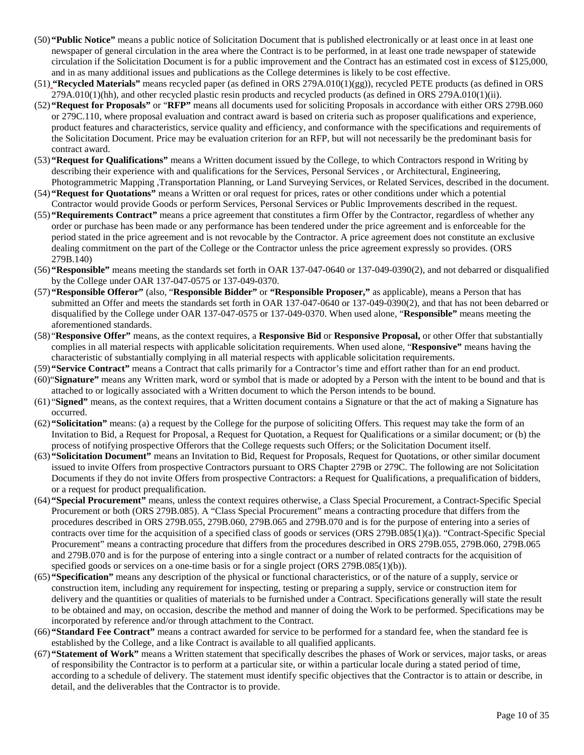(50) **"Public Notice"** means a public notice of Solicitation Document that is published electronically or at least once in at least one newspaper of general circulation in the area where the Contract is to be performed, in at least one trade newspaper of statewide circulation if the Solicitation Document is for a public improvement and the Contract has an estimated cost in excess of $125,000, and in as many additional issues and publications as the College determines is likely to be cost effective.

(51) **"Recycled Materials"** means recycled paper (as defined in ORS 279A.010(1)(gg)), recycled PETE products (as defined in ORS 279A.010(1)(hh), and other recycled plastic resin products and recycled products (as defined in ORS 279A.010(1)(ii).

(52) **"Request for Proposals"** or "**RFP"** means all documents used for soliciting Proposals in accordance with either ORS 279B.060 or 279C.110, where proposal evaluation and contract award is based on criteria such as proposer qualifications and experience, product features and characteristics, service quality and efficiency, and conformance with the specifications and requirements of the Solicitation Document. Price may be evaluation criterion for an RFP, but will not necessarily be the predominant basis for contract award.

(53) **"Request for Qualifications"** means a Written document issued by the College, to which Contractors respond in Writing by describing their experience with and qualifications for the Services, Personal Services , or Architectural, Engineering, Photogrammetric Mapping ,Transportation Planning, or Land Surveying Services, or Related Services, described in the document.

(54) **"Request for Quotations"** means a Written or oral request for prices, rates or other conditions under which a potential Contractor would provide Goods or perform Services, Personal Services or Public Improvements described in the request.

(55) **"Requirements Contract"** means a price agreement that constitutes a firm Offer by the Contractor, regardless of whether any order or purchase has been made or any performance has been tendered under the price agreement and is enforceable for the period stated in the price agreement and is not revocable by the Contractor. A price agreement does not constitute an exclusive dealing commitment on the part of the College or the Contractor unless the price agreement expressly so provides. (ORS 279B.140)

(56) **"Responsible"** means meeting the standards set forth in OAR 137-047-0640 or 137-049-0390(2), and not debarred or disqualified by the College under OAR 137-047-0575 or 137-049-0370.

(57) **"Responsible Offeror"** (also, "**Responsible Bidder"** or **"Responsible Proposer,"** as applicable), means a Person that has submitted an Offer and meets the standards set forth in OAR 137-047-0640 or 137-049-0390(2), and that has not been debarred or disqualified by the College under OAR 137-047-0575 or 137-049-0370. When used alone, "**Responsible"** means meeting the aforementioned standards.

(58) "**Responsive Offer"** means, as the context requires, a **Responsive Bid** or **Responsive Proposal,** or other Offer that substantially complies in all material respects with applicable solicitation requirements. When used alone, "**Responsive"** means having the characteristic of substantially complying in all material respects with applicable solicitation requirements.

(59) **"Service Contract"** means a Contract that calls primarily for a Contractor's time and effort rather than for an end product.

(60) "**Signature"** means any Written mark, word or symbol that is made or adopted by a Person with the intent to be bound and that is attached to or logically associated with a Written document to which the Person intends to be bound.

(61) "**Signed"** means, as the context requires, that a Written document contains a Signature or that the act of making a Signature has occurred.

(62) **"Solicitation"** means: (a) a request by the College for the purpose of soliciting Offers. This request may take the form of an Invitation to Bid, a Request for Proposal, a Request for Quotation, a Request for Qualifications or a similar document; or (b) the process of notifying prospective Offerors that the College requests such Offers; or the Solicitation Document itself.

(63) **"Solicitation Document"** means an Invitation to Bid, Request for Proposals, Request for Quotations, or other similar document issued to invite Offers from prospective Contractors pursuant to ORS Chapter 279B or 279C. The following are not Solicitation Documents if they do not invite Offers from prospective Contractors: a Request for Qualifications, a prequalification of bidders, or a request for product prequalification.

(64) **"Special Procurement"** means, unless the context requires otherwise, a Class Special Procurement, a Contract-Specific Special Procurement or both (ORS 279B.085). A "Class Special Procurement" means a contracting procedure that differs from the procedures described in ORS 279B.055, 279B.060, 279B.065 and 279B.070 and is for the purpose of entering into a series of contracts over time for the acquisition of a specified class of goods or services (ORS 279B.085(1)(a)). "Contract-Specific Special Procurement" means a contracting procedure that differs from the procedures described in ORS 279B.055, 279B.060, 279B.065 and 279B.070 and is for the purpose of entering into a single contract or a number of related contracts for the acquisition of specified goods or services on a one-time basis or for a single project (ORS 279B.085(1)(b)).

(65) **"Specification"** means any description of the physical or functional characteristics, or of the nature of a supply, service or construction item, including any requirement for inspecting, testing or preparing a supply, service or construction item for delivery and the quantities or qualities of materials to be furnished under a Contract. Specifications generally will state the result to be obtained and may, on occasion, describe the method and manner of doing the Work to be performed. Specifications may be incorporated by reference and/or through attachment to the Contract.

(66) **"Standard Fee Contract"** means a contract awarded for service to be performed for a standard fee, when the standard fee is established by the College, and a like Contract is available to all qualified applicants.

(67) **"Statement of Work"** means a Written statement that specifically describes the phases of Work or services, major tasks, or areas of responsibility the Contractor is to perform at a particular site, or within a particular locale during a stated period of time, according to a schedule of delivery. The statement must identify specific objectives that the Contractor is to attain or describe, in detail, and the deliverables that the Contractor is to provide.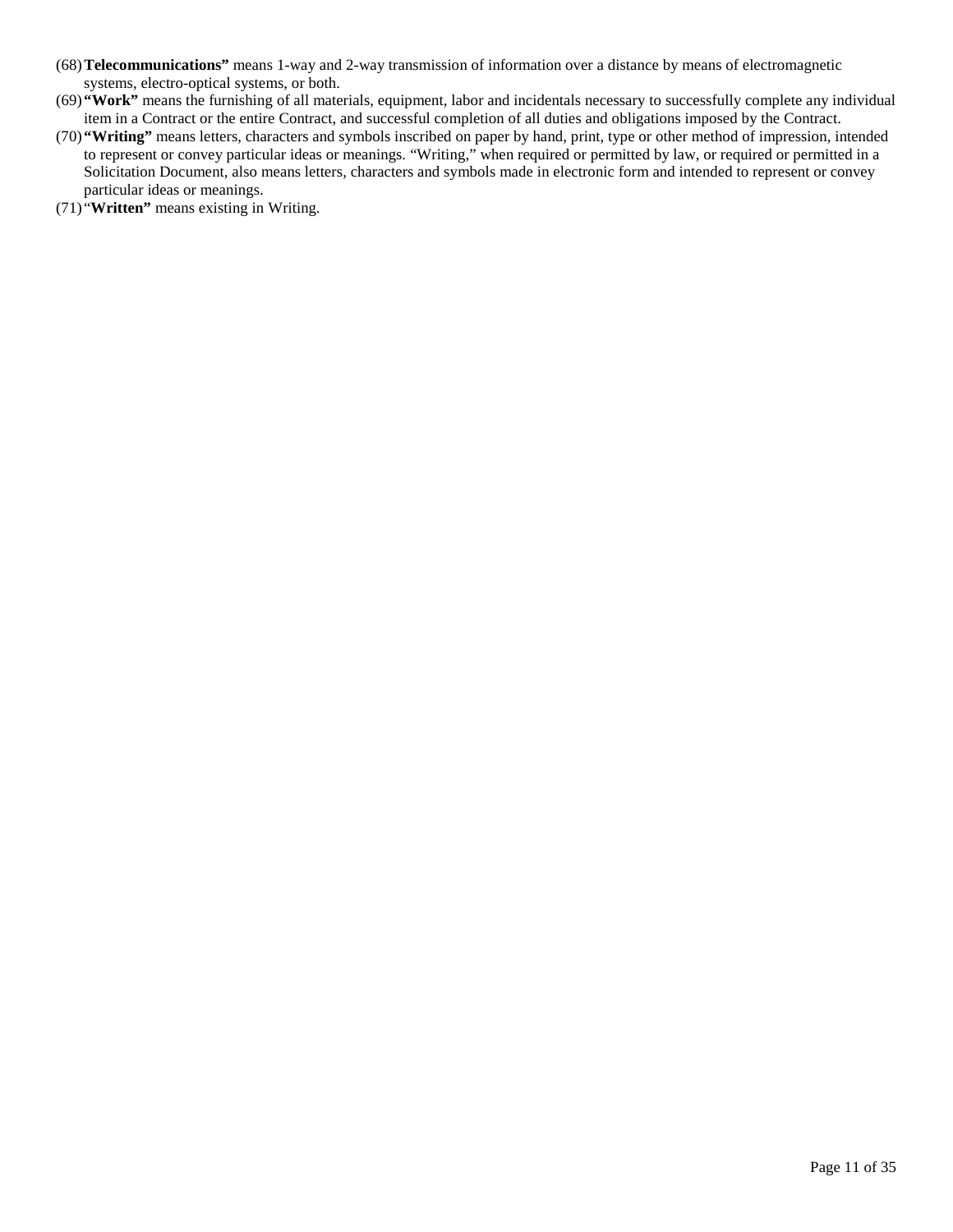(68) **Telecommunications"** means 1-way and 2-way transmission of information over a distance by means of electromagnetic systems, electro-optical systems, or both.

(69) **"Work"** means the furnishing of all materials, equipment, labor and incidentals necessary to successfully complete any individual item in a Contract or the entire Contract, and successful completion of all duties and obligations imposed by the Contract.

(70) **"Writing"** means letters, characters and symbols inscribed on paper by hand, print, type or other method of impression, intended to represent or convey particular ideas or meanings. "Writing," when required or permitted by law, or required or permitted in a Solicitation Document, also means letters, characters and symbols made in electronic form and intended to represent or convey particular ideas or meanings.

(71) "**Written"** means existing in Writing.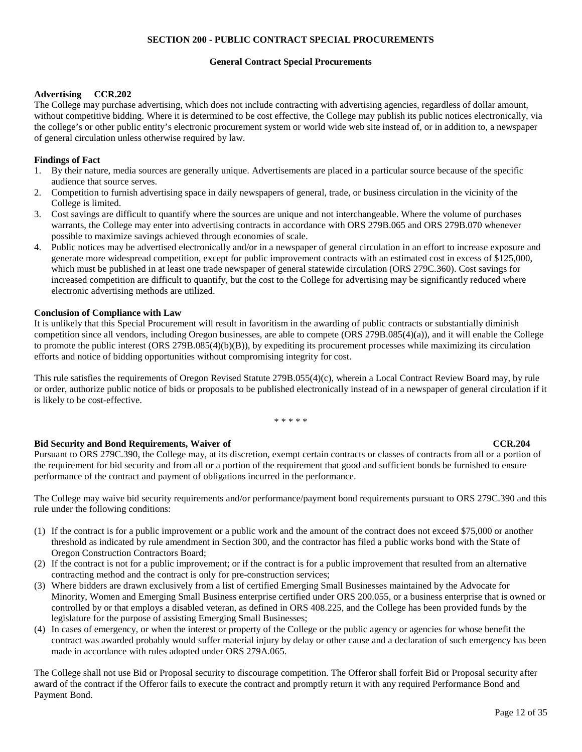## SECTION 200 - PUBLIC CONTRACT SPECIAL PROCUREMENTS

### General Contract Special Procurements

**Advertising CCR.202**

The College may purchase advertising, which does not include contracting with advertising agencies, regardless of dollar amount, without competitive bidding. Where it is determined to be cost effective, the College may publish its public notices electronically, via the college's or other public entity's electronic procurement system or world wide web site instead of, or in addition to, a newspaper of general circulation unless otherwise required by law.

**Findings of Fact**

1. By their nature, media sources are generally unique. Advertisements are placed in a particular source because of the specific audience that source serves.
2. Competition to furnish advertising space in daily newspapers of general, trade, or business circulation in the vicinity of the College is limited.
3. Cost savings are difficult to quantify where the sources are unique and not interchangeable. Where the volume of purchases warrants, the College may enter into advertising contracts in accordance with ORS 279B.065 and ORS 279B.070 whenever possible to maximize savings achieved through economies of scale.
4. Public notices may be advertised electronically and/or in a newspaper of general circulation in an effort to increase exposure and generate more widespread competition, except for public improvement contracts with an estimated cost in excess of $125,000, which must be published in at least one trade newspaper of general statewide circulation (ORS 279C.360). Cost savings for increased competition are difficult to quantify, but the cost to the College for advertising may be significantly reduced where electronic advertising methods are utilized.

**Conclusion of Compliance with Law**

It is unlikely that this Special Procurement will result in favoritism in the awarding of public contracts or substantially diminish competition since all vendors, including Oregon businesses, are able to compete (ORS 279B.085(4)(a)), and it will enable the College to promote the public interest (ORS 279B.085(4)(b)(B)), by expediting its procurement processes while maximizing its circulation efforts and notice of bidding opportunities without compromising integrity for cost.

This rule satisfies the requirements of Oregon Revised Statute 279B.055(4)(c), wherein a Local Contract Review Board may, by rule or order, authorize public notice of bids or proposals to be published electronically instead of in a newspaper of general circulation if it is likely to be cost-effective.

\* \* \* \* \*

**Bid Security and Bond Requirements, Waiver of CCR.204**

Pursuant to ORS 279C.390, the College may, at its discretion, exempt certain contracts or classes of contracts from all or a portion of the requirement for bid security and from all or a portion of the requirement that good and sufficient bonds be furnished to ensure performance of the contract and payment of obligations incurred in the performance.

The College may waive bid security requirements and/or performance/payment bond requirements pursuant to ORS 279C.390 and this rule under the following conditions:

(1) If the contract is for a public improvement or a public work and the amount of the contract does not exceed $75,000 or another threshold as indicated by rule amendment in Section 300, and the contractor has filed a public works bond with the State of Oregon Construction Contractors Board;
(2) If the contract is not for a public improvement; or if the contract is for a public improvement that resulted from an alternative contracting method and the contract is only for pre-construction services;
(3) Where bidders are drawn exclusively from a list of certified Emerging Small Businesses maintained by the Advocate for Minority, Women and Emerging Small Business enterprise certified under ORS 200.055, or a business enterprise that is owned or controlled by or that employs a disabled veteran, as defined in ORS 408.225, and the College has been provided funds by the legislature for the purpose of assisting Emerging Small Businesses;
(4) In cases of emergency, or when the interest or property of the College or the public agency or agencies for whose benefit the contract was awarded probably would suffer material injury by delay or other cause and a declaration of such emergency has been made in accordance with rules adopted under ORS 279A.065.

The College shall not use Bid or Proposal security to discourage competition. The Offeror shall forfeit Bid or Proposal security after award of the contract if the Offeror fails to execute the contract and promptly return it with any required Performance Bond and Payment Bond.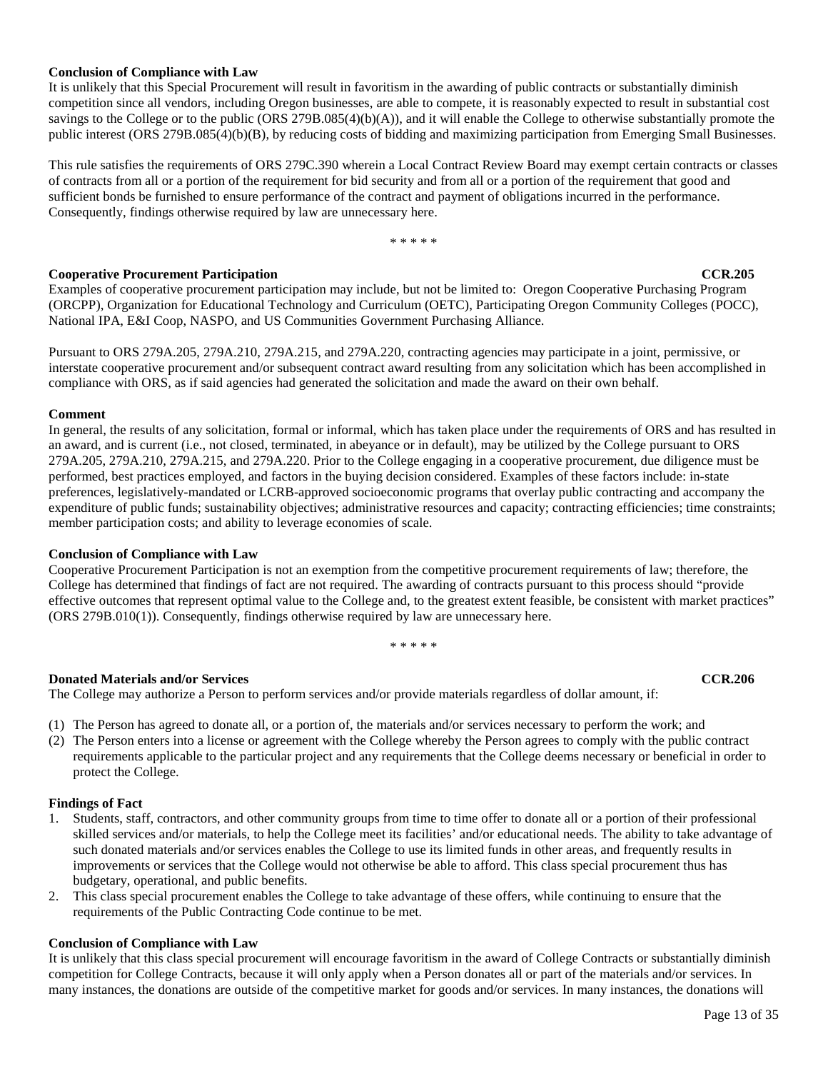**Conclusion of Compliance with Law**

It is unlikely that this Special Procurement will result in favoritism in the awarding of public contracts or substantially diminish competition since all vendors, including Oregon businesses, are able to compete, it is reasonably expected to result in substantial cost savings to the College or to the public (ORS 279B.085(4)(b)(A)), and it will enable the College to otherwise substantially promote the public interest (ORS 279B.085(4)(b)(B), by reducing costs of bidding and maximizing participation from Emerging Small Businesses.

This rule satisfies the requirements of ORS 279C.390 wherein a Local Contract Review Board may exempt certain contracts or classes of contracts from all or a portion of the requirement for bid security and from all or a portion of the requirement that good and sufficient bonds be furnished to ensure performance of the contract and payment of obligations incurred in the performance. Consequently, findings otherwise required by law are unnecessary here.

\* \* \* \* \*

**Cooperative Procurement Participation** **CCR.205**

Examples of cooperative procurement participation may include, but not be limited to: Oregon Cooperative Purchasing Program (ORCPP), Organization for Educational Technology and Curriculum (OETC), Participating Oregon Community Colleges (POCC), National IPA, E&I Coop, NASPO, and US Communities Government Purchasing Alliance.

Pursuant to ORS 279A.205, 279A.210, 279A.215, and 279A.220, contracting agencies may participate in a joint, permissive, or interstate cooperative procurement and/or subsequent contract award resulting from any solicitation which has been accomplished in compliance with ORS, as if said agencies had generated the solicitation and made the award on their own behalf.

**Comment**

In general, the results of any solicitation, formal or informal, which has taken place under the requirements of ORS and has resulted in an award, and is current (i.e., not closed, terminated, in abeyance or in default), may be utilized by the College pursuant to ORS 279A.205, 279A.210, 279A.215, and 279A.220. Prior to the College engaging in a cooperative procurement, due diligence must be performed, best practices employed, and factors in the buying decision considered. Examples of these factors include: in-state preferences, legislatively-mandated or LCRB-approved socioeconomic programs that overlay public contracting and accompany the expenditure of public funds; sustainability objectives; administrative resources and capacity; contracting efficiencies; time constraints; member participation costs; and ability to leverage economies of scale.

**Conclusion of Compliance with Law**

Cooperative Procurement Participation is not an exemption from the competitive procurement requirements of law; therefore, the College has determined that findings of fact are not required. The awarding of contracts pursuant to this process should "provide effective outcomes that represent optimal value to the College and, to the greatest extent feasible, be consistent with market practices" (ORS 279B.010(1)). Consequently, findings otherwise required by law are unnecessary here.

\* \* \* \* \*

**Donated Materials and/or Services** **CCR.206**

The College may authorize a Person to perform services and/or provide materials regardless of dollar amount, if:

(1) The Person has agreed to donate all, or a portion of, the materials and/or services necessary to perform the work; and
(2) The Person enters into a license or agreement with the College whereby the Person agrees to comply with the public contract requirements applicable to the particular project and any requirements that the College deems necessary or beneficial in order to protect the College.

**Findings of Fact**

1. Students, staff, contractors, and other community groups from time to time offer to donate all or a portion of their professional skilled services and/or materials, to help the College meet its facilities' and/or educational needs. The ability to take advantage of such donated materials and/or services enables the College to use its limited funds in other areas, and frequently results in improvements or services that the College would not otherwise be able to afford. This class special procurement thus has budgetary, operational, and public benefits.
2. This class special procurement enables the College to take advantage of these offers, while continuing to ensure that the requirements of the Public Contracting Code continue to be met.

**Conclusion of Compliance with Law**

It is unlikely that this class special procurement will encourage favoritism in the award of College Contracts or substantially diminish competition for College Contracts, because it will only apply when a Person donates all or part of the materials and/or services. In many instances, the donations are outside of the competitive market for goods and/or services. In many instances, the donations will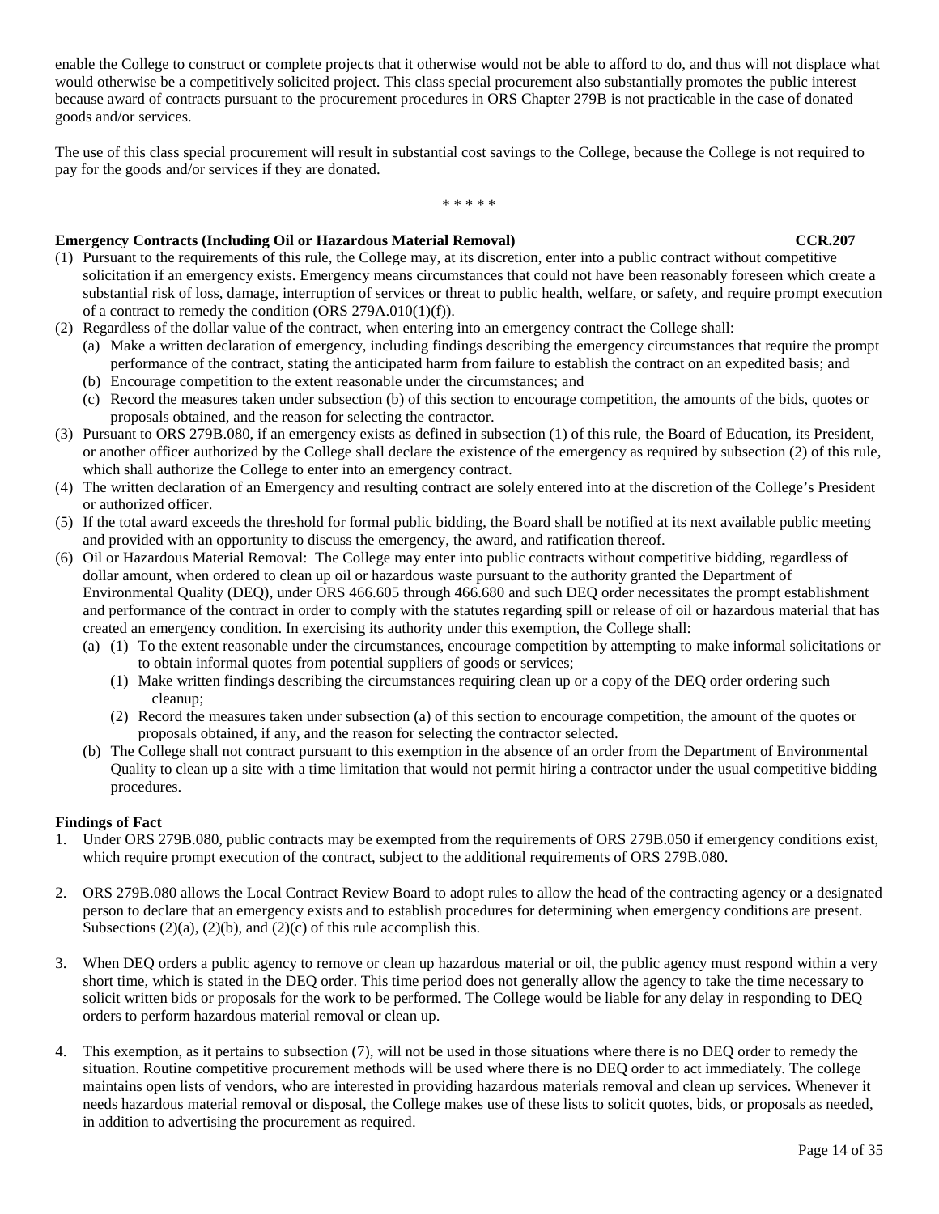enable the College to construct or complete projects that it otherwise would not be able to afford to do, and thus will not displace what would otherwise be a competitively solicited project. This class special procurement also substantially promotes the public interest because award of contracts pursuant to the procurement procedures in ORS Chapter 279B is not practicable in the case of donated goods and/or services.

The use of this class special procurement will result in substantial cost savings to the College, because the College is not required to pay for the goods and/or services if they are donated.

\* \* \* \* \*

**Emergency Contracts (Including Oil or Hazardous Material Removal) CCR.207**

(1) Pursuant to the requirements of this rule, the College may, at its discretion, enter into a public contract without competitive solicitation if an emergency exists. Emergency means circumstances that could not have been reasonably foreseen which create a substantial risk of loss, damage, interruption of services or threat to public health, welfare, or safety, and require prompt execution of a contract to remedy the condition (ORS 279A.010(1)(f)).
(2) Regardless of the dollar value of the contract, when entering into an emergency contract the College shall:
    (a) Make a written declaration of emergency, including findings describing the emergency circumstances that require the prompt performance of the contract, stating the anticipated harm from failure to establish the contract on an expedited basis; and
    (b) Encourage competition to the extent reasonable under the circumstances; and
    (c) Record the measures taken under subsection (b) of this section to encourage competition, the amounts of the bids, quotes or proposals obtained, and the reason for selecting the contractor.
(3) Pursuant to ORS 279B.080, if an emergency exists as defined in subsection (1) of this rule, the Board of Education, its President, or another officer authorized by the College shall declare the existence of the emergency as required by subsection (2) of this rule, which shall authorize the College to enter into an emergency contract.
(4) The written declaration of an Emergency and resulting contract are solely entered into at the discretion of the College's President or authorized officer.
(5) If the total award exceeds the threshold for formal public bidding, the Board shall be notified at its next available public meeting and provided with an opportunity to discuss the emergency, the award, and ratification thereof.
(6) Oil or Hazardous Material Removal: The College may enter into public contracts without competitive bidding, regardless of dollar amount, when ordered to clean up oil or hazardous waste pursuant to the authority granted the Department of Environmental Quality (DEQ), under ORS 466.605 through 466.680 and such DEQ order necessitates the prompt establishment and performance of the contract in order to comply with the statutes regarding spill or release of oil or hazardous material that has created an emergency condition. In exercising its authority under this exemption, the College shall:
    (a) (1) To the extent reasonable under the circumstances, encourage competition by attempting to make informal solicitations or to obtain informal quotes from potential suppliers of goods or services;
        (1) Make written findings describing the circumstances requiring clean up or a copy of the DEQ order ordering such cleanup;
        (2) Record the measures taken under subsection (a) of this section to encourage competition, the amount of the quotes or proposals obtained, if any, and the reason for selecting the contractor selected.
    (b) The College shall not contract pursuant to this exemption in the absence of an order from the Department of Environmental Quality to clean up a site with a time limitation that would not permit hiring a contractor under the usual competitive bidding procedures.

**Findings of Fact**

1. Under ORS 279B.080, public contracts may be exempted from the requirements of ORS 279B.050 if emergency conditions exist, which require prompt execution of the contract, subject to the additional requirements of ORS 279B.080.

2. ORS 279B.080 allows the Local Contract Review Board to adopt rules to allow the head of the contracting agency or a designated person to declare that an emergency exists and to establish procedures for determining when emergency conditions are present. Subsections (2)(a), (2)(b), and (2)(c) of this rule accomplish this.

3. When DEQ orders a public agency to remove or clean up hazardous material or oil, the public agency must respond within a very short time, which is stated in the DEQ order. This time period does not generally allow the agency to take the time necessary to solicit written bids or proposals for the work to be performed. The College would be liable for any delay in responding to DEQ orders to perform hazardous material removal or clean up.

4. This exemption, as it pertains to subsection (7), will not be used in those situations where there is no DEQ order to remedy the situation. Routine competitive procurement methods will be used where there is no DEQ order to act immediately. The college maintains open lists of vendors, who are interested in providing hazardous materials removal and clean up services. Whenever it needs hazardous material removal or disposal, the College makes use of these lists to solicit quotes, bids, or proposals as needed, in addition to advertising the procurement as required.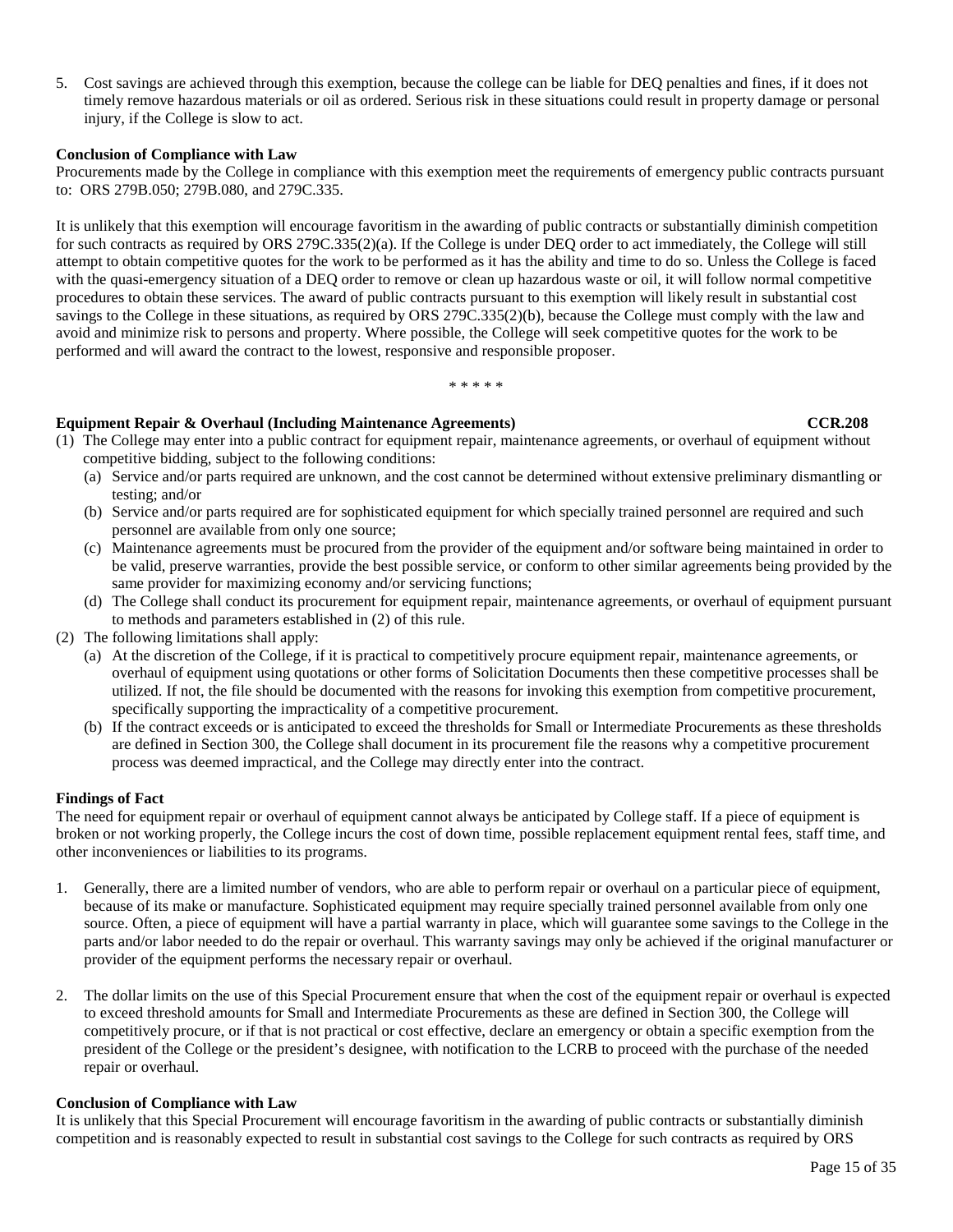5. Cost savings are achieved through this exemption, because the college can be liable for DEQ penalties and fines, if it does not timely remove hazardous materials or oil as ordered. Serious risk in these situations could result in property damage or personal injury, if the College is slow to act.

**Conclusion of Compliance with Law**

Procurements made by the College in compliance with this exemption meet the requirements of emergency public contracts pursuant to: ORS 279B.050; 279B.080, and 279C.335.

It is unlikely that this exemption will encourage favoritism in the awarding of public contracts or substantially diminish competition for such contracts as required by ORS 279C.335(2)(a). If the College is under DEQ order to act immediately, the College will still attempt to obtain competitive quotes for the work to be performed as it has the ability and time to do so. Unless the College is faced with the quasi-emergency situation of a DEQ order to remove or clean up hazardous waste or oil, it will follow normal competitive procedures to obtain these services. The award of public contracts pursuant to this exemption will likely result in substantial cost savings to the College in these situations, as required by ORS 279C.335(2)(b), because the College must comply with the law and avoid and minimize risk to persons and property. Where possible, the College will seek competitive quotes for the work to be performed and will award the contract to the lowest, responsive and responsible proposer.

\* \* \* \* \*

**Equipment Repair & Overhaul (Including Maintenance Agreements) CCR.208**

(1) The College may enter into a public contract for equipment repair, maintenance agreements, or overhaul of equipment without competitive bidding, subject to the following conditions:
   (a) Service and/or parts required are unknown, and the cost cannot be determined without extensive preliminary dismantling or testing; and/or
   (b) Service and/or parts required are for sophisticated equipment for which specially trained personnel are required and such personnel are available from only one source;
   (c) Maintenance agreements must be procured from the provider of the equipment and/or software being maintained in order to be valid, preserve warranties, provide the best possible service, or conform to other similar agreements being provided by the same provider for maximizing economy and/or servicing functions;
   (d) The College shall conduct its procurement for equipment repair, maintenance agreements, or overhaul of equipment pursuant to methods and parameters established in (2) of this rule.

(2) The following limitations shall apply:
   (a) At the discretion of the College, if it is practical to competitively procure equipment repair, maintenance agreements, or overhaul of equipment using quotations or other forms of Solicitation Documents then these competitive processes shall be utilized. If not, the file should be documented with the reasons for invoking this exemption from competitive procurement, specifically supporting the impracticality of a competitive procurement.
   (b) If the contract exceeds or is anticipated to exceed the thresholds for Small or Intermediate Procurements as these thresholds are defined in Section 300, the College shall document in its procurement file the reasons why a competitive procurement process was deemed impractical, and the College may directly enter into the contract.

**Findings of Fact**

The need for equipment repair or overhaul of equipment cannot always be anticipated by College staff. If a piece of equipment is broken or not working properly, the College incurs the cost of down time, possible replacement equipment rental fees, staff time, and other inconveniences or liabilities to its programs.

1. Generally, there are a limited number of vendors, who are able to perform repair or overhaul on a particular piece of equipment, because of its make or manufacture. Sophisticated equipment may require specially trained personnel available from only one source. Often, a piece of equipment will have a partial warranty in place, which will guarantee some savings to the College in the parts and/or labor needed to do the repair or overhaul. This warranty savings may only be achieved if the original manufacturer or provider of the equipment performs the necessary repair or overhaul.

2. The dollar limits on the use of this Special Procurement ensure that when the cost of the equipment repair or overhaul is expected to exceed threshold amounts for Small and Intermediate Procurements as these are defined in Section 300, the College will competitively procure, or if that is not practical or cost effective, declare an emergency or obtain a specific exemption from the president of the College or the president's designee, with notification to the LCRB to proceed with the purchase of the needed repair or overhaul.

**Conclusion of Compliance with Law**

It is unlikely that this Special Procurement will encourage favoritism in the awarding of public contracts or substantially diminish competition and is reasonably expected to result in substantial cost savings to the College for such contracts as required by ORS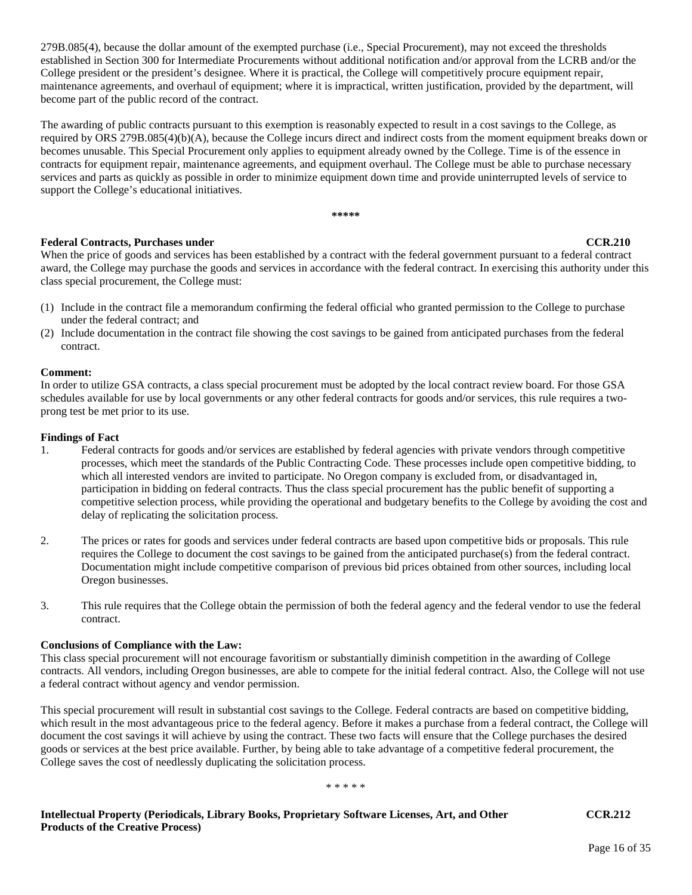279B.085(4), because the dollar amount of the exempted purchase (i.e., Special Procurement), may not exceed the thresholds established in Section 300 for Intermediate Procurements without additional notification and/or approval from the LCRB and/or the College president or the president's designee. Where it is practical, the College will competitively procure equipment repair, maintenance agreements, and overhaul of equipment; where it is impractical, written justification, provided by the department, will become part of the public record of the contract.

The awarding of public contracts pursuant to this exemption is reasonably expected to result in a cost savings to the College, as required by ORS 279B.085(4)(b)(A), because the College incurs direct and indirect costs from the moment equipment breaks down or becomes unusable. This Special Procurement only applies to equipment already owned by the College. Time is of the essence in contracts for equipment repair, maintenance agreements, and equipment overhaul. The College must be able to purchase necessary services and parts as quickly as possible in order to minimize equipment down time and provide uninterrupted levels of service to support the College's educational initiatives.

*****

**Federal Contracts, Purchases under** **CCR.210**

When the price of goods and services has been established by a contract with the federal government pursuant to a federal contract award, the College may purchase the goods and services in accordance with the federal contract. In exercising this authority under this class special procurement, the College must:

(1) Include in the contract file a memorandum confirming the federal official who granted permission to the College to purchase under the federal contract; and
(2) Include documentation in the contract file showing the cost savings to be gained from anticipated purchases from the federal contract.

**Comment:**
In order to utilize GSA contracts, a class special procurement must be adopted by the local contract review board. For those GSA schedules available for use by local governments or any other federal contracts for goods and/or services, this rule requires a two-prong test be met prior to its use.

**Findings of Fact**

1. Federal contracts for goods and/or services are established by federal agencies with private vendors through competitive processes, which meet the standards of the Public Contracting Code. These processes include open competitive bidding, to which all interested vendors are invited to participate. No Oregon company is excluded from, or disadvantaged in, participation in bidding on federal contracts. Thus the class special procurement has the public benefit of supporting a competitive selection process, while providing the operational and budgetary benefits to the College by avoiding the cost and delay of replicating the solicitation process.

2. The prices or rates for goods and services under federal contracts are based upon competitive bids or proposals. This rule requires the College to document the cost savings to be gained from the anticipated purchase(s) from the federal contract. Documentation might include competitive comparison of previous bid prices obtained from other sources, including local Oregon businesses.

3. This rule requires that the College obtain the permission of both the federal agency and the federal vendor to use the federal contract.

**Conclusions of Compliance with the Law:**
This class special procurement will not encourage favoritism or substantially diminish competition in the awarding of College contracts. All vendors, including Oregon businesses, are able to compete for the initial federal contract. Also, the College will not use a federal contract without agency and vendor permission.

This special procurement will result in substantial cost savings to the College. Federal contracts are based on competitive bidding, which result in the most advantageous price to the federal agency. Before it makes a purchase from a federal contract, the College will document the cost savings it will achieve by using the contract. These two facts will ensure that the College purchases the desired goods or services at the best price available. Further, by being able to take advantage of a competitive federal procurement, the College saves the cost of needlessly duplicating the solicitation process.

* * * * *

**Intellectual Property (Periodicals, Library Books, Proprietary Software Licenses, Art, and Other Products of the Creative Process)** **CCR.212**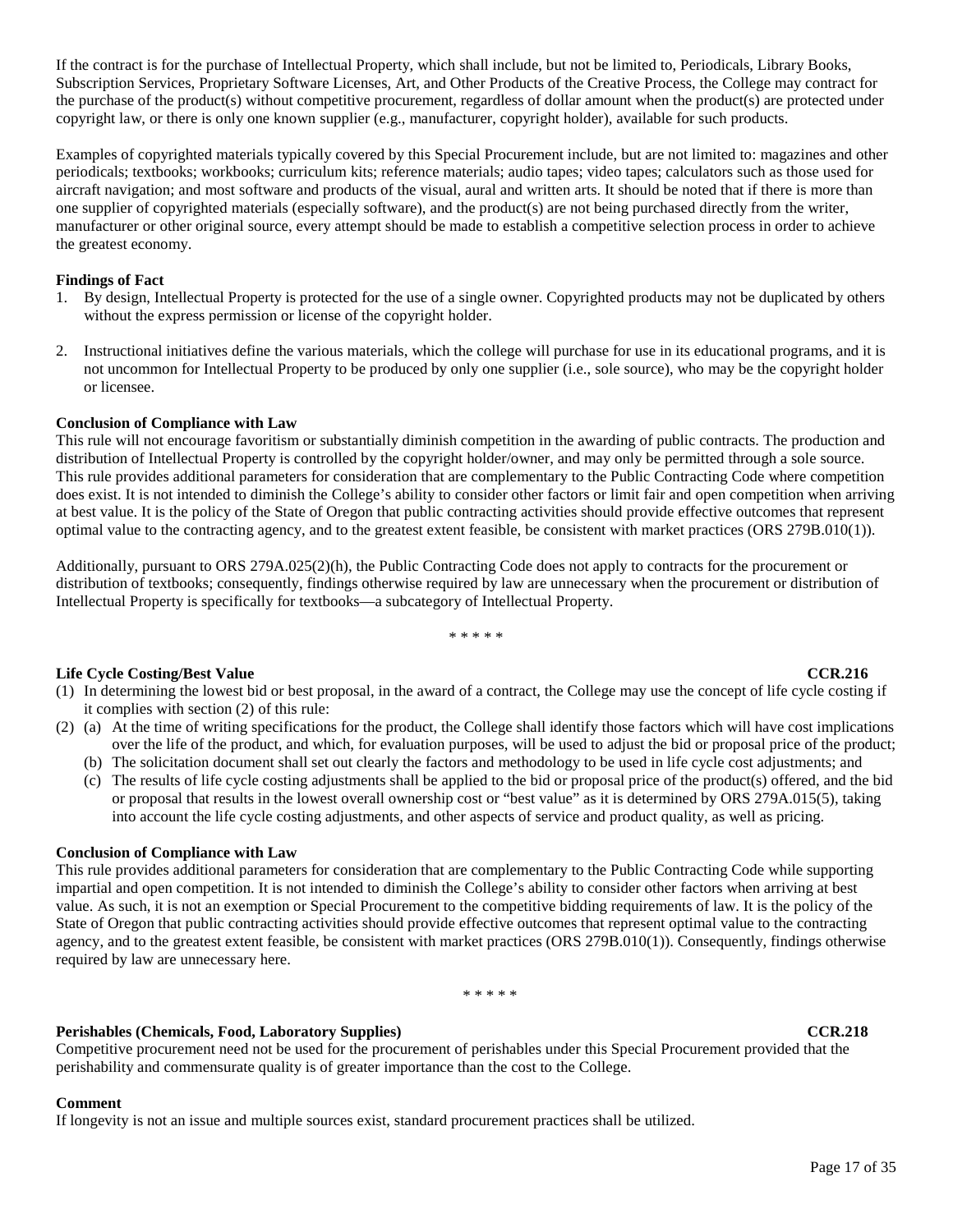If the contract is for the purchase of Intellectual Property, which shall include, but not be limited to, Periodicals, Library Books, Subscription Services, Proprietary Software Licenses, Art, and Other Products of the Creative Process, the College may contract for the purchase of the product(s) without competitive procurement, regardless of dollar amount when the product(s) are protected under copyright law, or there is only one known supplier (e.g., manufacturer, copyright holder), available for such products.

Examples of copyrighted materials typically covered by this Special Procurement include, but are not limited to: magazines and other periodicals; textbooks; workbooks; curriculum kits; reference materials; audio tapes; video tapes; calculators such as those used for aircraft navigation; and most software and products of the visual, aural and written arts. It should be noted that if there is more than one supplier of copyrighted materials (especially software), and the product(s) are not being purchased directly from the writer, manufacturer or other original source, every attempt should be made to establish a competitive selection process in order to achieve the greatest economy.

**Findings of Fact**

1. By design, Intellectual Property is protected for the use of a single owner. Copyrighted products may not be duplicated by others without the express permission or license of the copyright holder.

2. Instructional initiatives define the various materials, which the college will purchase for use in its educational programs, and it is not uncommon for Intellectual Property to be produced by only one supplier (i.e., sole source), who may be the copyright holder or licensee.

**Conclusion of Compliance with Law**

This rule will not encourage favoritism or substantially diminish competition in the awarding of public contracts. The production and distribution of Intellectual Property is controlled by the copyright holder/owner, and may only be permitted through a sole source. This rule provides additional parameters for consideration that are complementary to the Public Contracting Code where competition does exist. It is not intended to diminish the College's ability to consider other factors or limit fair and open competition when arriving at best value. It is the policy of the State of Oregon that public contracting activities should provide effective outcomes that represent optimal value to the contracting agency, and to the greatest extent feasible, be consistent with market practices (ORS 279B.010(1)).

Additionally, pursuant to ORS 279A.025(2)(h), the Public Contracting Code does not apply to contracts for the procurement or distribution of textbooks; consequently, findings otherwise required by law are unnecessary when the procurement or distribution of Intellectual Property is specifically for textbooks—a subcategory of Intellectual Property.

\* \* \* \* \*

**Life Cycle Costing/Best Value** **CCR.216**

(1) In determining the lowest bid or best proposal, in the award of a contract, the College may use the concept of life cycle costing if it complies with section (2) of this rule:

(2) (a) At the time of writing specifications for the product, the College shall identify those factors which will have cost implications over the life of the product, and which, for evaluation purposes, will be used to adjust the bid or proposal price of the product;

(b) The solicitation document shall set out clearly the factors and methodology to be used in life cycle cost adjustments; and

(c) The results of life cycle costing adjustments shall be applied to the bid or proposal price of the product(s) offered, and the bid or proposal that results in the lowest overall ownership cost or "best value" as it is determined by ORS 279A.015(5), taking into account the life cycle costing adjustments, and other aspects of service and product quality, as well as pricing.

**Conclusion of Compliance with Law**

This rule provides additional parameters for consideration that are complementary to the Public Contracting Code while supporting impartial and open competition. It is not intended to diminish the College's ability to consider other factors when arriving at best value. As such, it is not an exemption or Special Procurement to the competitive bidding requirements of law. It is the policy of the State of Oregon that public contracting activities should provide effective outcomes that represent optimal value to the contracting agency, and to the greatest extent feasible, be consistent with market practices (ORS 279B.010(1)). Consequently, findings otherwise required by law are unnecessary here.

\* \* \* \* \*

**Perishables (Chemicals, Food, Laboratory Supplies)** **CCR.218**

Competitive procurement need not be used for the procurement of perishables under this Special Procurement provided that the perishability and commensurate quality is of greater importance than the cost to the College.

**Comment**

If longevity is not an issue and multiple sources exist, standard procurement practices shall be utilized.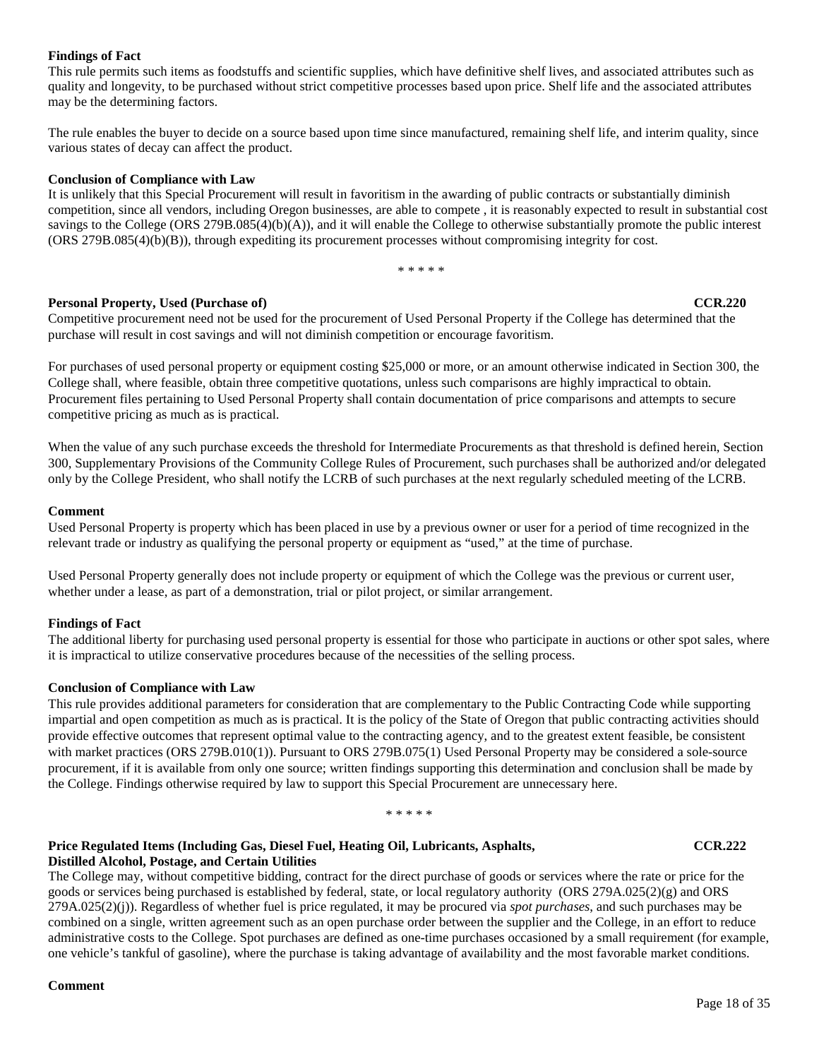**Findings of Fact**

This rule permits such items as foodstuffs and scientific supplies, which have definitive shelf lives, and associated attributes such as quality and longevity, to be purchased without strict competitive processes based upon price. Shelf life and the associated attributes may be the determining factors.

The rule enables the buyer to decide on a source based upon time since manufactured, remaining shelf life, and interim quality, since various states of decay can affect the product.

**Conclusion of Compliance with Law**

It is unlikely that this Special Procurement will result in favoritism in the awarding of public contracts or substantially diminish competition, since all vendors, including Oregon businesses, are able to compete , it is reasonably expected to result in substantial cost savings to the College (ORS 279B.085(4)(b)(A)), and it will enable the College to otherwise substantially promote the public interest (ORS 279B.085(4)(b)(B)), through expediting its procurement processes without compromising integrity for cost.

\* \* \* \* \*

**Personal Property, Used (Purchase of) CCR.220**

Competitive procurement need not be used for the procurement of Used Personal Property if the College has determined that the purchase will result in cost savings and will not diminish competition or encourage favoritism.

For purchases of used personal property or equipment costing $25,000 or more, or an amount otherwise indicated in Section 300, the College shall, where feasible, obtain three competitive quotations, unless such comparisons are highly impractical to obtain. Procurement files pertaining to Used Personal Property shall contain documentation of price comparisons and attempts to secure competitive pricing as much as is practical.

When the value of any such purchase exceeds the threshold for Intermediate Procurements as that threshold is defined herein, Section 300, Supplementary Provisions of the Community College Rules of Procurement, such purchases shall be authorized and/or delegated only by the College President, who shall notify the LCRB of such purchases at the next regularly scheduled meeting of the LCRB.

**Comment**

Used Personal Property is property which has been placed in use by a previous owner or user for a period of time recognized in the relevant trade or industry as qualifying the personal property or equipment as "used," at the time of purchase.

Used Personal Property generally does not include property or equipment of which the College was the previous or current user, whether under a lease, as part of a demonstration, trial or pilot project, or similar arrangement.

**Findings of Fact**

The additional liberty for purchasing used personal property is essential for those who participate in auctions or other spot sales, where it is impractical to utilize conservative procedures because of the necessities of the selling process.

**Conclusion of Compliance with Law**

This rule provides additional parameters for consideration that are complementary to the Public Contracting Code while supporting impartial and open competition as much as is practical. It is the policy of the State of Oregon that public contracting activities should provide effective outcomes that represent optimal value to the contracting agency, and to the greatest extent feasible, be consistent with market practices (ORS 279B.010(1)). Pursuant to ORS 279B.075(1) Used Personal Property may be considered a sole-source procurement, if it is available from only one source; written findings supporting this determination and conclusion shall be made by the College. Findings otherwise required by law to support this Special Procurement are unnecessary here.

\* \* \* \* \*

**Price Regulated Items (Including Gas, Diesel Fuel, Heating Oil, Lubricants, Asphalts, Distilled Alcohol, Postage, and Certain Utilities CCR.222**

The College may, without competitive bidding, contract for the direct purchase of goods or services where the rate or price for the goods or services being purchased is established by federal, state, or local regulatory authority (ORS 279A.025(2)(g) and ORS 279A.025(2)(j)). Regardless of whether fuel is price regulated, it may be procured via *spot purchases*, and such purchases may be combined on a single, written agreement such as an open purchase order between the supplier and the College, in an effort to reduce administrative costs to the College. Spot purchases are defined as one-time purchases occasioned by a small requirement (for example, one vehicle's tankful of gasoline), where the purchase is taking advantage of availability and the most favorable market conditions.

**Comment**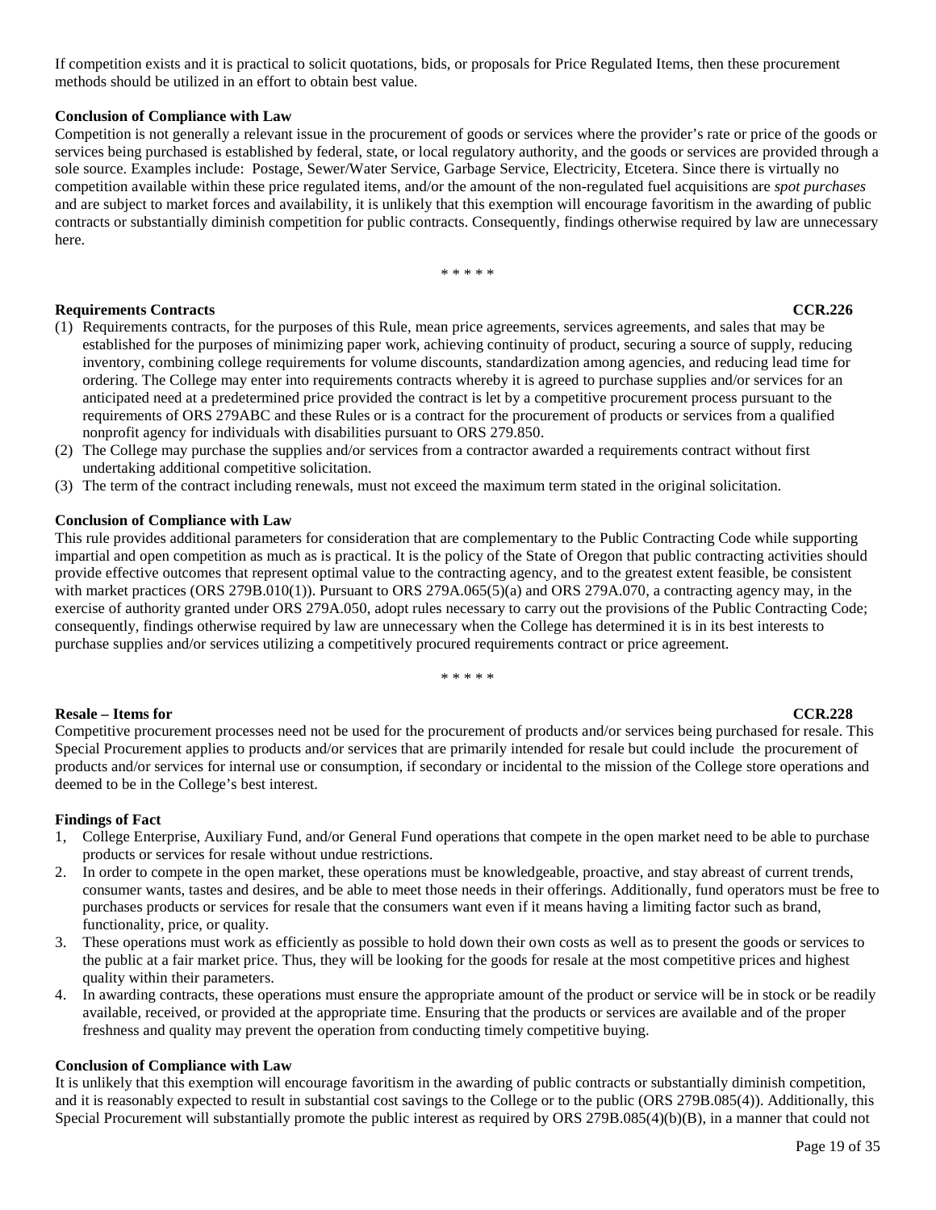If competition exists and it is practical to solicit quotations, bids, or proposals for Price Regulated Items, then these procurement methods should be utilized in an effort to obtain best value.

**Conclusion of Compliance with Law**

Competition is not generally a relevant issue in the procurement of goods or services where the provider's rate or price of the goods or services being purchased is established by federal, state, or local regulatory authority, and the goods or services are provided through a sole source. Examples include: Postage, Sewer/Water Service, Garbage Service, Electricity, Etcetera. Since there is virtually no competition available within these price regulated items, and/or the amount of the non-regulated fuel acquisitions are *spot purchases* and are subject to market forces and availability, it is unlikely that this exemption will encourage favoritism in the awarding of public contracts or substantially diminish competition for public contracts. Consequently, findings otherwise required by law are unnecessary here.

\* \* \* \* \*

**Requirements Contracts** **CCR.226**

(1) Requirements contracts, for the purposes of this Rule, mean price agreements, services agreements, and sales that may be established for the purposes of minimizing paper work, achieving continuity of product, securing a source of supply, reducing inventory, combining college requirements for volume discounts, standardization among agencies, and reducing lead time for ordering. The College may enter into requirements contracts whereby it is agreed to purchase supplies and/or services for an anticipated need at a predetermined price provided the contract is let by a competitive procurement process pursuant to the requirements of ORS 279ABC and these Rules or is a contract for the procurement of products or services from a qualified nonprofit agency for individuals with disabilities pursuant to ORS 279.850.
(2) The College may purchase the supplies and/or services from a contractor awarded a requirements contract without first undertaking additional competitive solicitation.
(3) The term of the contract including renewals, must not exceed the maximum term stated in the original solicitation.

**Conclusion of Compliance with Law**

This rule provides additional parameters for consideration that are complementary to the Public Contracting Code while supporting impartial and open competition as much as is practical. It is the policy of the State of Oregon that public contracting activities should provide effective outcomes that represent optimal value to the contracting agency, and to the greatest extent feasible, be consistent with market practices (ORS 279B.010(1)). Pursuant to ORS 279A.065(5)(a) and ORS 279A.070, a contracting agency may, in the exercise of authority granted under ORS 279A.050, adopt rules necessary to carry out the provisions of the Public Contracting Code; consequently, findings otherwise required by law are unnecessary when the College has determined it is in its best interests to purchase supplies and/or services utilizing a competitively procured requirements contract or price agreement.

\* \* \* \* \*

**Resale – Items for** **CCR.228**

Competitive procurement processes need not be used for the procurement of products and/or services being purchased for resale. This Special Procurement applies to products and/or services that are primarily intended for resale but could include the procurement of products and/or services for internal use or consumption, if secondary or incidental to the mission of the College store operations and deemed to be in the College's best interest.

**Findings of Fact**

1, College Enterprise, Auxiliary Fund, and/or General Fund operations that compete in the open market need to be able to purchase products or services for resale without undue restrictions.
2. In order to compete in the open market, these operations must be knowledgeable, proactive, and stay abreast of current trends, consumer wants, tastes and desires, and be able to meet those needs in their offerings. Additionally, fund operators must be free to purchases products or services for resale that the consumers want even if it means having a limiting factor such as brand, functionality, price, or quality.
3. These operations must work as efficiently as possible to hold down their own costs as well as to present the goods or services to the public at a fair market price. Thus, they will be looking for the goods for resale at the most competitive prices and highest quality within their parameters.
4. In awarding contracts, these operations must ensure the appropriate amount of the product or service will be in stock or be readily available, received, or provided at the appropriate time. Ensuring that the products or services are available and of the proper freshness and quality may prevent the operation from conducting timely competitive buying.

**Conclusion of Compliance with Law**

It is unlikely that this exemption will encourage favoritism in the awarding of public contracts or substantially diminish competition, and it is reasonably expected to result in substantial cost savings to the College or to the public (ORS 279B.085(4)). Additionally, this Special Procurement will substantially promote the public interest as required by ORS 279B.085(4)(b)(B), in a manner that could not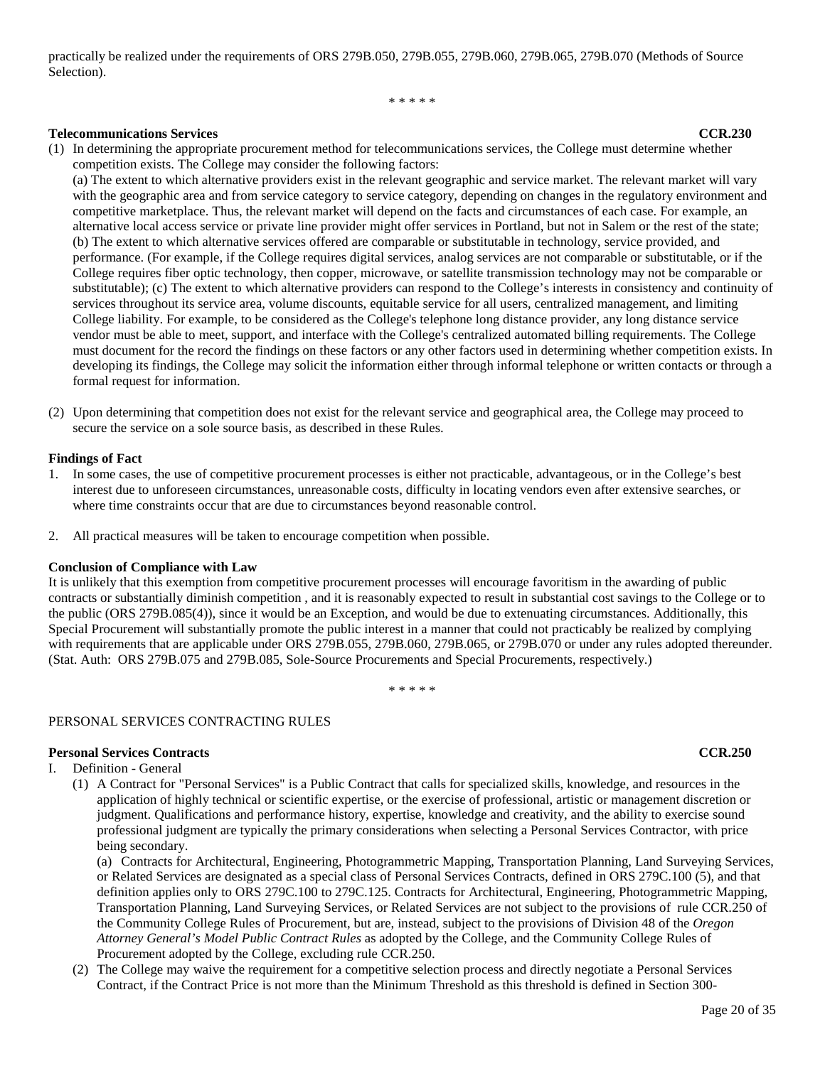practically be realized under the requirements of ORS 279B.050, 279B.055, 279B.060, 279B.065, 279B.070 (Methods of Source Selection).

\* \* \* \* \*

**Telecommunications Services** **CCR.230**

(1) In determining the appropriate procurement method for telecommunications services, the College must determine whether competition exists. The College may consider the following factors:

(a) The extent to which alternative providers exist in the relevant geographic and service market. The relevant market will vary with the geographic area and from service category to service category, depending on changes in the regulatory environment and competitive marketplace. Thus, the relevant market will depend on the facts and circumstances of each case. For example, an alternative local access service or private line provider might offer services in Portland, but not in Salem or the rest of the state; (b) The extent to which alternative services offered are comparable or substitutable in technology, service provided, and performance. (For example, if the College requires digital services, analog services are not comparable or substitutable, or if the College requires fiber optic technology, then copper, microwave, or satellite transmission technology may not be comparable or substitutable); (c) The extent to which alternative providers can respond to the College's interests in consistency and continuity of services throughout its service area, volume discounts, equitable service for all users, centralized management, and limiting College liability. For example, to be considered as the College's telephone long distance provider, any long distance service vendor must be able to meet, support, and interface with the College's centralized automated billing requirements. The College must document for the record the findings on these factors or any other factors used in determining whether competition exists. In developing its findings, the College may solicit the information either through informal telephone or written contacts or through a formal request for information.

(2) Upon determining that competition does not exist for the relevant service and geographical area, the College may proceed to secure the service on a sole source basis, as described in these Rules.

**Findings of Fact**

1. In some cases, the use of competitive procurement processes is either not practicable, advantageous, or in the College's best interest due to unforeseen circumstances, unreasonable costs, difficulty in locating vendors even after extensive searches, or where time constraints occur that are due to circumstances beyond reasonable control.

2. All practical measures will be taken to encourage competition when possible.

**Conclusion of Compliance with Law**

It is unlikely that this exemption from competitive procurement processes will encourage favoritism in the awarding of public contracts or substantially diminish competition , and it is reasonably expected to result in substantial cost savings to the College or to the public (ORS 279B.085(4)), since it would be an Exception, and would be due to extenuating circumstances. Additionally, this Special Procurement will substantially promote the public interest in a manner that could not practicably be realized by complying with requirements that are applicable under ORS 279B.055, 279B.060, 279B.065, or 279B.070 or under any rules adopted thereunder. (Stat. Auth: ORS 279B.075 and 279B.085, Sole-Source Procurements and Special Procurements, respectively.)

\* \* \* \* \*

PERSONAL SERVICES CONTRACTING RULES

**Personal Services Contracts** **CCR.250**

I. Definition - General

(1) A Contract for "Personal Services" is a Public Contract that calls for specialized skills, knowledge, and resources in the application of highly technical or scientific expertise, or the exercise of professional, artistic or management discretion or judgment. Qualifications and performance history, expertise, knowledge and creativity, and the ability to exercise sound professional judgment are typically the primary considerations when selecting a Personal Services Contractor, with price being secondary.

(a) Contracts for Architectural, Engineering, Photogrammetric Mapping, Transportation Planning, Land Surveying Services, or Related Services are designated as a special class of Personal Services Contracts, defined in ORS 279C.100 (5), and that definition applies only to ORS 279C.100 to 279C.125. Contracts for Architectural, Engineering, Photogrammetric Mapping, Transportation Planning, Land Surveying Services, or Related Services are not subject to the provisions of rule CCR.250 of the Community College Rules of Procurement, but are, instead, subject to the provisions of Division 48 of the *Oregon Attorney General's Model Public Contract Rules* as adopted by the College, and the Community College Rules of Procurement adopted by the College, excluding rule CCR.250.

(2) The College may waive the requirement for a competitive selection process and directly negotiate a Personal Services Contract, if the Contract Price is not more than the Minimum Threshold as this threshold is defined in Section 300-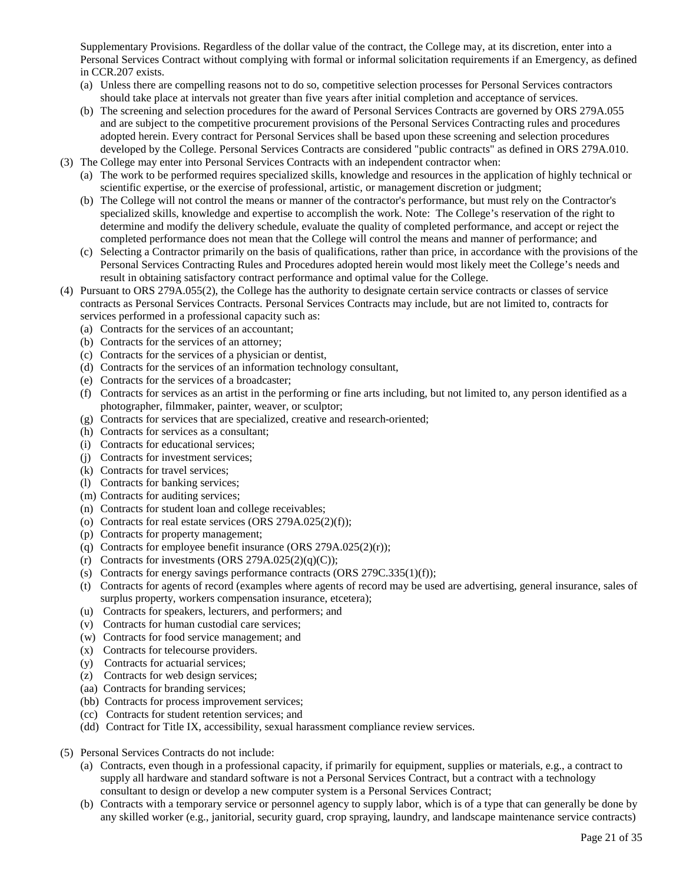Supplementary Provisions. Regardless of the dollar value of the contract, the College may, at its discretion, enter into a Personal Services Contract without complying with formal or informal solicitation requirements if an Emergency, as defined in CCR.207 exists.

(a) Unless there are compelling reasons not to do so, competitive selection processes for Personal Services contractors should take place at intervals not greater than five years after initial completion and acceptance of services.

(b) The screening and selection procedures for the award of Personal Services Contracts are governed by ORS 279A.055 and are subject to the competitive procurement provisions of the Personal Services Contracting rules and procedures adopted herein. Every contract for Personal Services shall be based upon these screening and selection procedures developed by the College. Personal Services Contracts are considered "public contracts" as defined in ORS 279A.010.

(3) The College may enter into Personal Services Contracts with an independent contractor when:

(a) The work to be performed requires specialized skills, knowledge and resources in the application of highly technical or scientific expertise, or the exercise of professional, artistic, or management discretion or judgment;

(b) The College will not control the means or manner of the contractor's performance, but must rely on the Contractor's specialized skills, knowledge and expertise to accomplish the work. Note: The College's reservation of the right to determine and modify the delivery schedule, evaluate the quality of completed performance, and accept or reject the completed performance does not mean that the College will control the means and manner of performance; and

(c) Selecting a Contractor primarily on the basis of qualifications, rather than price, in accordance with the provisions of the Personal Services Contracting Rules and Procedures adopted herein would most likely meet the College's needs and result in obtaining satisfactory contract performance and optimal value for the College.

(4) Pursuant to ORS 279A.055(2), the College has the authority to designate certain service contracts or classes of service contracts as Personal Services Contracts. Personal Services Contracts may include, but are not limited to, contracts for services performed in a professional capacity such as:

(a) Contracts for the services of an accountant;
(b) Contracts for the services of an attorney;
(c) Contracts for the services of a physician or dentist,
(d) Contracts for the services of an information technology consultant,
(e) Contracts for the services of a broadcaster;
(f) Contracts for services as an artist in the performing or fine arts including, but not limited to, any person identified as a photographer, filmmaker, painter, weaver, or sculptor;
(g) Contracts for services that are specialized, creative and research-oriented;
(h) Contracts for services as a consultant;
(i) Contracts for educational services;
(j) Contracts for investment services;
(k) Contracts for travel services;
(l) Contracts for banking services;
(m) Contracts for auditing services;
(n) Contracts for student loan and college receivables;
(o) Contracts for real estate services (ORS 279A.025(2)(f));
(p) Contracts for property management;
(q) Contracts for employee benefit insurance (ORS 279A.025(2)(r));
(r) Contracts for investments (ORS 279A.025(2)(q)(C));
(s) Contracts for energy savings performance contracts (ORS 279C.335(1)(f));
(t) Contracts for agents of record (examples where agents of record may be used are advertising, general insurance, sales of surplus property, workers compensation insurance, etcetera);
(u) Contracts for speakers, lecturers, and performers; and
(v) Contracts for human custodial care services;
(w) Contracts for food service management; and
(x) Contracts for telecourse providers.
(y) Contracts for actuarial services;
(z) Contracts for web design services;
(aa) Contracts for branding services;
(bb) Contracts for process improvement services;
(cc) Contracts for student retention services; and
(dd) Contract for Title IX, accessibility, sexual harassment compliance review services.

(5) Personal Services Contracts do not include:

(a) Contracts, even though in a professional capacity, if primarily for equipment, supplies or materials, e.g., a contract to supply all hardware and standard software is not a Personal Services Contract, but a contract with a technology consultant to design or develop a new computer system is a Personal Services Contract;

(b) Contracts with a temporary service or personnel agency to supply labor, which is of a type that can generally be done by any skilled worker (e.g., janitorial, security guard, crop spraying, laundry, and landscape maintenance service contracts)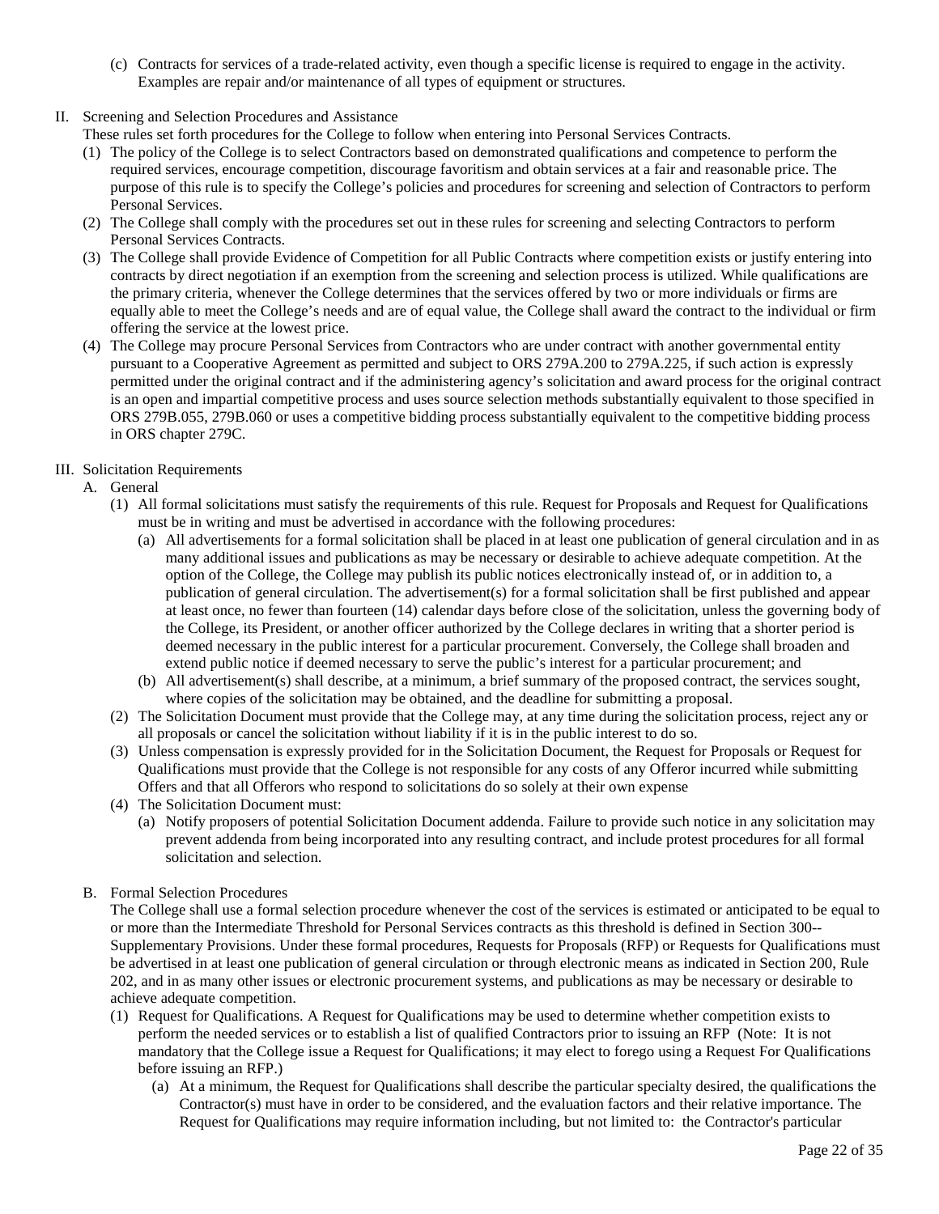(c) Contracts for services of a trade-related activity, even though a specific license is required to engage in the activity. Examples are repair and/or maintenance of all types of equipment or structures.

II. Screening and Selection Procedures and Assistance

These rules set forth procedures for the College to follow when entering into Personal Services Contracts.

(1) The policy of the College is to select Contractors based on demonstrated qualifications and competence to perform the required services, encourage competition, discourage favoritism and obtain services at a fair and reasonable price. The purpose of this rule is to specify the College's policies and procedures for screening and selection of Contractors to perform Personal Services.

(2) The College shall comply with the procedures set out in these rules for screening and selecting Contractors to perform Personal Services Contracts.

(3) The College shall provide Evidence of Competition for all Public Contracts where competition exists or justify entering into contracts by direct negotiation if an exemption from the screening and selection process is utilized. While qualifications are the primary criteria, whenever the College determines that the services offered by two or more individuals or firms are equally able to meet the College's needs and are of equal value, the College shall award the contract to the individual or firm offering the service at the lowest price.

(4) The College may procure Personal Services from Contractors who are under contract with another governmental entity pursuant to a Cooperative Agreement as permitted and subject to ORS 279A.200 to 279A.225, if such action is expressly permitted under the original contract and if the administering agency's solicitation and award process for the original contract is an open and impartial competitive process and uses source selection methods substantially equivalent to those specified in ORS 279B.055, 279B.060 or uses a competitive bidding process substantially equivalent to the competitive bidding process in ORS chapter 279C.

III. Solicitation Requirements

A. General

(1) All formal solicitations must satisfy the requirements of this rule. Request for Proposals and Request for Qualifications must be in writing and must be advertised in accordance with the following procedures:

(a) All advertisements for a formal solicitation shall be placed in at least one publication of general circulation and in as many additional issues and publications as may be necessary or desirable to achieve adequate competition. At the option of the College, the College may publish its public notices electronically instead of, or in addition to, a publication of general circulation. The advertisement(s) for a formal solicitation shall be first published and appear at least once, no fewer than fourteen (14) calendar days before close of the solicitation, unless the governing body of the College, its President, or another officer authorized by the College declares in writing that a shorter period is deemed necessary in the public interest for a particular procurement. Conversely, the College shall broaden and extend public notice if deemed necessary to serve the public's interest for a particular procurement; and

(b) All advertisement(s) shall describe, at a minimum, a brief summary of the proposed contract, the services sought, where copies of the solicitation may be obtained, and the deadline for submitting a proposal.

(2) The Solicitation Document must provide that the College may, at any time during the solicitation process, reject any or all proposals or cancel the solicitation without liability if it is in the public interest to do so.

(3) Unless compensation is expressly provided for in the Solicitation Document, the Request for Proposals or Request for Qualifications must provide that the College is not responsible for any costs of any Offeror incurred while submitting Offers and that all Offerors who respond to solicitations do so solely at their own expense

(4) The Solicitation Document must:

(a) Notify proposers of potential Solicitation Document addenda. Failure to provide such notice in any solicitation may prevent addenda from being incorporated into any resulting contract, and include protest procedures for all formal solicitation and selection.

B. Formal Selection Procedures

The College shall use a formal selection procedure whenever the cost of the services is estimated or anticipated to be equal to or more than the Intermediate Threshold for Personal Services contracts as this threshold is defined in Section 300--Supplementary Provisions. Under these formal procedures, Requests for Proposals (RFP) or Requests for Qualifications must be advertised in at least one publication of general circulation or through electronic means as indicated in Section 200, Rule 202, and in as many other issues or electronic procurement systems, and publications as may be necessary or desirable to achieve adequate competition.

(1) Request for Qualifications. A Request for Qualifications may be used to determine whether competition exists to perform the needed services or to establish a list of qualified Contractors prior to issuing an RFP (Note: It is not mandatory that the College issue a Request for Qualifications; it may elect to forego using a Request For Qualifications before issuing an RFP.)

(a) At a minimum, the Request for Qualifications shall describe the particular specialty desired, the qualifications the Contractor(s) must have in order to be considered, and the evaluation factors and their relative importance. The Request for Qualifications may require information including, but not limited to: the Contractor's particular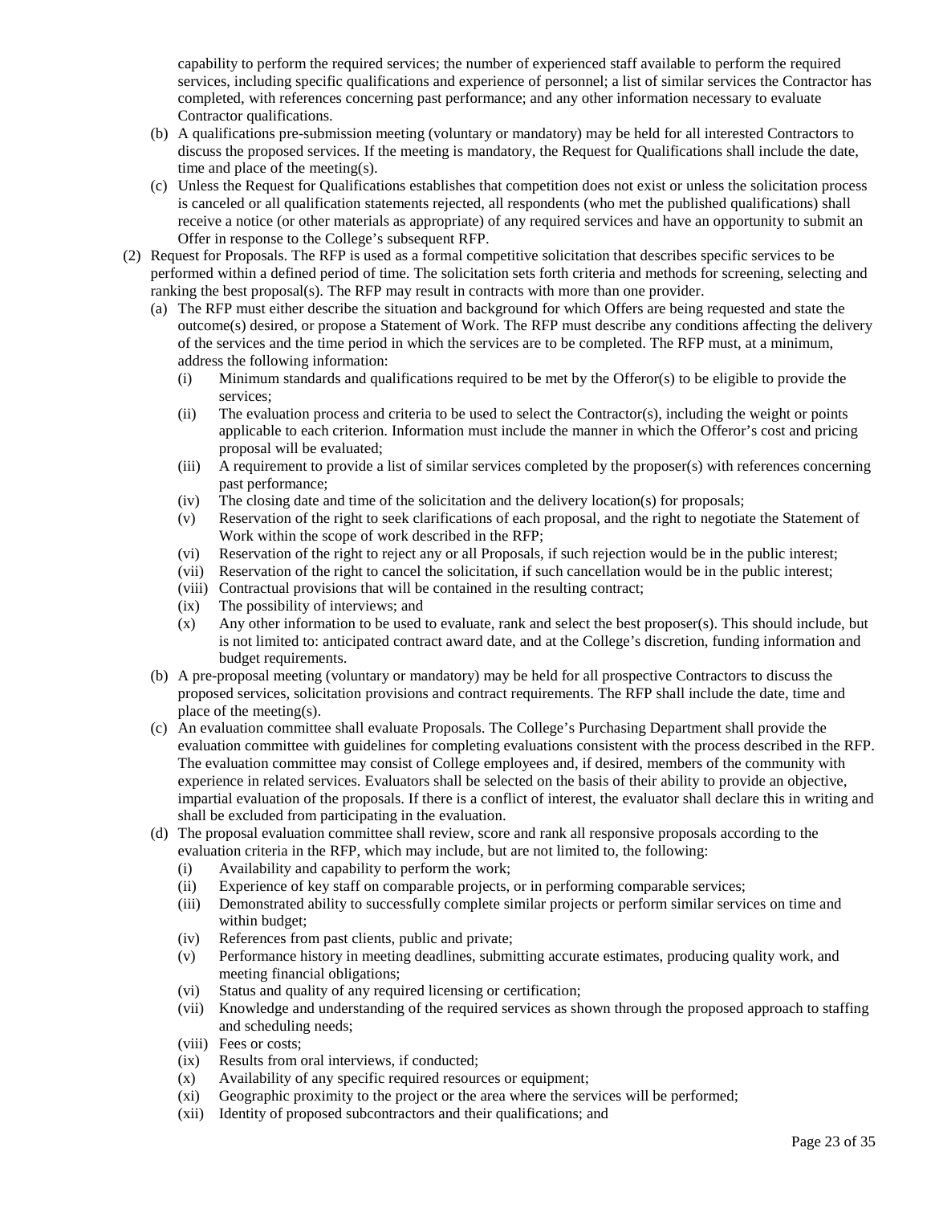capability to perform the required services; the number of experienced staff available to perform the required services, including specific qualifications and experience of personnel; a list of similar services the Contractor has completed, with references concerning past performance; and any other information necessary to evaluate Contractor qualifications.

- (b) A qualifications pre-submission meeting (voluntary or mandatory) may be held for all interested Contractors to discuss the proposed services. If the meeting is mandatory, the Request for Qualifications shall include the date, time and place of the meeting(s).
- (c) Unless the Request for Qualifications establishes that competition does not exist or unless the solicitation process is canceled or all qualification statements rejected, all respondents (who met the published qualifications) shall receive a notice (or other materials as appropriate) of any required services and have an opportunity to submit an Offer in response to the College's subsequent RFP.

(2) Request for Proposals. The RFP is used as a formal competitive solicitation that describes specific services to be performed within a defined period of time. The solicitation sets forth criteria and methods for screening, selecting and ranking the best proposal(s). The RFP may result in contracts with more than one provider.

- (a) The RFP must either describe the situation and background for which Offers are being requested and state the outcome(s) desired, or propose a Statement of Work. The RFP must describe any conditions affecting the delivery of the services and the time period in which the services are to be completed. The RFP must, at a minimum, address the following information:
  - (i) Minimum standards and qualifications required to be met by the Offeror(s) to be eligible to provide the services;
  - (ii) The evaluation process and criteria to be used to select the Contractor(s), including the weight or points applicable to each criterion. Information must include the manner in which the Offeror's cost and pricing proposal will be evaluated;
  - (iii) A requirement to provide a list of similar services completed by the proposer(s) with references concerning past performance;
  - (iv) The closing date and time of the solicitation and the delivery location(s) for proposals;
  - (v) Reservation of the right to seek clarifications of each proposal, and the right to negotiate the Statement of Work within the scope of work described in the RFP;
  - (vi) Reservation of the right to reject any or all Proposals, if such rejection would be in the public interest;
  - (vii) Reservation of the right to cancel the solicitation, if such cancellation would be in the public interest;
  - (viii) Contractual provisions that will be contained in the resulting contract;
  - (ix) The possibility of interviews; and
  - (x) Any other information to be used to evaluate, rank and select the best proposer(s). This should include, but is not limited to: anticipated contract award date, and at the College's discretion, funding information and budget requirements.
- (b) A pre-proposal meeting (voluntary or mandatory) may be held for all prospective Contractors to discuss the proposed services, solicitation provisions and contract requirements. The RFP shall include the date, time and place of the meeting(s).
- (c) An evaluation committee shall evaluate Proposals. The College's Purchasing Department shall provide the evaluation committee with guidelines for completing evaluations consistent with the process described in the RFP. The evaluation committee may consist of College employees and, if desired, members of the community with experience in related services. Evaluators shall be selected on the basis of their ability to provide an objective, impartial evaluation of the proposals. If there is a conflict of interest, the evaluator shall declare this in writing and shall be excluded from participating in the evaluation.
- (d) The proposal evaluation committee shall review, score and rank all responsive proposals according to the evaluation criteria in the RFP, which may include, but are not limited to, the following:
  - (i) Availability and capability to perform the work;
  - (ii) Experience of key staff on comparable projects, or in performing comparable services;
  - (iii) Demonstrated ability to successfully complete similar projects or perform similar services on time and within budget;
  - (iv) References from past clients, public and private;
  - (v) Performance history in meeting deadlines, submitting accurate estimates, producing quality work, and meeting financial obligations;
  - (vi) Status and quality of any required licensing or certification;
  - (vii) Knowledge and understanding of the required services as shown through the proposed approach to staffing and scheduling needs;
  - (viii) Fees or costs;
  - (ix) Results from oral interviews, if conducted;
  - (x) Availability of any specific required resources or equipment;
  - (xi) Geographic proximity to the project or the area where the services will be performed;
  - (xii) Identity of proposed subcontractors and their qualifications; and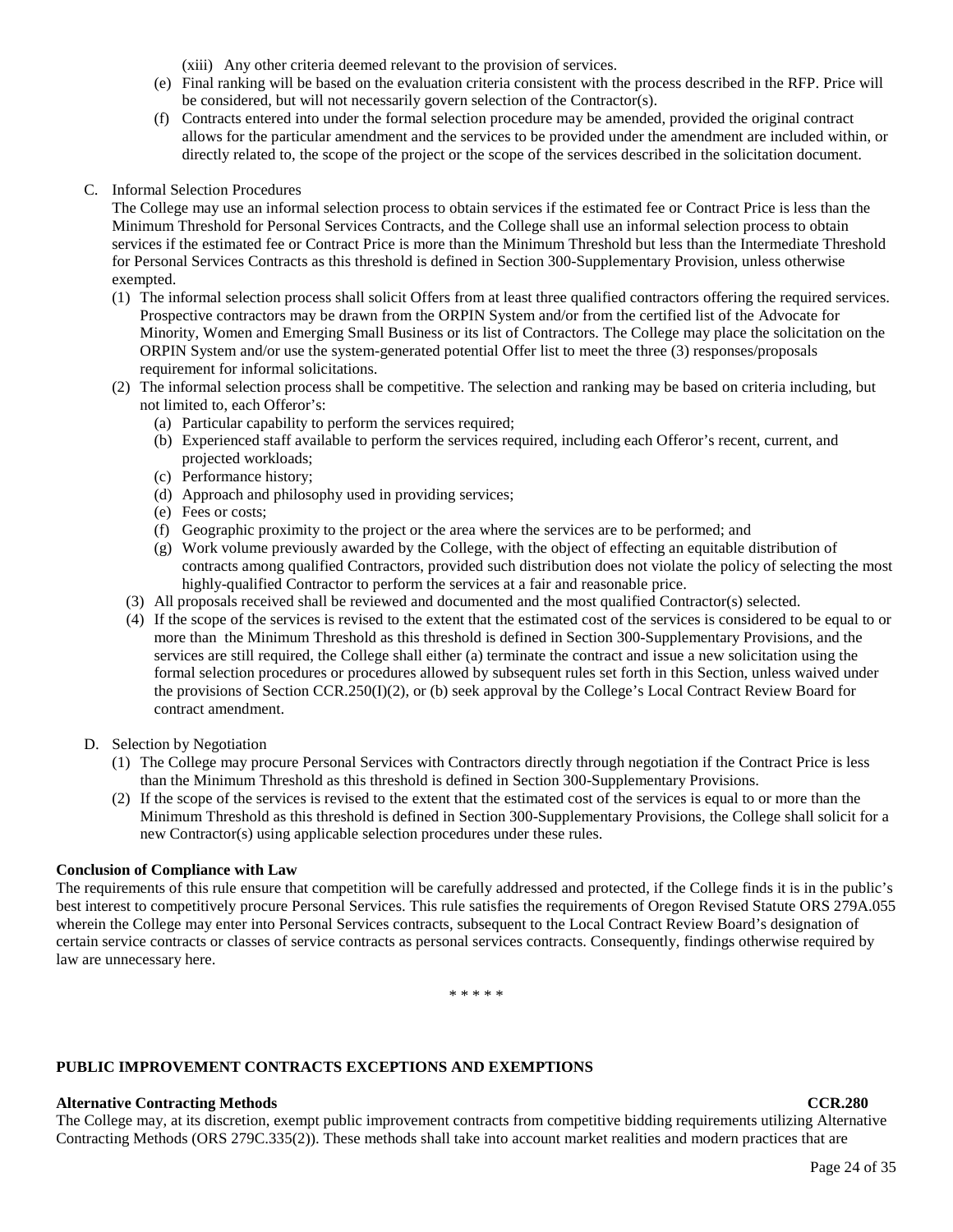(xiii) Any other criteria deemed relevant to the provision of services.

(e) Final ranking will be based on the evaluation criteria consistent with the process described in the RFP. Price will be considered, but will not necessarily govern selection of the Contractor(s).

(f) Contracts entered into under the formal selection procedure may be amended, provided the original contract allows for the particular amendment and the services to be provided under the amendment are included within, or directly related to, the scope of the project or the scope of the services described in the solicitation document.

C. Informal Selection Procedures

The College may use an informal selection process to obtain services if the estimated fee or Contract Price is less than the Minimum Threshold for Personal Services Contracts, and the College shall use an informal selection process to obtain services if the estimated fee or Contract Price is more than the Minimum Threshold but less than the Intermediate Threshold for Personal Services Contracts as this threshold is defined in Section 300-Supplementary Provision, unless otherwise exempted.

(1) The informal selection process shall solicit Offers from at least three qualified contractors offering the required services. Prospective contractors may be drawn from the ORPIN System and/or from the certified list of the Advocate for Minority, Women and Emerging Small Business or its list of Contractors. The College may place the solicitation on the ORPIN System and/or use the system-generated potential Offer list to meet the three (3) responses/proposals requirement for informal solicitations.

(2) The informal selection process shall be competitive. The selection and ranking may be based on criteria including, but not limited to, each Offeror's:

- (a) Particular capability to perform the services required;
- (b) Experienced staff available to perform the services required, including each Offeror's recent, current, and projected workloads;
- (c) Performance history;
- (d) Approach and philosophy used in providing services;
- (e) Fees or costs;
- (f) Geographic proximity to the project or the area where the services are to be performed; and
- (g) Work volume previously awarded by the College, with the object of effecting an equitable distribution of contracts among qualified Contractors, provided such distribution does not violate the policy of selecting the most highly-qualified Contractor to perform the services at a fair and reasonable price.

(3) All proposals received shall be reviewed and documented and the most qualified Contractor(s) selected.

(4) If the scope of the services is revised to the extent that the estimated cost of the services is considered to be equal to or more than the Minimum Threshold as this threshold is defined in Section 300-Supplementary Provisions, and the services are still required, the College shall either (a) terminate the contract and issue a new solicitation using the formal selection procedures or procedures allowed by subsequent rules set forth in this Section, unless waived under the provisions of Section CCR.250(I)(2), or (b) seek approval by the College's Local Contract Review Board for contract amendment.

D. Selection by Negotiation

(1) The College may procure Personal Services with Contractors directly through negotiation if the Contract Price is less than the Minimum Threshold as this threshold is defined in Section 300-Supplementary Provisions.

(2) If the scope of the services is revised to the extent that the estimated cost of the services is equal to or more than the Minimum Threshold as this threshold is defined in Section 300-Supplementary Provisions, the College shall solicit for a new Contractor(s) using applicable selection procedures under these rules.

**Conclusion of Compliance with Law**

The requirements of this rule ensure that competition will be carefully addressed and protected, if the College finds it is in the public's best interest to competitively procure Personal Services. This rule satisfies the requirements of Oregon Revised Statute ORS 279A.055 wherein the College may enter into Personal Services contracts, subsequent to the Local Contract Review Board's designation of certain service contracts or classes of service contracts as personal services contracts. Consequently, findings otherwise required by law are unnecessary here.

\* \* \* \* \*

**PUBLIC IMPROVEMENT CONTRACTS EXCEPTIONS AND EXEMPTIONS**

**Alternative Contracting Methods** **CCR.280**

The College may, at its discretion, exempt public improvement contracts from competitive bidding requirements utilizing Alternative Contracting Methods (ORS 279C.335(2)). These methods shall take into account market realities and modern practices that are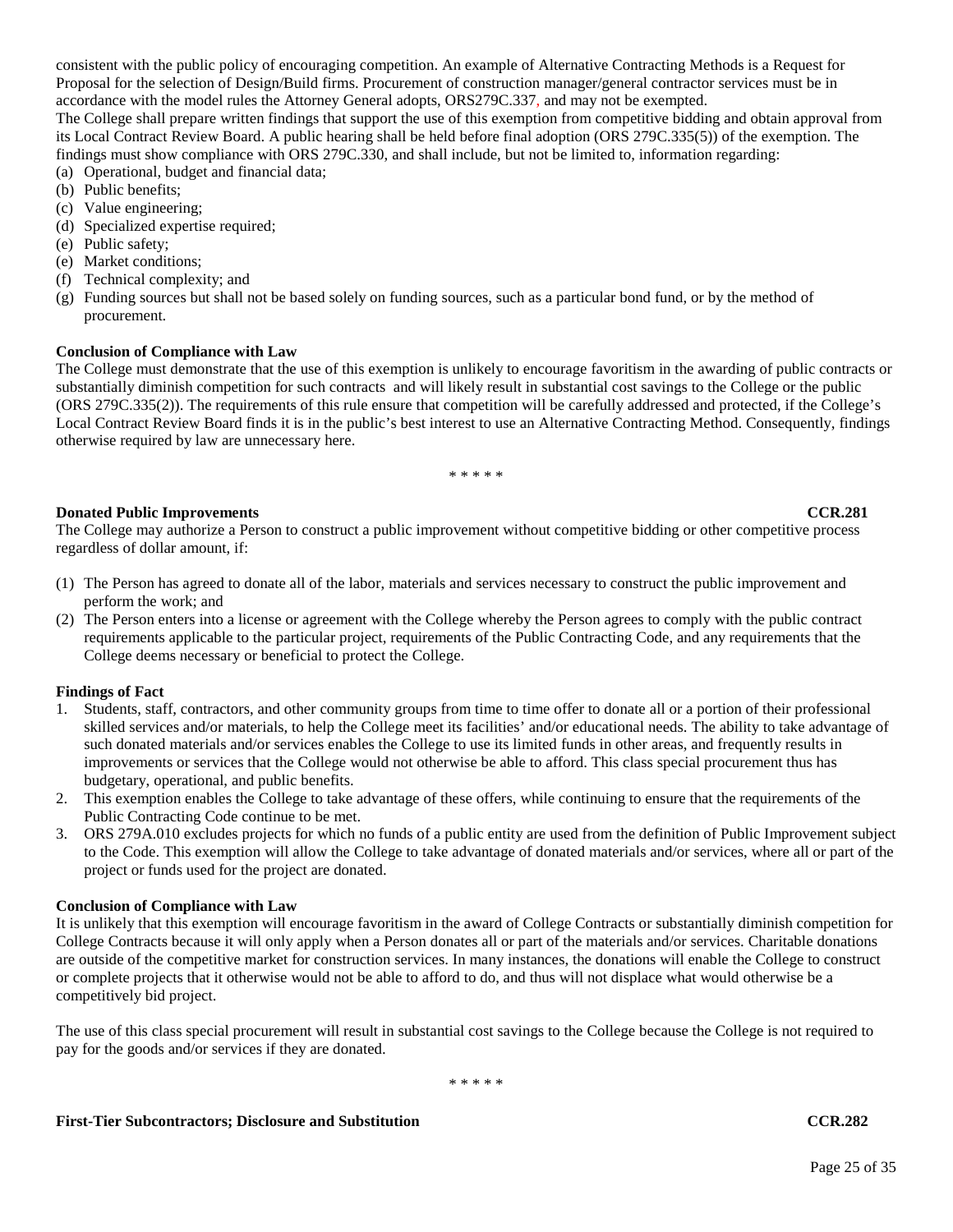consistent with the public policy of encouraging competition. An example of Alternative Contracting Methods is a Request for Proposal for the selection of Design/Build firms. Procurement of construction manager/general contractor services must be in accordance with the model rules the Attorney General adopts, ORS279C.337, and may not be exempted.

The College shall prepare written findings that support the use of this exemption from competitive bidding and obtain approval from its Local Contract Review Board. A public hearing shall be held before final adoption (ORS 279C.335(5)) of the exemption. The findings must show compliance with ORS 279C.330, and shall include, but not be limited to, information regarding:

(a) Operational, budget and financial data;
(b) Public benefits;
(c) Value engineering;
(d) Specialized expertise required;
(e) Public safety;
(e) Market conditions;
(f) Technical complexity; and
(g) Funding sources but shall not be based solely on funding sources, such as a particular bond fund, or by the method of procurement.

**Conclusion of Compliance with Law**

The College must demonstrate that the use of this exemption is unlikely to encourage favoritism in the awarding of public contracts or substantially diminish competition for such contracts and will likely result in substantial cost savings to the College or the public (ORS 279C.335(2)). The requirements of this rule ensure that competition will be carefully addressed and protected, if the College's Local Contract Review Board finds it is in the public's best interest to use an Alternative Contracting Method. Consequently, findings otherwise required by law are unnecessary here.

\* \* \* \* \*

**Donated Public Improvements** **CCR.281**

The College may authorize a Person to construct a public improvement without competitive bidding or other competitive process regardless of dollar amount, if:

(1) The Person has agreed to donate all of the labor, materials and services necessary to construct the public improvement and perform the work; and
(2) The Person enters into a license or agreement with the College whereby the Person agrees to comply with the public contract requirements applicable to the particular project, requirements of the Public Contracting Code, and any requirements that the College deems necessary or beneficial to protect the College.

**Findings of Fact**

1. Students, staff, contractors, and other community groups from time to time offer to donate all or a portion of their professional skilled services and/or materials, to help the College meet its facilities' and/or educational needs. The ability to take advantage of such donated materials and/or services enables the College to use its limited funds in other areas, and frequently results in improvements or services that the College would not otherwise be able to afford. This class special procurement thus has budgetary, operational, and public benefits.
2. This exemption enables the College to take advantage of these offers, while continuing to ensure that the requirements of the Public Contracting Code continue to be met.
3. ORS 279A.010 excludes projects for which no funds of a public entity are used from the definition of Public Improvement subject to the Code. This exemption will allow the College to take advantage of donated materials and/or services, where all or part of the project or funds used for the project are donated.

**Conclusion of Compliance with Law**

It is unlikely that this exemption will encourage favoritism in the award of College Contracts or substantially diminish competition for College Contracts because it will only apply when a Person donates all or part of the materials and/or services. Charitable donations are outside of the competitive market for construction services. In many instances, the donations will enable the College to construct or complete projects that it otherwise would not be able to afford to do, and thus will not displace what would otherwise be a competitively bid project.

The use of this class special procurement will result in substantial cost savings to the College because the College is not required to pay for the goods and/or services if they are donated.

\* \* \* \* \*

**First-Tier Subcontractors; Disclosure and Substitution** **CCR.282**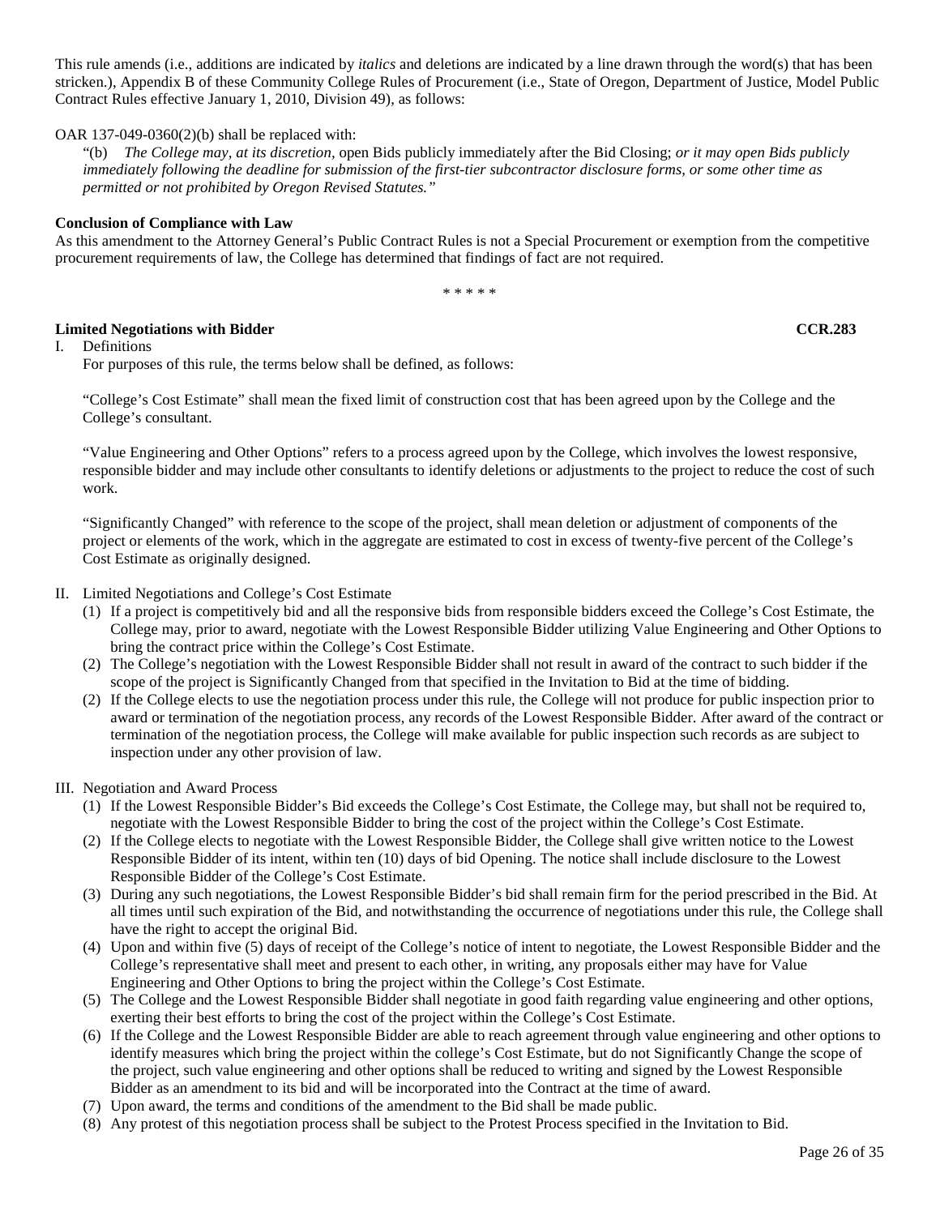This rule amends (i.e., additions are indicated by *italics* and deletions are indicated by a line drawn through the word(s) that has been stricken.), Appendix B of these Community College Rules of Procurement (i.e., State of Oregon, Department of Justice, Model Public Contract Rules effective January 1, 2010, Division 49), as follows:

OAR 137-049-0360(2)(b) shall be replaced with:

> "(b) *The College may, at its discretion,* open Bids publicly immediately after the Bid Closing; *or it may open Bids publicly immediately following the deadline for submission of the first-tier subcontractor disclosure forms, or some other time as permitted or not prohibited by Oregon Revised Statutes."*

**Conclusion of Compliance with Law**

As this amendment to the Attorney General's Public Contract Rules is not a Special Procurement or exemption from the competitive procurement requirements of law, the College has determined that findings of fact are not required.

\* \* \* \* \*

**Limited Negotiations with Bidder** **CCR.283**

I. Definitions

For purposes of this rule, the terms below shall be defined, as follows:

"College's Cost Estimate" shall mean the fixed limit of construction cost that has been agreed upon by the College and the College's consultant.

"Value Engineering and Other Options" refers to a process agreed upon by the College, which involves the lowest responsive, responsible bidder and may include other consultants to identify deletions or adjustments to the project to reduce the cost of such work.

"Significantly Changed" with reference to the scope of the project, shall mean deletion or adjustment of components of the project or elements of the work, which in the aggregate are estimated to cost in excess of twenty-five percent of the College's Cost Estimate as originally designed.

II. Limited Negotiations and College's Cost Estimate

(1) If a project is competitively bid and all the responsive bids from responsible bidders exceed the College's Cost Estimate, the College may, prior to award, negotiate with the Lowest Responsible Bidder utilizing Value Engineering and Other Options to bring the contract price within the College's Cost Estimate.

(2) The College's negotiation with the Lowest Responsible Bidder shall not result in award of the contract to such bidder if the scope of the project is Significantly Changed from that specified in the Invitation to Bid at the time of bidding.

(2) If the College elects to use the negotiation process under this rule, the College will not produce for public inspection prior to award or termination of the negotiation process, any records of the Lowest Responsible Bidder. After award of the contract or termination of the negotiation process, the College will make available for public inspection such records as are subject to inspection under any other provision of law.

III. Negotiation and Award Process

(1) If the Lowest Responsible Bidder's Bid exceeds the College's Cost Estimate, the College may, but shall not be required to, negotiate with the Lowest Responsible Bidder to bring the cost of the project within the College's Cost Estimate.

(2) If the College elects to negotiate with the Lowest Responsible Bidder, the College shall give written notice to the Lowest Responsible Bidder of its intent, within ten (10) days of bid Opening. The notice shall include disclosure to the Lowest Responsible Bidder of the College's Cost Estimate.

(3) During any such negotiations, the Lowest Responsible Bidder's bid shall remain firm for the period prescribed in the Bid. At all times until such expiration of the Bid, and notwithstanding the occurrence of negotiations under this rule, the College shall have the right to accept the original Bid.

(4) Upon and within five (5) days of receipt of the College's notice of intent to negotiate, the Lowest Responsible Bidder and the College's representative shall meet and present to each other, in writing, any proposals either may have for Value Engineering and Other Options to bring the project within the College's Cost Estimate.

(5) The College and the Lowest Responsible Bidder shall negotiate in good faith regarding value engineering and other options, exerting their best efforts to bring the cost of the project within the College's Cost Estimate.

(6) If the College and the Lowest Responsible Bidder are able to reach agreement through value engineering and other options to identify measures which bring the project within the college's Cost Estimate, but do not Significantly Change the scope of the project, such value engineering and other options shall be reduced to writing and signed by the Lowest Responsible Bidder as an amendment to its bid and will be incorporated into the Contract at the time of award.

(7) Upon award, the terms and conditions of the amendment to the Bid shall be made public.

(8) Any protest of this negotiation process shall be subject to the Protest Process specified in the Invitation to Bid.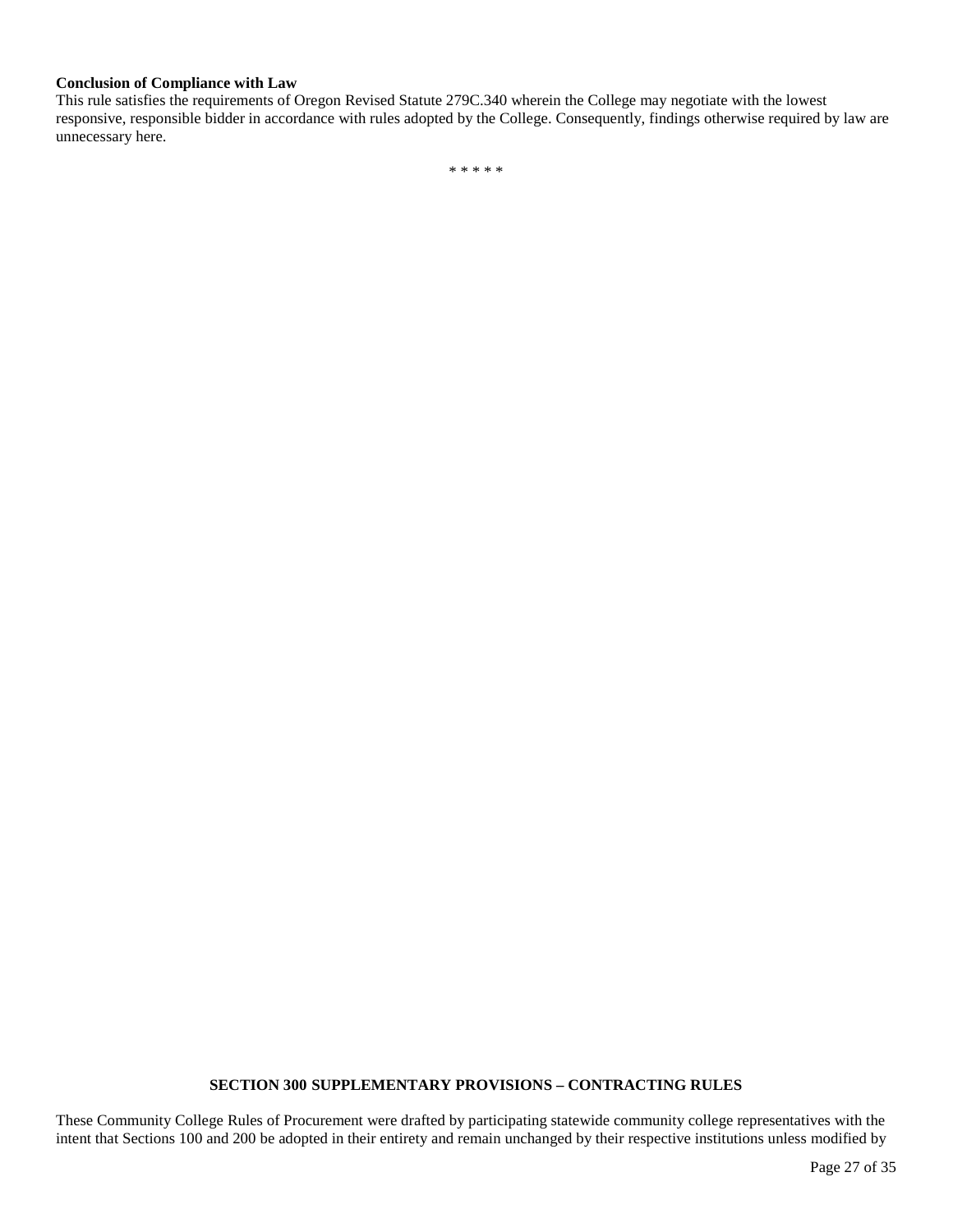**Conclusion of Compliance with Law**

This rule satisfies the requirements of Oregon Revised Statute 279C.340 wherein the College may negotiate with the lowest responsive, responsible bidder in accordance with rules adopted by the College. Consequently, findings otherwise required by law are unnecessary here.

* * * * *

## SECTION 300 SUPPLEMENTARY PROVISIONS – CONTRACTING RULES

These Community College Rules of Procurement were drafted by participating statewide community college representatives with the intent that Sections 100 and 200 be adopted in their entirety and remain unchanged by their respective institutions unless modified by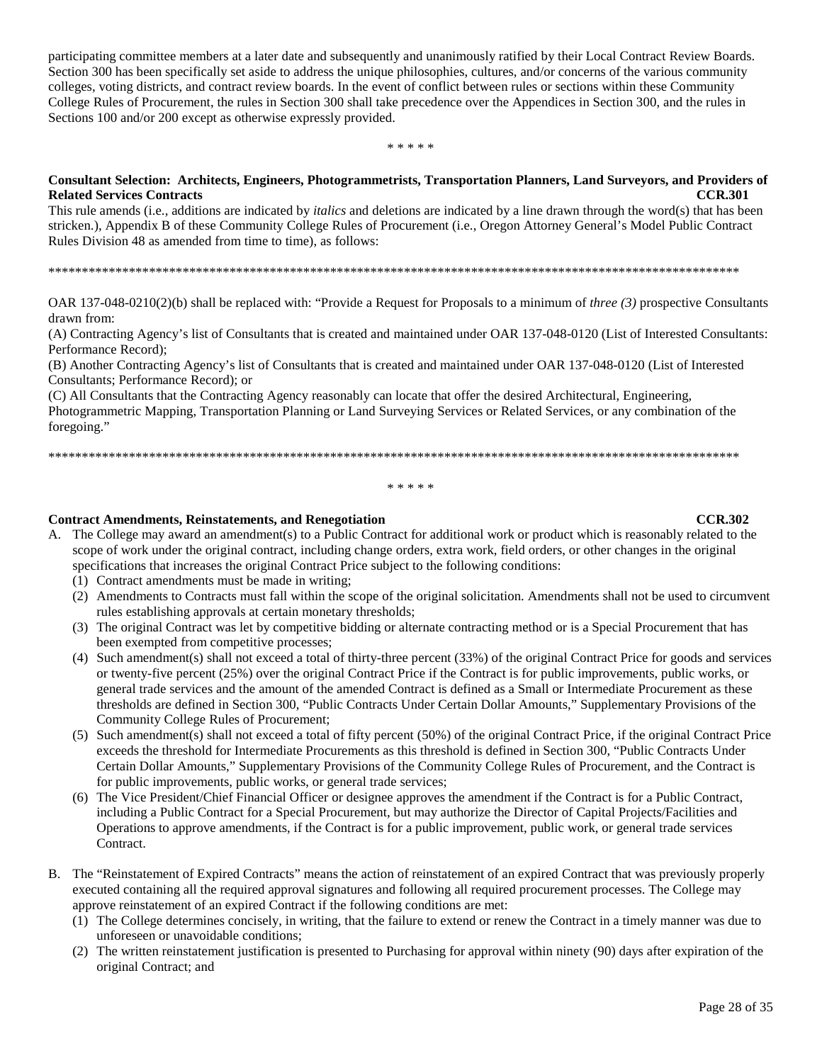participating committee members at a later date and subsequently and unanimously ratified by their Local Contract Review Boards. Section 300 has been specifically set aside to address the unique philosophies, cultures, and/or concerns of the various community colleges, voting districts, and contract review boards. In the event of conflict between rules or sections within these Community College Rules of Procurement, the rules in Section 300 shall take precedence over the Appendices in Section 300, and the rules in Sections 100 and/or 200 except as otherwise expressly provided.

\* \* \* \* \*

**Consultant Selection: Architects, Engineers, Photogrammetrists, Transportation Planners, Land Surveyors, and Providers of Related Services Contracts CCR.301**

This rule amends (i.e., additions are indicated by *italics* and deletions are indicated by a line drawn through the word(s) that has been stricken.), Appendix B of these Community College Rules of Procurement (i.e., Oregon Attorney General's Model Public Contract Rules Division 48 as amended from time to time), as follows:

\*\*\*\*\*\*\*\*\*\*\*\*\*\*\*\*\*\*\*\*\*\*\*\*\*\*\*\*\*\*\*\*\*\*\*\*\*\*\*\*\*\*\*\*\*\*\*\*\*\*\*\*\*\*\*\*\*\*\*\*\*\*\*\*\*\*\*\*\*\*\*\*\*\*\*\*\*\*\*\*\*\*\*\*\*\*\*\*\*\*\*\*\*\*\*\*\*\*\*\*\*\*\*\*

OAR 137-048-0210(2)(b) shall be replaced with: "Provide a Request for Proposals to a minimum of *three (3)* prospective Consultants drawn from:

(A) Contracting Agency's list of Consultants that is created and maintained under OAR 137-048-0120 (List of Interested Consultants: Performance Record);

(B) Another Contracting Agency's list of Consultants that is created and maintained under OAR 137-048-0120 (List of Interested Consultants; Performance Record); or

(C) All Consultants that the Contracting Agency reasonably can locate that offer the desired Architectural, Engineering, Photogrammetric Mapping, Transportation Planning or Land Surveying Services or Related Services, or any combination of the foregoing."

\*\*\*\*\*\*\*\*\*\*\*\*\*\*\*\*\*\*\*\*\*\*\*\*\*\*\*\*\*\*\*\*\*\*\*\*\*\*\*\*\*\*\*\*\*\*\*\*\*\*\*\*\*\*\*\*\*\*\*\*\*\*\*\*\*\*\*\*\*\*\*\*\*\*\*\*\*\*\*\*\*\*\*\*\*\*\*\*\*\*\*\*\*\*\*\*\*\*\*\*\*\*\*\*

\* \* \* \* \*

**Contract Amendments, Reinstatements, and Renegotiation CCR.302**

A. The College may award an amendment(s) to a Public Contract for additional work or product which is reasonably related to the scope of work under the original contract, including change orders, extra work, field orders, or other changes in the original specifications that increases the original Contract Price subject to the following conditions:
   (1) Contract amendments must be made in writing;
   (2) Amendments to Contracts must fall within the scope of the original solicitation. Amendments shall not be used to circumvent rules establishing approvals at certain monetary thresholds;
   (3) The original Contract was let by competitive bidding or alternate contracting method or is a Special Procurement that has been exempted from competitive processes;
   (4) Such amendment(s) shall not exceed a total of thirty-three percent (33%) of the original Contract Price for goods and services or twenty-five percent (25%) over the original Contract Price if the Contract is for public improvements, public works, or general trade services and the amount of the amended Contract is defined as a Small or Intermediate Procurement as these thresholds are defined in Section 300, "Public Contracts Under Certain Dollar Amounts," Supplementary Provisions of the Community College Rules of Procurement;
   (5) Such amendment(s) shall not exceed a total of fifty percent (50%) of the original Contract Price, if the original Contract Price exceeds the threshold for Intermediate Procurements as this threshold is defined in Section 300, "Public Contracts Under Certain Dollar Amounts," Supplementary Provisions of the Community College Rules of Procurement, and the Contract is for public improvements, public works, or general trade services;
   (6) The Vice President/Chief Financial Officer or designee approves the amendment if the Contract is for a Public Contract, including a Public Contract for a Special Procurement, but may authorize the Director of Capital Projects/Facilities and Operations to approve amendments, if the Contract is for a public improvement, public work, or general trade services Contract.

B. The "Reinstatement of Expired Contracts" means the action of reinstatement of an expired Contract that was previously properly executed containing all the required approval signatures and following all required procurement processes. The College may approve reinstatement of an expired Contract if the following conditions are met:
   (1) The College determines concisely, in writing, that the failure to extend or renew the Contract in a timely manner was due to unforeseen or unavoidable conditions;
   (2) The written reinstatement justification is presented to Purchasing for approval within ninety (90) days after expiration of the original Contract; and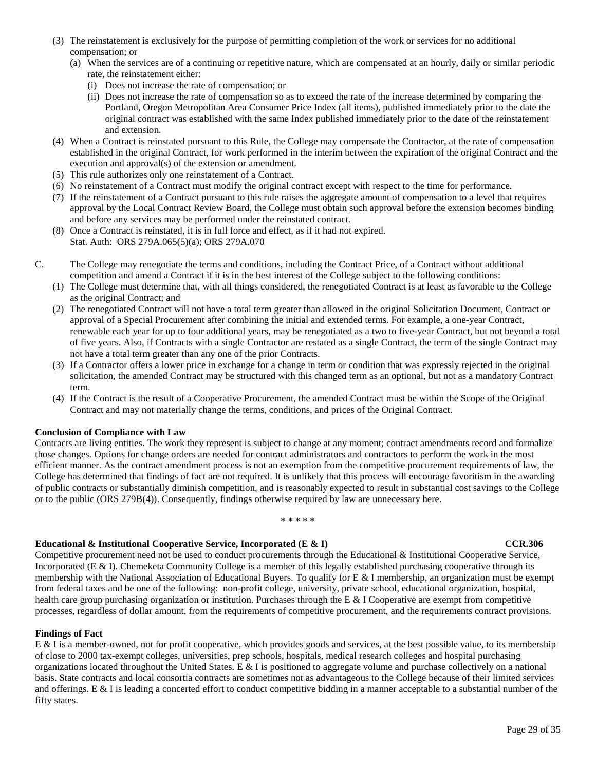(3) The reinstatement is exclusively for the purpose of permitting completion of the work or services for no additional compensation; or
   (a) When the services are of a continuing or repetitive nature, which are compensated at an hourly, daily or similar periodic rate, the reinstatement either:
      (i) Does not increase the rate of compensation; or
      (ii) Does not increase the rate of compensation so as to exceed the rate of the increase determined by comparing the Portland, Oregon Metropolitan Area Consumer Price Index (all items), published immediately prior to the date the original contract was established with the same Index published immediately prior to the date of the reinstatement and extension.

(4) When a Contract is reinstated pursuant to this Rule, the College may compensate the Contractor, at the rate of compensation established in the original Contract, for work performed in the interim between the expiration of the original Contract and the execution and approval(s) of the extension or amendment.

(5) This rule authorizes only one reinstatement of a Contract.

(6) No reinstatement of a Contract must modify the original contract except with respect to the time for performance.

(7) If the reinstatement of a Contract pursuant to this rule raises the aggregate amount of compensation to a level that requires approval by the Local Contract Review Board, the College must obtain such approval before the extension becomes binding and before any services may be performed under the reinstated contract.

(8) Once a Contract is reinstated, it is in full force and effect, as if it had not expired.
Stat. Auth: ORS 279A.065(5)(a); ORS 279A.070

C. The College may renegotiate the terms and conditions, including the Contract Price, of a Contract without additional competition and amend a Contract if it is in the best interest of the College subject to the following conditions:

(1) The College must determine that, with all things considered, the renegotiated Contract is at least as favorable to the College as the original Contract; and

(2) The renegotiated Contract will not have a total term greater than allowed in the original Solicitation Document, Contract or approval of a Special Procurement after combining the initial and extended terms. For example, a one-year Contract, renewable each year for up to four additional years, may be renegotiated as a two to five-year Contract, but not beyond a total of five years. Also, if Contracts with a single Contractor are restated as a single Contract, the term of the single Contract may not have a total term greater than any one of the prior Contracts.

(3) If a Contractor offers a lower price in exchange for a change in term or condition that was expressly rejected in the original solicitation, the amended Contract may be structured with this changed term as an optional, but not as a mandatory Contract term.

(4) If the Contract is the result of a Cooperative Procurement, the amended Contract must be within the Scope of the Original Contract and may not materially change the terms, conditions, and prices of the Original Contract.

**Conclusion of Compliance with Law**

Contracts are living entities. The work they represent is subject to change at any moment; contract amendments record and formalize those changes. Options for change orders are needed for contract administrators and contractors to perform the work in the most efficient manner. As the contract amendment process is not an exemption from the competitive procurement requirements of law, the College has determined that findings of fact are not required. It is unlikely that this process will encourage favoritism in the awarding of public contracts or substantially diminish competition, and is reasonably expected to result in substantial cost savings to the College or to the public (ORS 279B(4)). Consequently, findings otherwise required by law are unnecessary here.

\* \* \* \* \*

**Educational & Institutional Cooperative Service, Incorporated (E & I)** **CCR.306**

Competitive procurement need not be used to conduct procurements through the Educational & Institutional Cooperative Service, Incorporated (E & I). Chemeketa Community College is a member of this legally established purchasing cooperative through its membership with the National Association of Educational Buyers. To qualify for E & I membership, an organization must be exempt from federal taxes and be one of the following: non-profit college, university, private school, educational organization, hospital, health care group purchasing organization or institution. Purchases through the E & I Cooperative are exempt from competitive processes, regardless of dollar amount, from the requirements of competitive procurement, and the requirements contract provisions.

**Findings of Fact**

E & I is a member-owned, not for profit cooperative, which provides goods and services, at the best possible value, to its membership of close to 2000 tax-exempt colleges, universities, prep schools, hospitals, medical research colleges and hospital purchasing organizations located throughout the United States. E & I is positioned to aggregate volume and purchase collectively on a national basis. State contracts and local consortia contracts are sometimes not as advantageous to the College because of their limited services and offerings. E & I is leading a concerted effort to conduct competitive bidding in a manner acceptable to a substantial number of the fifty states.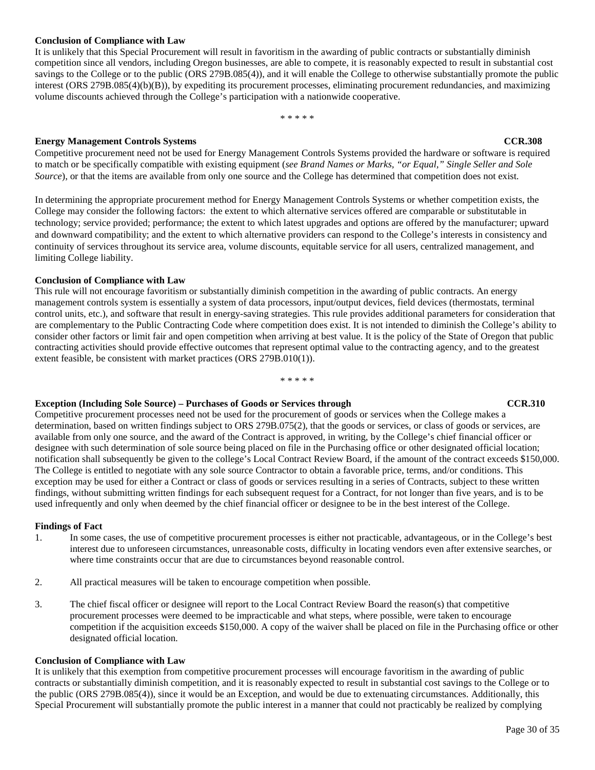**Conclusion of Compliance with Law**

It is unlikely that this Special Procurement will result in favoritism in the awarding of public contracts or substantially diminish competition since all vendors, including Oregon businesses, are able to compete, it is reasonably expected to result in substantial cost savings to the College or to the public (ORS 279B.085(4)), and it will enable the College to otherwise substantially promote the public interest (ORS 279B.085(4)(b)(B)), by expediting its procurement processes, eliminating procurement redundancies, and maximizing volume discounts achieved through the College's participation with a nationwide cooperative.

\* \* \* \* \*

**Energy Management Controls Systems** **CCR.308**

Competitive procurement need not be used for Energy Management Controls Systems provided the hardware or software is required to match or be specifically compatible with existing equipment (*see Brand Names or Marks, "or Equal," Single Seller and Sole Source*), or that the items are available from only one source and the College has determined that competition does not exist.

In determining the appropriate procurement method for Energy Management Controls Systems or whether competition exists, the College may consider the following factors: the extent to which alternative services offered are comparable or substitutable in technology; service provided; performance; the extent to which latest upgrades and options are offered by the manufacturer; upward and downward compatibility; and the extent to which alternative providers can respond to the College's interests in consistency and continuity of services throughout its service area, volume discounts, equitable service for all users, centralized management, and limiting College liability.

**Conclusion of Compliance with Law**

This rule will not encourage favoritism or substantially diminish competition in the awarding of public contracts. An energy management controls system is essentially a system of data processors, input/output devices, field devices (thermostats, terminal control units, etc.), and software that result in energy-saving strategies. This rule provides additional parameters for consideration that are complementary to the Public Contracting Code where competition does exist. It is not intended to diminish the College's ability to consider other factors or limit fair and open competition when arriving at best value. It is the policy of the State of Oregon that public contracting activities should provide effective outcomes that represent optimal value to the contracting agency, and to the greatest extent feasible, be consistent with market practices (ORS 279B.010(1)).

\* \* \* \* \*

**Exception (Including Sole Source) – Purchases of Goods or Services through** **CCR.310**

Competitive procurement processes need not be used for the procurement of goods or services when the College makes a determination, based on written findings subject to ORS 279B.075(2), that the goods or services, or class of goods or services, are available from only one source, and the award of the Contract is approved, in writing, by the College's chief financial officer or designee with such determination of sole source being placed on file in the Purchasing office or other designated official location; notification shall subsequently be given to the college's Local Contract Review Board, if the amount of the contract exceeds $150,000. The College is entitled to negotiate with any sole source Contractor to obtain a favorable price, terms, and/or conditions. This exception may be used for either a Contract or class of goods or services resulting in a series of Contracts, subject to these written findings, without submitting written findings for each subsequent request for a Contract, for not longer than five years, and is to be used infrequently and only when deemed by the chief financial officer or designee to be in the best interest of the College.

**Findings of Fact**

1. In some cases, the use of competitive procurement processes is either not practicable, advantageous, or in the College's best interest due to unforeseen circumstances, unreasonable costs, difficulty in locating vendors even after extensive searches, or where time constraints occur that are due to circumstances beyond reasonable control.

2. All practical measures will be taken to encourage competition when possible.

3. The chief fiscal officer or designee will report to the Local Contract Review Board the reason(s) that competitive procurement processes were deemed to be impracticable and what steps, where possible, were taken to encourage competition if the acquisition exceeds $150,000. A copy of the waiver shall be placed on file in the Purchasing office or other designated official location.

**Conclusion of Compliance with Law**

It is unlikely that this exemption from competitive procurement processes will encourage favoritism in the awarding of public contracts or substantially diminish competition, and it is reasonably expected to result in substantial cost savings to the College or to the public (ORS 279B.085(4)), since it would be an Exception, and would be due to extenuating circumstances. Additionally, this Special Procurement will substantially promote the public interest in a manner that could not practicably be realized by complying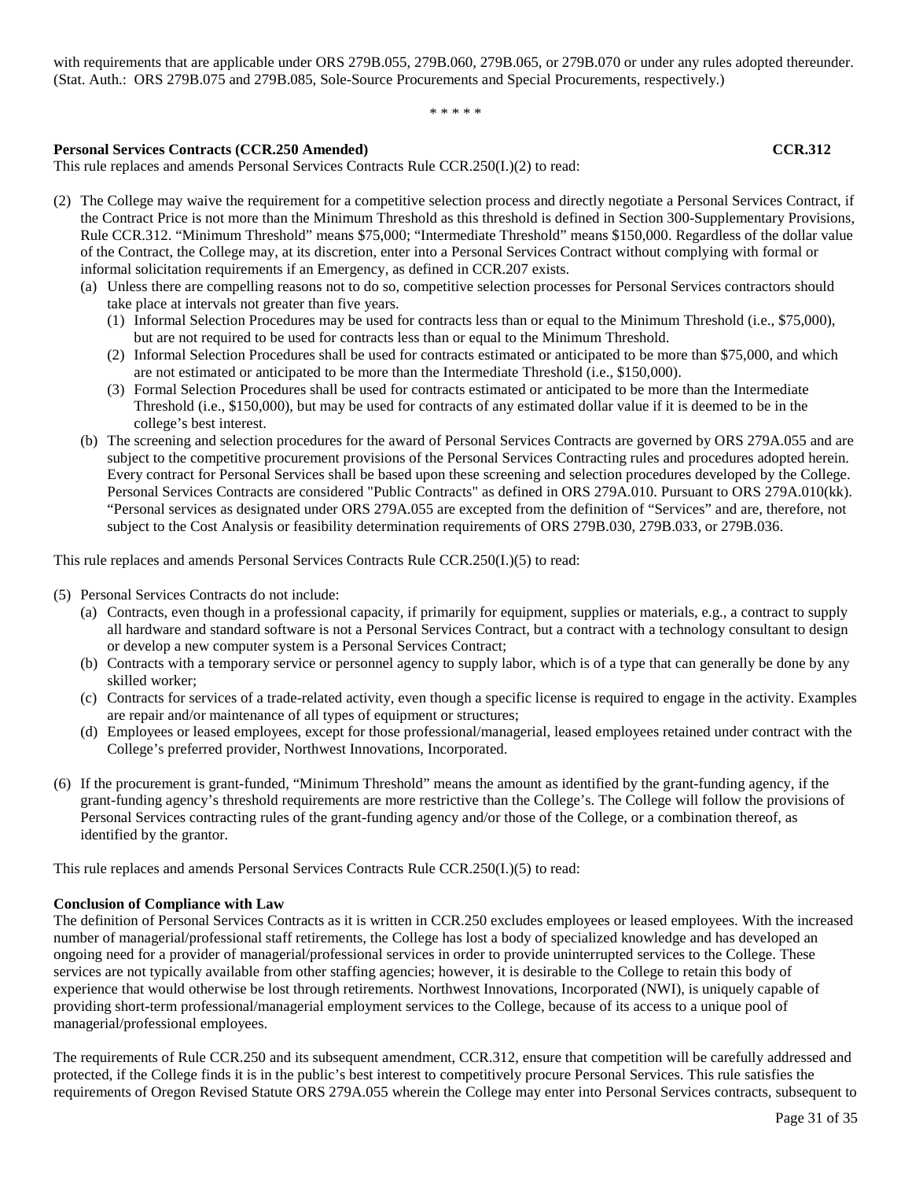with requirements that are applicable under ORS 279B.055, 279B.060, 279B.065, or 279B.070 or under any rules adopted thereunder. (Stat. Auth.: ORS 279B.075 and 279B.085, Sole-Source Procurements and Special Procurements, respectively.)

\* \* \* \* \*

**Personal Services Contracts (CCR.250 Amended)** **CCR.312**

This rule replaces and amends Personal Services Contracts Rule CCR.250(I.)(2) to read:

(2) The College may waive the requirement for a competitive selection process and directly negotiate a Personal Services Contract, if the Contract Price is not more than the Minimum Threshold as this threshold is defined in Section 300-Supplementary Provisions, Rule CCR.312. "Minimum Threshold" means $75,000; "Intermediate Threshold" means $150,000. Regardless of the dollar value of the Contract, the College may, at its discretion, enter into a Personal Services Contract without complying with formal or informal solicitation requirements if an Emergency, as defined in CCR.207 exists.

  (a) Unless there are compelling reasons not to do so, competitive selection processes for Personal Services contractors should take place at intervals not greater than five years.

    (1) Informal Selection Procedures may be used for contracts less than or equal to the Minimum Threshold (i.e., $75,000), but are not required to be used for contracts less than or equal to the Minimum Threshold.

    (2) Informal Selection Procedures shall be used for contracts estimated or anticipated to be more than $75,000, and which are not estimated or anticipated to be more than the Intermediate Threshold (i.e., $150,000).

    (3) Formal Selection Procedures shall be used for contracts estimated or anticipated to be more than the Intermediate Threshold (i.e., $150,000), but may be used for contracts of any estimated dollar value if it is deemed to be in the college's best interest.

  (b) The screening and selection procedures for the award of Personal Services Contracts are governed by ORS 279A.055 and are subject to the competitive procurement provisions of the Personal Services Contracting rules and procedures adopted herein. Every contract for Personal Services shall be based upon these screening and selection procedures developed by the College. Personal Services Contracts are considered "Public Contracts" as defined in ORS 279A.010. Pursuant to ORS 279A.010(kk). "Personal services as designated under ORS 279A.055 are excepted from the definition of "Services" and are, therefore, not subject to the Cost Analysis or feasibility determination requirements of ORS 279B.030, 279B.033, or 279B.036.

This rule replaces and amends Personal Services Contracts Rule CCR.250(I.)(5) to read:

(5) Personal Services Contracts do not include:

  (a) Contracts, even though in a professional capacity, if primarily for equipment, supplies or materials, e.g., a contract to supply all hardware and standard software is not a Personal Services Contract, but a contract with a technology consultant to design or develop a new computer system is a Personal Services Contract;

  (b) Contracts with a temporary service or personnel agency to supply labor, which is of a type that can generally be done by any skilled worker;

  (c) Contracts for services of a trade-related activity, even though a specific license is required to engage in the activity. Examples are repair and/or maintenance of all types of equipment or structures;

  (d) Employees or leased employees, except for those professional/managerial, leased employees retained under contract with the College's preferred provider, Northwest Innovations, Incorporated.

(6) If the procurement is grant-funded, "Minimum Threshold" means the amount as identified by the grant-funding agency, if the grant-funding agency's threshold requirements are more restrictive than the College's. The College will follow the provisions of Personal Services contracting rules of the grant-funding agency and/or those of the College, or a combination thereof, as identified by the grantor.

This rule replaces and amends Personal Services Contracts Rule CCR.250(I.)(5) to read:

**Conclusion of Compliance with Law**

The definition of Personal Services Contracts as it is written in CCR.250 excludes employees or leased employees. With the increased number of managerial/professional staff retirements, the College has lost a body of specialized knowledge and has developed an ongoing need for a provider of managerial/professional services in order to provide uninterrupted services to the College. These services are not typically available from other staffing agencies; however, it is desirable to the College to retain this body of experience that would otherwise be lost through retirements. Northwest Innovations, Incorporated (NWI), is uniquely capable of providing short-term professional/managerial employment services to the College, because of its access to a unique pool of managerial/professional employees.

The requirements of Rule CCR.250 and its subsequent amendment, CCR.312, ensure that competition will be carefully addressed and protected, if the College finds it is in the public's best interest to competitively procure Personal Services. This rule satisfies the requirements of Oregon Revised Statute ORS 279A.055 wherein the College may enter into Personal Services contracts, subsequent to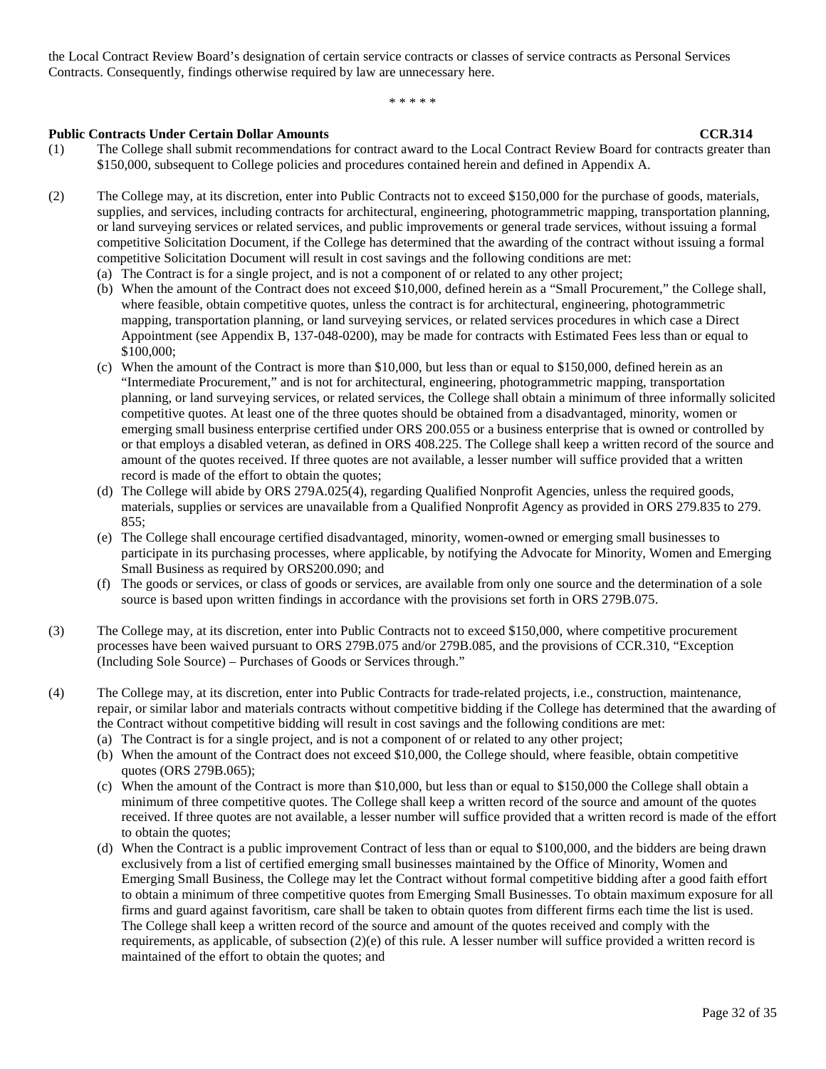the Local Contract Review Board's designation of certain service contracts or classes of service contracts as Personal Services Contracts. Consequently, findings otherwise required by law are unnecessary here.

\* \* \* \* \*

**Public Contracts Under Certain Dollar Amounts** **CCR.314**

(1) The College shall submit recommendations for contract award to the Local Contract Review Board for contracts greater than $150,000, subsequent to College policies and procedures contained herein and defined in Appendix A.

(2) The College may, at its discretion, enter into Public Contracts not to exceed $150,000 for the purchase of goods, materials, supplies, and services, including contracts for architectural, engineering, photogrammetric mapping, transportation planning, or land surveying services or related services, and public improvements or general trade services, without issuing a formal competitive Solicitation Document, if the College has determined that the awarding of the contract without issuing a formal competitive Solicitation Document will result in cost savings and the following conditions are met:
   (a) The Contract is for a single project, and is not a component of or related to any other project;
   (b) When the amount of the Contract does not exceed $10,000, defined herein as a "Small Procurement," the College shall, where feasible, obtain competitive quotes, unless the contract is for architectural, engineering, photogrammetric mapping, transportation planning, or land surveying services, or related services procedures in which case a Direct Appointment (see Appendix B, 137-048-0200), may be made for contracts with Estimated Fees less than or equal to $100,000;
   (c) When the amount of the Contract is more than $10,000, but less than or equal to $150,000, defined herein as an "Intermediate Procurement," and is not for architectural, engineering, photogrammetric mapping, transportation planning, or land surveying services, or related services, the College shall obtain a minimum of three informally solicited competitive quotes. At least one of the three quotes should be obtained from a disadvantaged, minority, women or emerging small business enterprise certified under ORS 200.055 or a business enterprise that is owned or controlled by or that employs a disabled veteran, as defined in ORS 408.225. The College shall keep a written record of the source and amount of the quotes received. If three quotes are not available, a lesser number will suffice provided that a written record is made of the effort to obtain the quotes;
   (d) The College will abide by ORS 279A.025(4), regarding Qualified Nonprofit Agencies, unless the required goods, materials, supplies or services are unavailable from a Qualified Nonprofit Agency as provided in ORS 279.835 to 279.855;
   (e) The College shall encourage certified disadvantaged, minority, women-owned or emerging small businesses to participate in its purchasing processes, where applicable, by notifying the Advocate for Minority, Women and Emerging Small Business as required by ORS200.090; and
   (f) The goods or services, or class of goods or services, are available from only one source and the determination of a sole source is based upon written findings in accordance with the provisions set forth in ORS 279B.075.

(3) The College may, at its discretion, enter into Public Contracts not to exceed $150,000, where competitive procurement processes have been waived pursuant to ORS 279B.075 and/or 279B.085, and the provisions of CCR.310, "Exception (Including Sole Source) – Purchases of Goods or Services through."

(4) The College may, at its discretion, enter into Public Contracts for trade-related projects, i.e., construction, maintenance, repair, or similar labor and materials contracts without competitive bidding if the College has determined that the awarding of the Contract without competitive bidding will result in cost savings and the following conditions are met:
   (a) The Contract is for a single project, and is not a component of or related to any other project;
   (b) When the amount of the Contract does not exceed $10,000, the College should, where feasible, obtain competitive quotes (ORS 279B.065);
   (c) When the amount of the Contract is more than $10,000, but less than or equal to $150,000 the College shall obtain a minimum of three competitive quotes. The College shall keep a written record of the source and amount of the quotes received. If three quotes are not available, a lesser number will suffice provided that a written record is made of the effort to obtain the quotes;
   (d) When the Contract is a public improvement Contract of less than or equal to $100,000, and the bidders are being drawn exclusively from a list of certified emerging small businesses maintained by the Office of Minority, Women and Emerging Small Business, the College may let the Contract without formal competitive bidding after a good faith effort to obtain a minimum of three competitive quotes from Emerging Small Businesses. To obtain maximum exposure for all firms and guard against favoritism, care shall be taken to obtain quotes from different firms each time the list is used. The College shall keep a written record of the source and amount of the quotes received and comply with the requirements, as applicable, of subsection (2)(e) of this rule. A lesser number will suffice provided a written record is maintained of the effort to obtain the quotes; and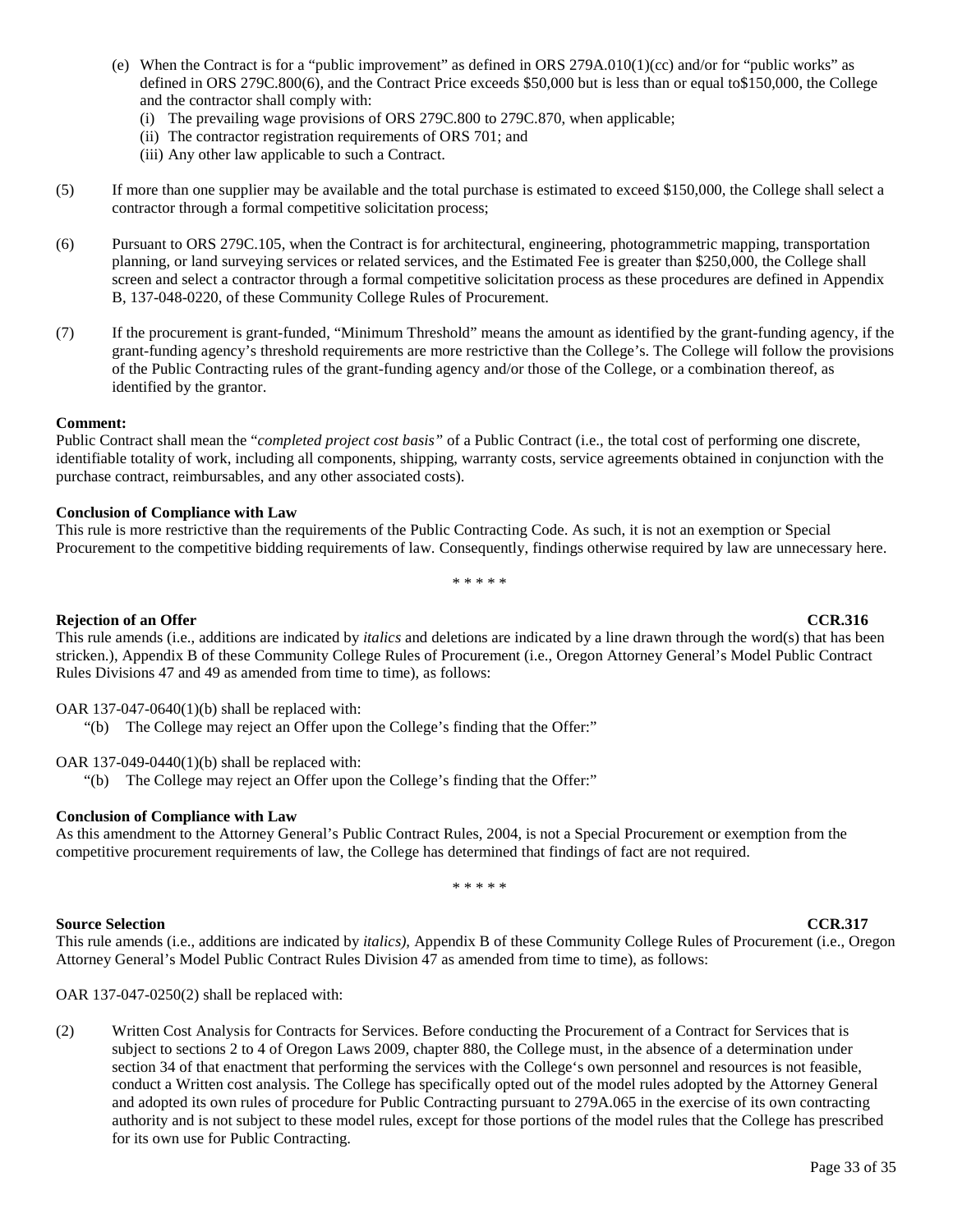(e) When the Contract is for a "public improvement" as defined in ORS 279A.010(1)(cc) and/or for "public works" as defined in ORS 279C.800(6), and the Contract Price exceeds $50,000 but is less than or equal to$150,000, the College and the contractor shall comply with:

   (i) The prevailing wage provisions of ORS 279C.800 to 279C.870, when applicable;

   (ii) The contractor registration requirements of ORS 701; and

   (iii) Any other law applicable to such a Contract.

(5) If more than one supplier may be available and the total purchase is estimated to exceed $150,000, the College shall select a contractor through a formal competitive solicitation process;

(6) Pursuant to ORS 279C.105, when the Contract is for architectural, engineering, photogrammetric mapping, transportation planning, or land surveying services or related services, and the Estimated Fee is greater than $250,000, the College shall screen and select a contractor through a formal competitive solicitation process as these procedures are defined in Appendix B, 137-048-0220, of these Community College Rules of Procurement.

(7) If the procurement is grant-funded, "Minimum Threshold" means the amount as identified by the grant-funding agency, if the grant-funding agency's threshold requirements are more restrictive than the College's. The College will follow the provisions of the Public Contracting rules of the grant-funding agency and/or those of the College, or a combination thereof, as identified by the grantor.

**Comment:**
Public Contract shall mean the "*completed project cost basis"* of a Public Contract (i.e., the total cost of performing one discrete, identifiable totality of work, including all components, shipping, warranty costs, service agreements obtained in conjunction with the purchase contract, reimbursables, and any other associated costs).

**Conclusion of Compliance with Law**
This rule is more restrictive than the requirements of the Public Contracting Code. As such, it is not an exemption or Special Procurement to the competitive bidding requirements of law. Consequently, findings otherwise required by law are unnecessary here.

\* \* \* \* \*

**Rejection of an Offer** **CCR.316**

This rule amends (i.e., additions are indicated by *italics* and deletions are indicated by a line drawn through the word(s) that has been stricken.), Appendix B of these Community College Rules of Procurement (i.e., Oregon Attorney General's Model Public Contract Rules Divisions 47 and 49 as amended from time to time), as follows:

OAR 137-047-0640(1)(b) shall be replaced with:

"(b) The College may reject an Offer upon the College's finding that the Offer:"

OAR 137-049-0440(1)(b) shall be replaced with:

"(b) The College may reject an Offer upon the College's finding that the Offer:"

**Conclusion of Compliance with Law**
As this amendment to the Attorney General's Public Contract Rules, 2004, is not a Special Procurement or exemption from the competitive procurement requirements of law, the College has determined that findings of fact are not required.

\* \* \* \* \*

**Source Selection** **CCR.317**

This rule amends (i.e., additions are indicated by *italics)*, Appendix B of these Community College Rules of Procurement (i.e., Oregon Attorney General's Model Public Contract Rules Division 47 as amended from time to time), as follows:

OAR 137-047-0250(2) shall be replaced with:

(2) Written Cost Analysis for Contracts for Services. Before conducting the Procurement of a Contract for Services that is subject to sections 2 to 4 of Oregon Laws 2009, chapter 880, the College must, in the absence of a determination under section 34 of that enactment that performing the services with the College's own personnel and resources is not feasible, conduct a Written cost analysis. The College has specifically opted out of the model rules adopted by the Attorney General and adopted its own rules of procedure for Public Contracting pursuant to 279A.065 in the exercise of its own contracting authority and is not subject to these model rules, except for those portions of the model rules that the College has prescribed for its own use for Public Contracting.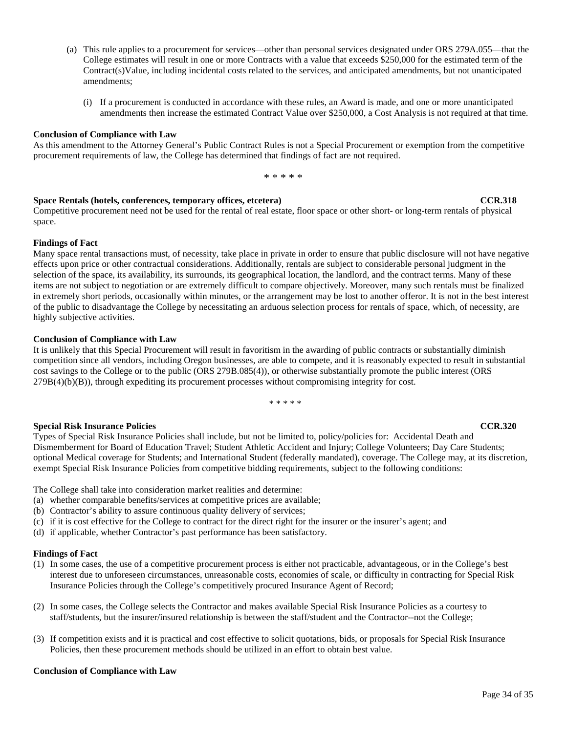(a) This rule applies to a procurement for services—other than personal services designated under ORS 279A.055—that the College estimates will result in one or more Contracts with a value that exceeds \$250,000 for the estimated term of the Contract(s)Value, including incidental costs related to the services, and anticipated amendments, but not unanticipated amendments;

    (i) If a procurement is conducted in accordance with these rules, an Award is made, and one or more unanticipated amendments then increase the estimated Contract Value over \$250,000, a Cost Analysis is not required at that time.

**Conclusion of Compliance with Law**

As this amendment to the Attorney General's Public Contract Rules is not a Special Procurement or exemption from the competitive procurement requirements of law, the College has determined that findings of fact are not required.

\* \* \* \* \*

**Space Rentals (hotels, conferences, temporary offices, etcetera) CCR.318**

Competitive procurement need not be used for the rental of real estate, floor space or other short- or long-term rentals of physical space.

**Findings of Fact**

Many space rental transactions must, of necessity, take place in private in order to ensure that public disclosure will not have negative effects upon price or other contractual considerations. Additionally, rentals are subject to considerable personal judgment in the selection of the space, its availability, its surrounds, its geographical location, the landlord, and the contract terms. Many of these items are not subject to negotiation or are extremely difficult to compare objectively. Moreover, many such rentals must be finalized in extremely short periods, occasionally within minutes, or the arrangement may be lost to another offeror. It is not in the best interest of the public to disadvantage the College by necessitating an arduous selection process for rentals of space, which, of necessity, are highly subjective activities.

**Conclusion of Compliance with Law**

It is unlikely that this Special Procurement will result in favoritism in the awarding of public contracts or substantially diminish competition since all vendors, including Oregon businesses, are able to compete, and it is reasonably expected to result in substantial cost savings to the College or to the public (ORS 279B.085(4)), or otherwise substantially promote the public interest (ORS 279B(4)(b)(B)), through expediting its procurement processes without compromising integrity for cost.

\* \* \* \* \*

**Special Risk Insurance Policies CCR.320**

Types of Special Risk Insurance Policies shall include, but not be limited to, policy/policies for: Accidental Death and Dismemberment for Board of Education Travel; Student Athletic Accident and Injury; College Volunteers; Day Care Students; optional Medical coverage for Students; and International Student (federally mandated), coverage. The College may, at its discretion, exempt Special Risk Insurance Policies from competitive bidding requirements, subject to the following conditions:

The College shall take into consideration market realities and determine:

(a) whether comparable benefits/services at competitive prices are available;
(b) Contractor's ability to assure continuous quality delivery of services;
(c) if it is cost effective for the College to contract for the direct right for the insurer or the insurer's agent; and
(d) if applicable, whether Contractor's past performance has been satisfactory.

**Findings of Fact**

(1) In some cases, the use of a competitive procurement process is either not practicable, advantageous, or in the College's best interest due to unforeseen circumstances, unreasonable costs, economies of scale, or difficulty in contracting for Special Risk Insurance Policies through the College's competitively procured Insurance Agent of Record;

(2) In some cases, the College selects the Contractor and makes available Special Risk Insurance Policies as a courtesy to staff/students, but the insurer/insured relationship is between the staff/student and the Contractor--not the College;

(3) If competition exists and it is practical and cost effective to solicit quotations, bids, or proposals for Special Risk Insurance Policies, then these procurement methods should be utilized in an effort to obtain best value.

**Conclusion of Compliance with Law**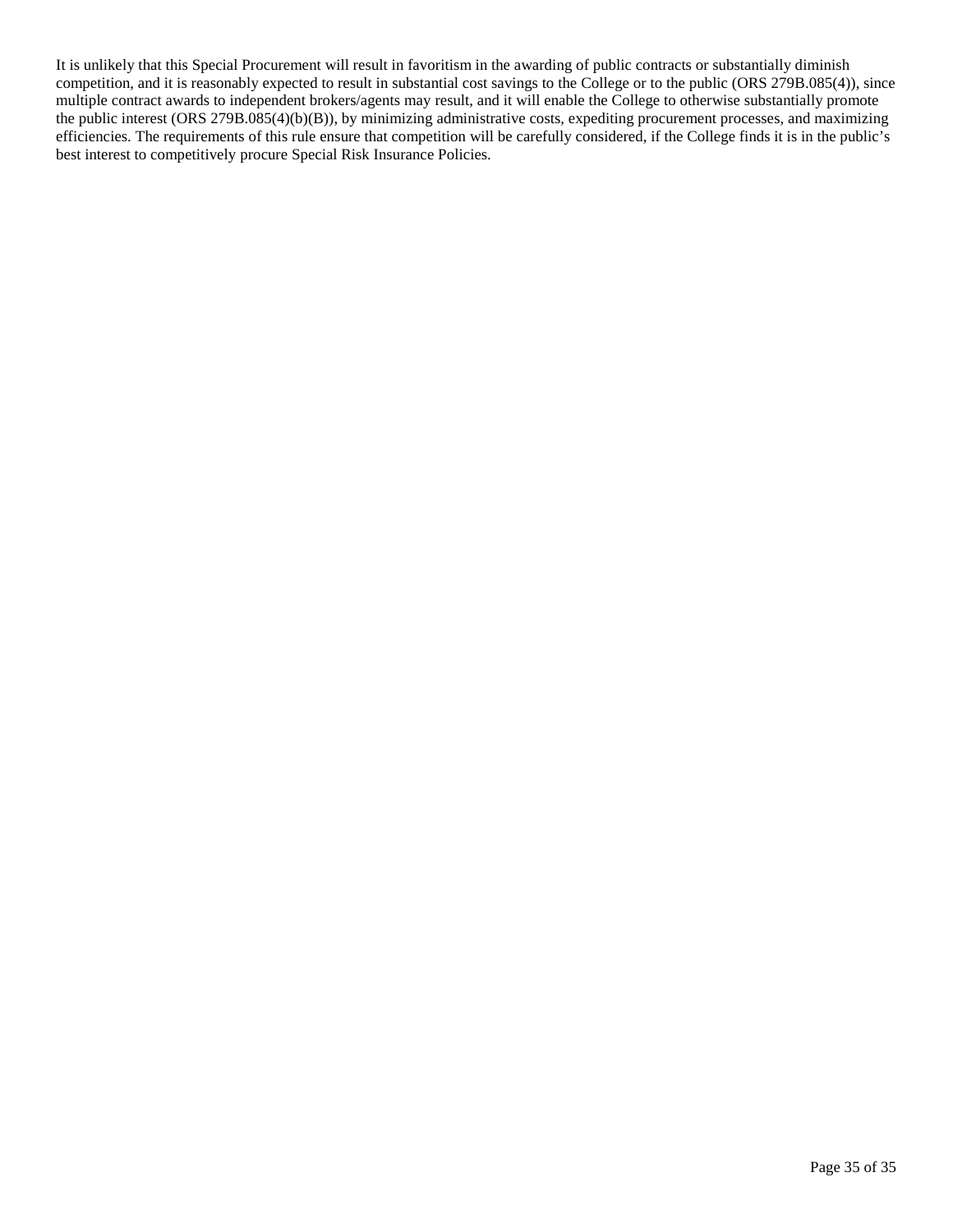It is unlikely that this Special Procurement will result in favoritism in the awarding of public contracts or substantially diminish competition, and it is reasonably expected to result in substantial cost savings to the College or to the public (ORS 279B.085(4)), since multiple contract awards to independent brokers/agents may result, and it will enable the College to otherwise substantially promote the public interest (ORS 279B.085(4)(b)(B)), by minimizing administrative costs, expediting procurement processes, and maximizing efficiencies. The requirements of this rule ensure that competition will be carefully considered, if the College finds it is in the public's best interest to competitively procure Special Risk Insurance Policies.